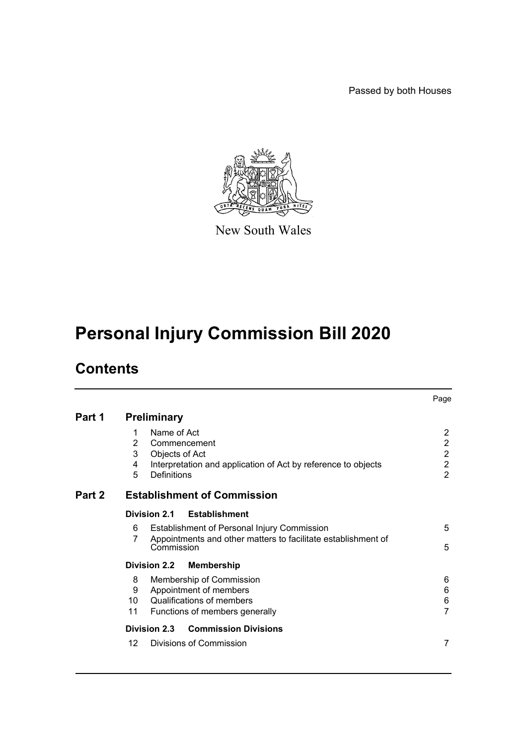Passed by both Houses

New South Wales

# Personal Injury Commission Bill 2020

## Contents

| | | | Page |
|---|---|---|---|
| **Part 1** | **Preliminary** | | |
| | 1 | Name of Act | 2 |
| | 2 | Commencement | 2 |
| | 3 | Objects of Act | 2 |
| | 4 | Interpretation and application of Act by reference to objects | 2 |
| | 5 | Definitions | 2 |
| **Part 2** | **Establishment of Commission** | | |
| | **Division 2.1** | **Establishment** | |
| | 6 | Establishment of Personal Injury Commission | 5 |
| | 7 | Appointments and other matters to facilitate establishment of Commission | 5 |
| | **Division 2.2** | **Membership** | |
| | 8 | Membership of Commission | 6 |
| | 9 | Appointment of members | 6 |
| | 10 | Qualifications of members | 6 |
| | 11 | Functions of members generally | 7 |
| | **Division 2.3** | **Commission Divisions** | |
| | 12 | Divisions of Commission | 7 |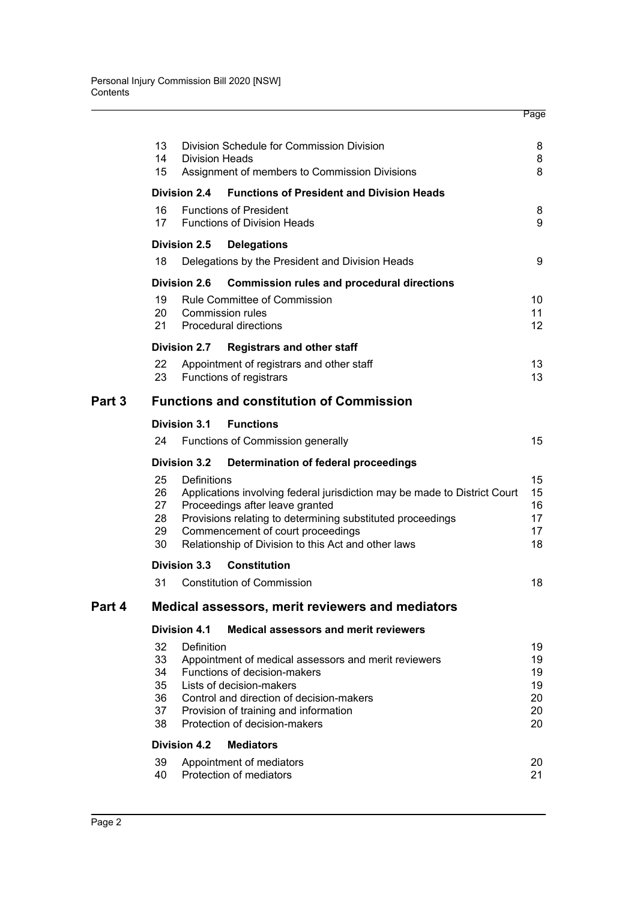| | | Page |
|---|---|---|
| 13 | Division Schedule for Commission Division | 8 |
| 14 | Division Heads | 8 |
| 15 | Assignment of members to Commission Divisions | 8 |
| **Division 2.4** | **Functions of President and Division Heads** | |
| 16 | Functions of President | 8 |
| 17 | Functions of Division Heads | 9 |
| **Division 2.5** | **Delegations** | |
| 18 | Delegations by the President and Division Heads | 9 |
| **Division 2.6** | **Commission rules and procedural directions** | |
| 19 | Rule Committee of Commission | 10 |
| 20 | Commission rules | 11 |
| 21 | Procedural directions | 12 |
| **Division 2.7** | **Registrars and other staff** | |
| 22 | Appointment of registrars and other staff | 13 |
| 23 | Functions of registrars | 13 |

## Part 3 Functions and constitution of Commission

| | | |
|---|---|---|
| **Division 3.1** | **Functions** | |
| 24 | Functions of Commission generally | 15 |
| **Division 3.2** | **Determination of federal proceedings** | |
| 25 | Definitions | 15 |
| 26 | Applications involving federal jurisdiction may be made to District Court | 15 |
| 27 | Proceedings after leave granted | 16 |
| 28 | Provisions relating to determining substituted proceedings | 17 |
| 29 | Commencement of court proceedings | 17 |
| 30 | Relationship of Division to this Act and other laws | 18 |
| **Division 3.3** | **Constitution** | |
| 31 | Constitution of Commission | 18 |

## Part 4 Medical assessors, merit reviewers and mediators

| | | |
|---|---|---|
| **Division 4.1** | **Medical assessors and merit reviewers** | |
| 32 | Definition | 19 |
| 33 | Appointment of medical assessors and merit reviewers | 19 |
| 34 | Functions of decision-makers | 19 |
| 35 | Lists of decision-makers | 19 |
| 36 | Control and direction of decision-makers | 20 |
| 37 | Provision of training and information | 20 |
| 38 | Protection of decision-makers | 20 |
| **Division 4.2** | **Mediators** | |
| 39 | Appointment of mediators | 20 |
| 40 | Protection of mediators | 21 |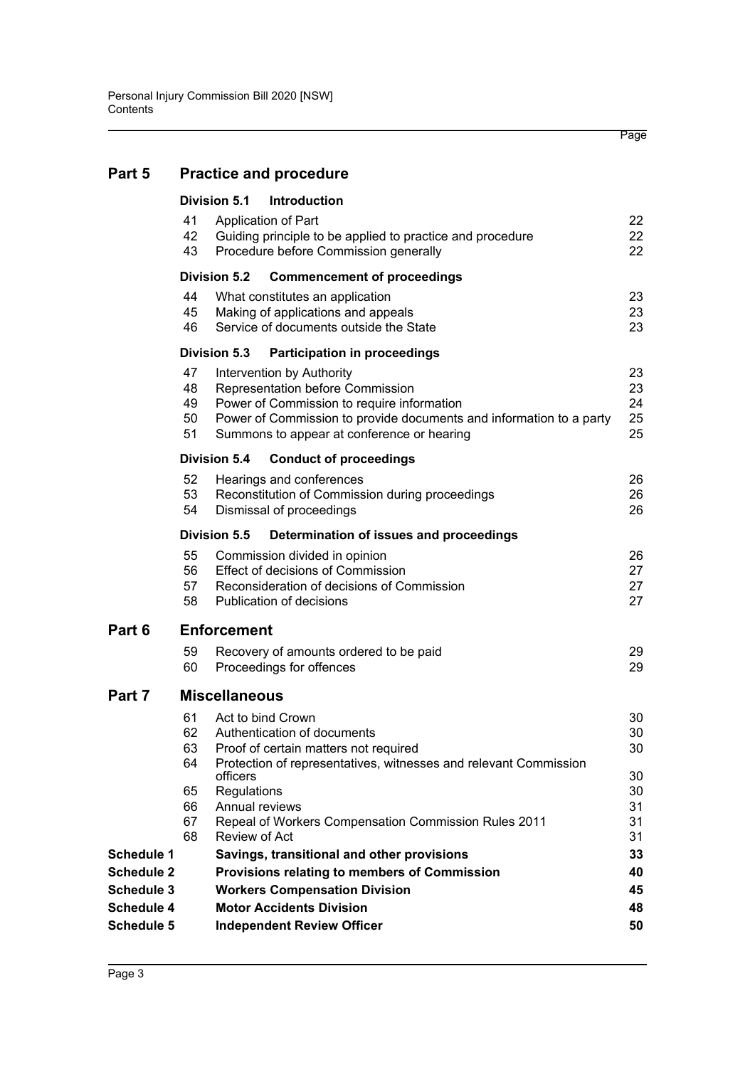| | | | Page |
|---|---|---|---|
| **Part 5** | **Practice and procedure** | | |
| | **Division 5.1 Introduction** | | |
| | 41 | Application of Part | 22 |
| | 42 | Guiding principle to be applied to practice and procedure | 22 |
| | 43 | Procedure before Commission generally | 22 |
| | **Division 5.2 Commencement of proceedings** | | |
| | 44 | What constitutes an application | 23 |
| | 45 | Making of applications and appeals | 23 |
| | 46 | Service of documents outside the State | 23 |
| | **Division 5.3 Participation in proceedings** | | |
| | 47 | Intervention by Authority | 23 |
| | 48 | Representation before Commission | 23 |
| | 49 | Power of Commission to require information | 24 |
| | 50 | Power of Commission to provide documents and information to a party | 25 |
| | 51 | Summons to appear at conference or hearing | 25 |
| | **Division 5.4 Conduct of proceedings** | | |
| | 52 | Hearings and conferences | 26 |
| | 53 | Reconstitution of Commission during proceedings | 26 |
| | 54 | Dismissal of proceedings | 26 |
| | **Division 5.5 Determination of issues and proceedings** | | |
| | 55 | Commission divided in opinion | 26 |
| | 56 | Effect of decisions of Commission | 27 |
| | 57 | Reconsideration of decisions of Commission | 27 |
| | 58 | Publication of decisions | 27 |
| **Part 6** | **Enforcement** | | |
| | 59 | Recovery of amounts ordered to be paid | 29 |
| | 60 | Proceedings for offences | 29 |
| **Part 7** | **Miscellaneous** | | |
| | 61 | Act to bind Crown | 30 |
| | 62 | Authentication of documents | 30 |
| | 63 | Proof of certain matters not required | 30 |
| | 64 | Protection of representatives, witnesses and relevant Commission officers | 30 |
| | 65 | Regulations | 30 |
| | 66 | Annual reviews | 31 |
| | 67 | Repeal of Workers Compensation Commission Rules 2011 | 31 |
| | 68 | Review of Act | 31 |
| **Schedule 1** | | **Savings, transitional and other provisions** | **33** |
| **Schedule 2** | | **Provisions relating to members of Commission** | **40** |
| **Schedule 3** | | **Workers Compensation Division** | **45** |
| **Schedule 4** | | **Motor Accidents Division** | **48** |
| **Schedule 5** | | **Independent Review Officer** | **50** |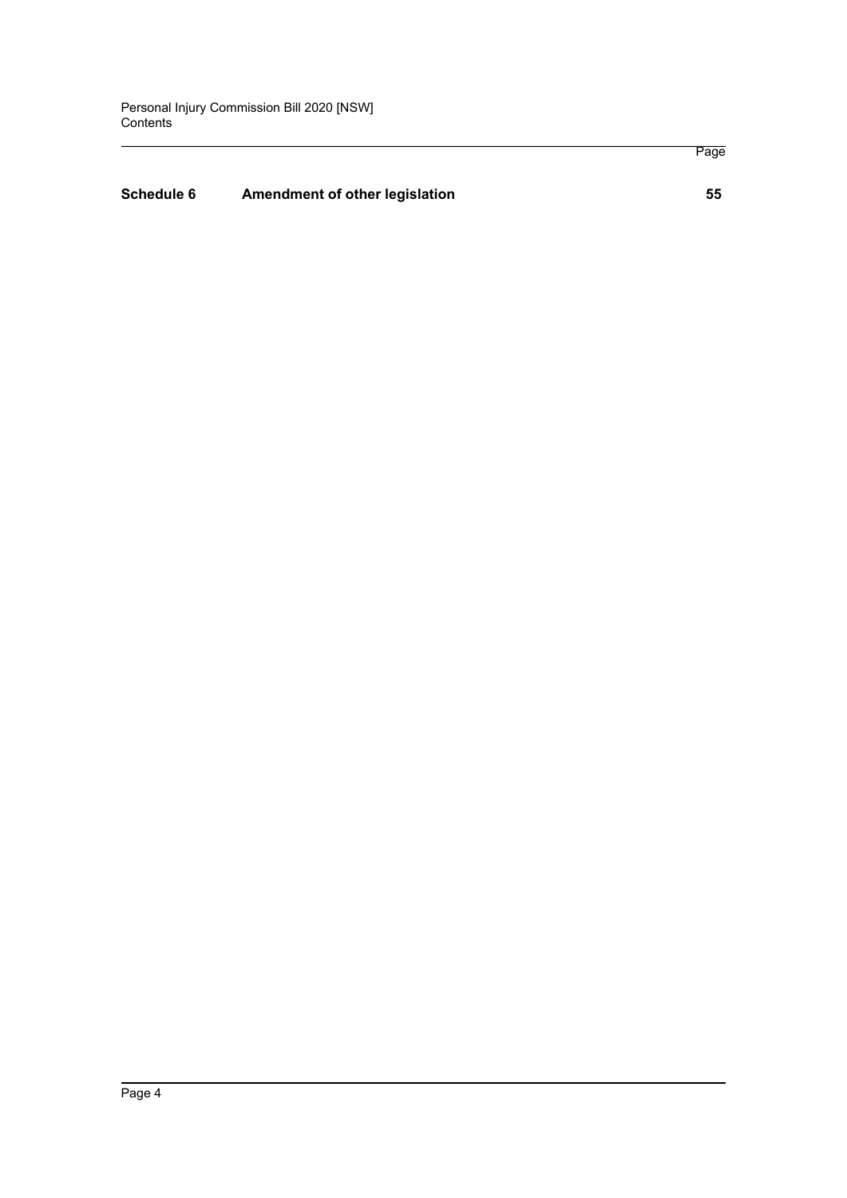| | | Page |
|---|---|---|
| **Schedule 6** | **Amendment of other legislation** | **55** |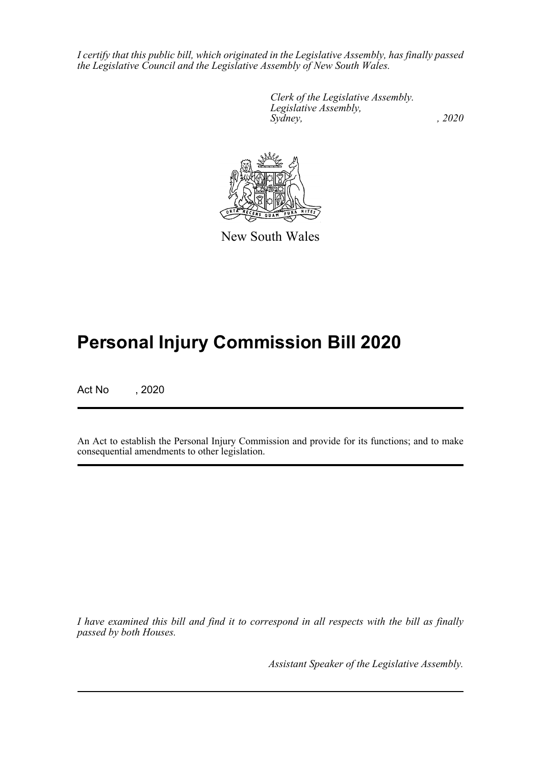*I certify that this public bill, which originated in the Legislative Assembly, has finally passed the Legislative Council and the Legislative Assembly of New South Wales.*

*Clerk of the Legislative Assembly.*
*Legislative Assembly,*
*Sydney, , 2020*

New South Wales

# Personal Injury Commission Bill 2020

Act No , 2020

An Act to establish the Personal Injury Commission and provide for its functions; and to make consequential amendments to other legislation.

*I have examined this bill and find it to correspond in all respects with the bill as finally passed by both Houses.*

*Assistant Speaker of the Legislative Assembly.*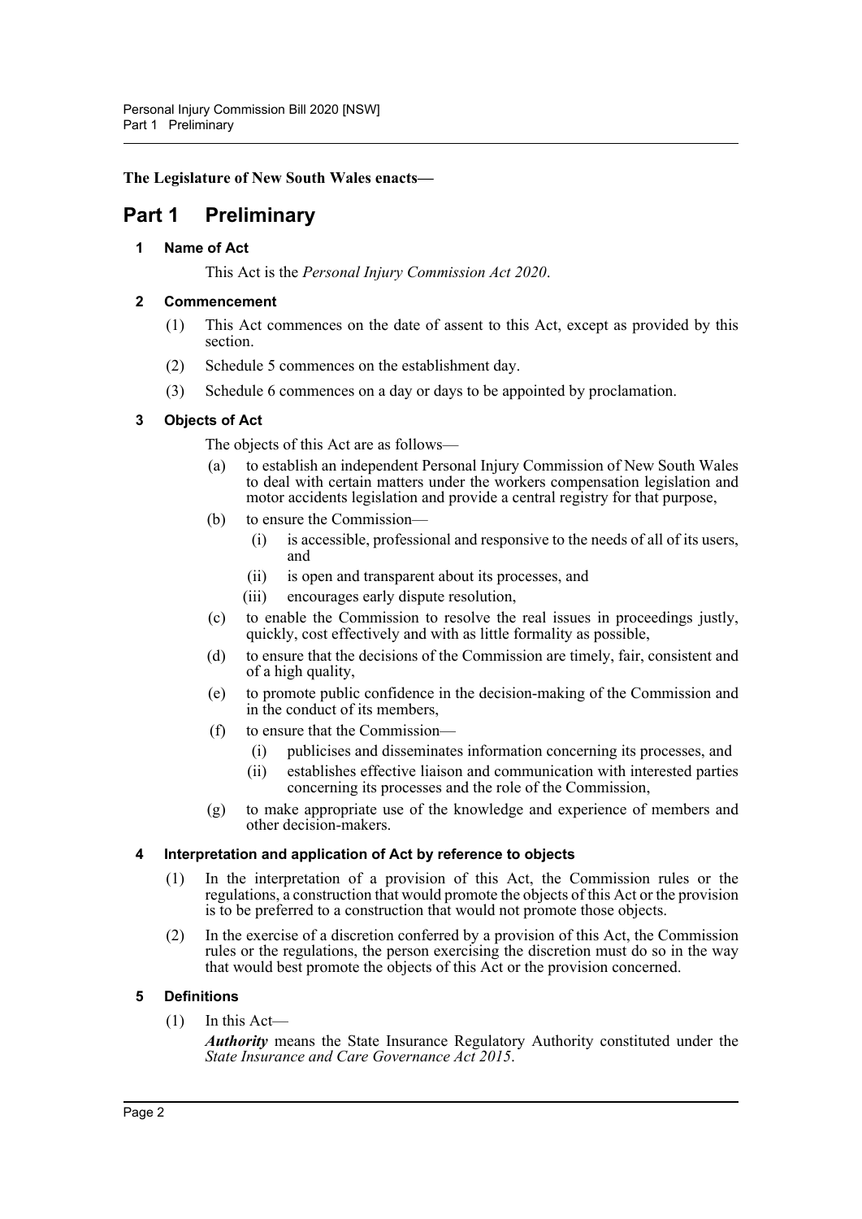**The Legislature of New South Wales enacts—**

# Part 1 Preliminary

## 1 Name of Act

This Act is the *Personal Injury Commission Act 2020*.

## 2 Commencement

(1) This Act commences on the date of assent to this Act, except as provided by this section.

(2) Schedule 5 commences on the establishment day.

(3) Schedule 6 commences on a day or days to be appointed by proclamation.

## 3 Objects of Act

The objects of this Act are as follows—

(a) to establish an independent Personal Injury Commission of New South Wales to deal with certain matters under the workers compensation legislation and motor accidents legislation and provide a central registry for that purpose,

(b) to ensure the Commission—

(i) is accessible, professional and responsive to the needs of all of its users, and

(ii) is open and transparent about its processes, and

(iii) encourages early dispute resolution,

(c) to enable the Commission to resolve the real issues in proceedings justly, quickly, cost effectively and with as little formality as possible,

(d) to ensure that the decisions of the Commission are timely, fair, consistent and of a high quality,

(e) to promote public confidence in the decision-making of the Commission and in the conduct of its members,

(f) to ensure that the Commission—

(i) publicises and disseminates information concerning its processes, and

(ii) establishes effective liaison and communication with interested parties concerning its processes and the role of the Commission,

(g) to make appropriate use of the knowledge and experience of members and other decision-makers.

## 4 Interpretation and application of Act by reference to objects

(1) In the interpretation of a provision of this Act, the Commission rules or the regulations, a construction that would promote the objects of this Act or the provision is to be preferred to a construction that would not promote those objects.

(2) In the exercise of a discretion conferred by a provision of this Act, the Commission rules or the regulations, the person exercising the discretion must do so in the way that would best promote the objects of this Act or the provision concerned.

## 5 Definitions

(1) In this Act—

***Authority*** means the State Insurance Regulatory Authority constituted under the *State Insurance and Care Governance Act 2015*.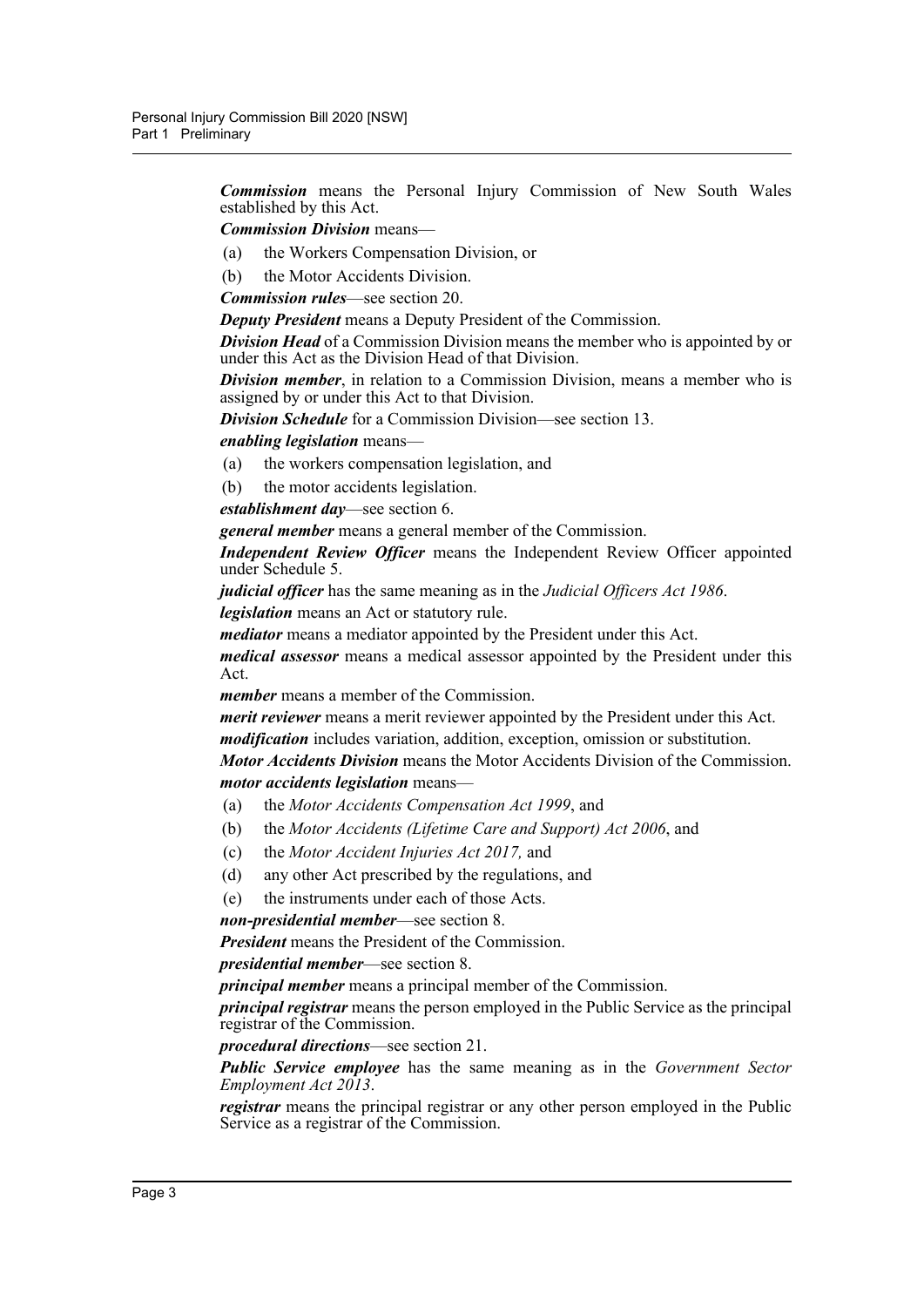***Commission*** means the Personal Injury Commission of New South Wales established by this Act.

***Commission Division*** means—

(a) the Workers Compensation Division, or

(b) the Motor Accidents Division.

***Commission rules***—see section 20.

***Deputy President*** means a Deputy President of the Commission.

***Division Head*** of a Commission Division means the member who is appointed by or under this Act as the Division Head of that Division.

***Division member***, in relation to a Commission Division, means a member who is assigned by or under this Act to that Division.

***Division Schedule*** for a Commission Division—see section 13.

***enabling legislation*** means—

(a) the workers compensation legislation, and

(b) the motor accidents legislation.

***establishment day***—see section 6.

***general member*** means a general member of the Commission.

***Independent Review Officer*** means the Independent Review Officer appointed under Schedule 5.

***judicial officer*** has the same meaning as in the *Judicial Officers Act 1986*.

***legislation*** means an Act or statutory rule.

***mediator*** means a mediator appointed by the President under this Act.

***medical assessor*** means a medical assessor appointed by the President under this Act.

***member*** means a member of the Commission.

***merit reviewer*** means a merit reviewer appointed by the President under this Act.

***modification*** includes variation, addition, exception, omission or substitution.

***Motor Accidents Division*** means the Motor Accidents Division of the Commission.

***motor accidents legislation*** means—

(a) the *Motor Accidents Compensation Act 1999*, and

(b) the *Motor Accidents (Lifetime Care and Support) Act 2006*, and

(c) the *Motor Accident Injuries Act 2017,* and

(d) any other Act prescribed by the regulations, and

(e) the instruments under each of those Acts.

***non-presidential member***—see section 8.

***President*** means the President of the Commission.

***presidential member***—see section 8.

***principal member*** means a principal member of the Commission.

***principal registrar*** means the person employed in the Public Service as the principal registrar of the Commission.

***procedural directions***—see section 21.

***Public Service employee*** has the same meaning as in the *Government Sector Employment Act 2013*.

***registrar*** means the principal registrar or any other person employed in the Public Service as a registrar of the Commission.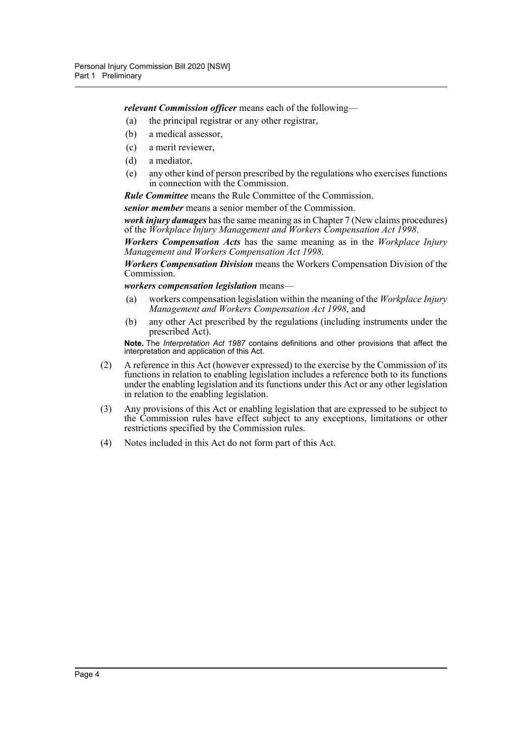***relevant Commission officer*** means each of the following—

(a) the principal registrar or any other registrar,

(b) a medical assessor,

(c) a merit reviewer,

(d) a mediator,

(e) any other kind of person prescribed by the regulations who exercises functions in connection with the Commission.

***Rule Committee*** means the Rule Committee of the Commission.

***senior member*** means a senior member of the Commission.

***work injury damages*** has the same meaning as in Chapter 7 (New claims procedures) of the *Workplace Injury Management and Workers Compensation Act 1998*.

***Workers Compensation Acts*** has the same meaning as in the *Workplace Injury Management and Workers Compensation Act 1998*.

***Workers Compensation Division*** means the Workers Compensation Division of the Commission.

***workers compensation legislation*** means—

(a) workers compensation legislation within the meaning of the *Workplace Injury Management and Workers Compensation Act 1998*, and

(b) any other Act prescribed by the regulations (including instruments under the prescribed Act).

**Note.** The *Interpretation Act 1987* contains definitions and other provisions that affect the interpretation and application of this Act.

(2) A reference in this Act (however expressed) to the exercise by the Commission of its functions in relation to enabling legislation includes a reference both to its functions under the enabling legislation and its functions under this Act or any other legislation in relation to the enabling legislation.

(3) Any provisions of this Act or enabling legislation that are expressed to be subject to the Commission rules have effect subject to any exceptions, limitations or other restrictions specified by the Commission rules.

(4) Notes included in this Act do not form part of this Act.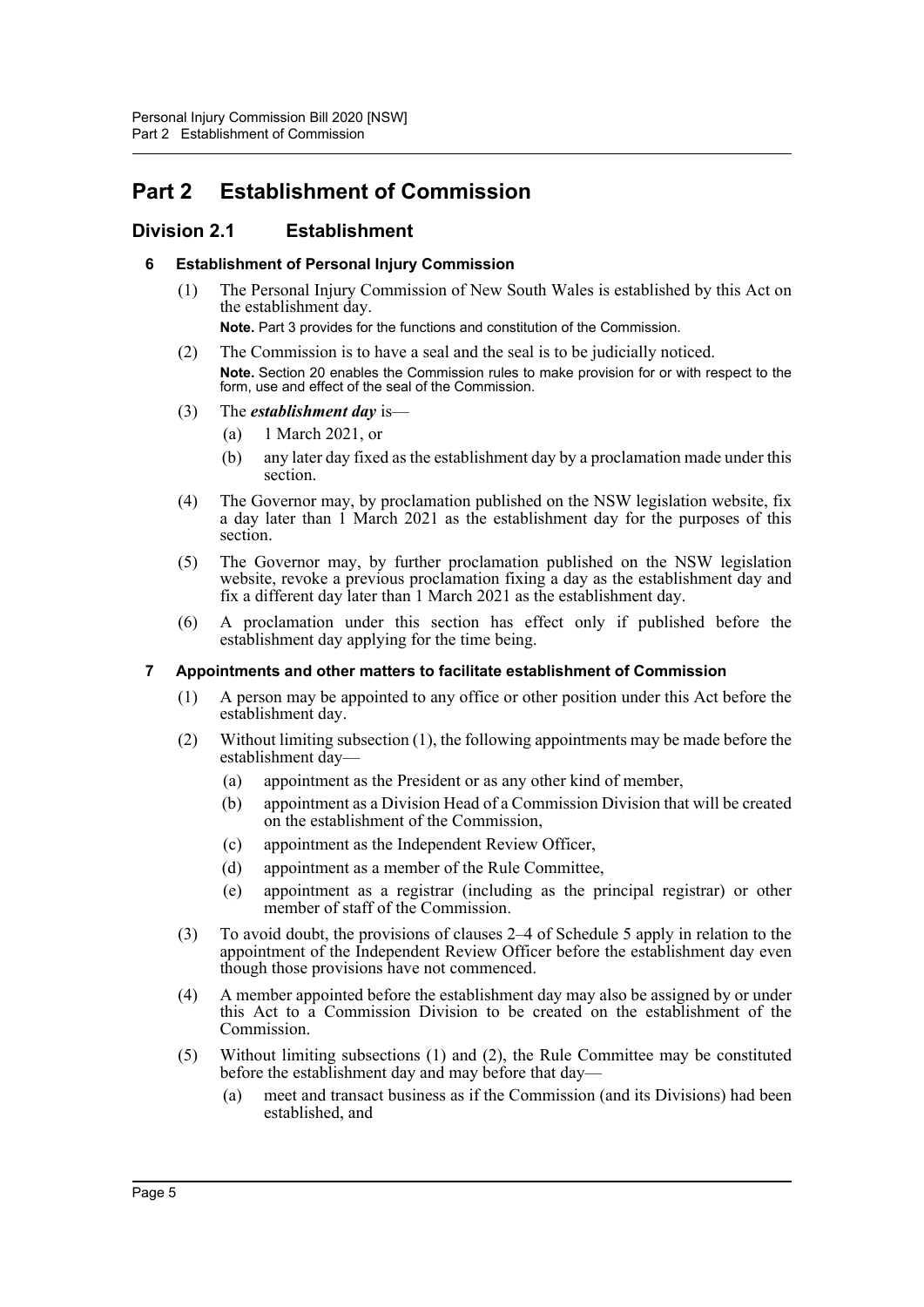# Part 2 Establishment of Commission

## Division 2.1 Establishment

### 6 Establishment of Personal Injury Commission

(1) The Personal Injury Commission of New South Wales is established by this Act on the establishment day.

**Note.** Part 3 provides for the functions and constitution of the Commission.

(2) The Commission is to have a seal and the seal is to be judicially noticed.

**Note.** Section 20 enables the Commission rules to make provision for or with respect to the form, use and effect of the seal of the Commission.

(3) The ***establishment day*** is—

- (a) 1 March 2021, or
- (b) any later day fixed as the establishment day by a proclamation made under this section.

(4) The Governor may, by proclamation published on the NSW legislation website, fix a day later than 1 March 2021 as the establishment day for the purposes of this section.

(5) The Governor may, by further proclamation published on the NSW legislation website, revoke a previous proclamation fixing a day as the establishment day and fix a different day later than 1 March 2021 as the establishment day.

(6) A proclamation under this section has effect only if published before the establishment day applying for the time being.

### 7 Appointments and other matters to facilitate establishment of Commission

(1) A person may be appointed to any office or other position under this Act before the establishment day.

(2) Without limiting subsection (1), the following appointments may be made before the establishment day—

- (a) appointment as the President or as any other kind of member,
- (b) appointment as a Division Head of a Commission Division that will be created on the establishment of the Commission,
- (c) appointment as the Independent Review Officer,
- (d) appointment as a member of the Rule Committee,
- (e) appointment as a registrar (including as the principal registrar) or other member of staff of the Commission.

(3) To avoid doubt, the provisions of clauses 2–4 of Schedule 5 apply in relation to the appointment of the Independent Review Officer before the establishment day even though those provisions have not commenced.

(4) A member appointed before the establishment day may also be assigned by or under this Act to a Commission Division to be created on the establishment of the Commission.

(5) Without limiting subsections (1) and (2), the Rule Committee may be constituted before the establishment day and may before that day—

- (a) meet and transact business as if the Commission (and its Divisions) had been established, and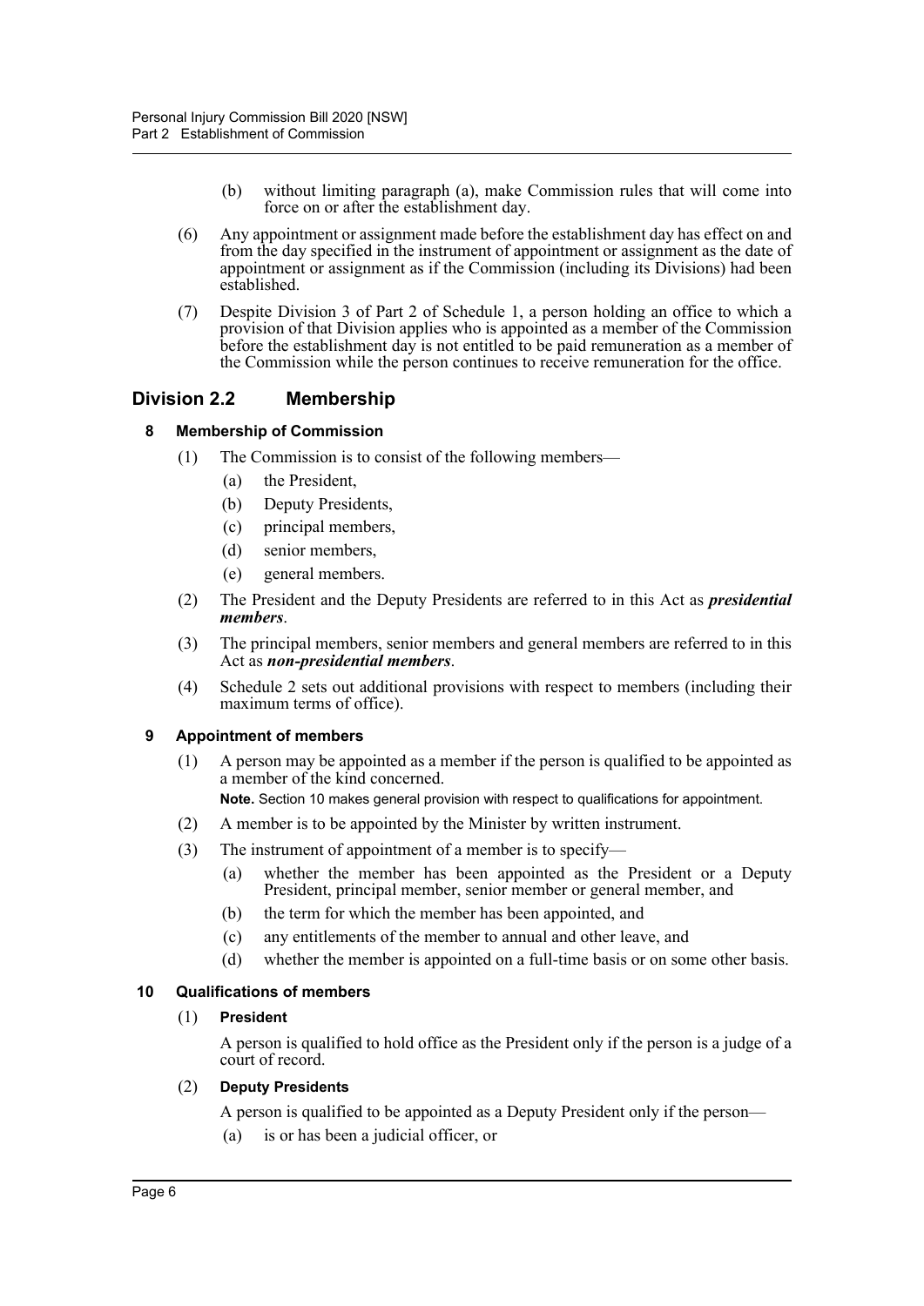(b) without limiting paragraph (a), make Commission rules that will come into force on or after the establishment day.

(6) Any appointment or assignment made before the establishment day has effect on and from the day specified in the instrument of appointment or assignment as the date of appointment or assignment as if the Commission (including its Divisions) had been established.

(7) Despite Division 3 of Part 2 of Schedule 1, a person holding an office to which a provision of that Division applies who is appointed as a member of the Commission before the establishment day is not entitled to be paid remuneration as a member of the Commission while the person continues to receive remuneration for the office.

## Division 2.2 Membership

### 8 Membership of Commission

(1) The Commission is to consist of the following members—

(a) the President,

(b) Deputy Presidents,

(c) principal members,

(d) senior members,

(e) general members.

(2) The President and the Deputy Presidents are referred to in this Act as ***presidential members***.

(3) The principal members, senior members and general members are referred to in this Act as ***non-presidential members***.

(4) Schedule 2 sets out additional provisions with respect to members (including their maximum terms of office).

### 9 Appointment of members

(1) A person may be appointed as a member if the person is qualified to be appointed as a member of the kind concerned.

**Note.** Section 10 makes general provision with respect to qualifications for appointment.

(2) A member is to be appointed by the Minister by written instrument.

(3) The instrument of appointment of a member is to specify—

(a) whether the member has been appointed as the President or a Deputy President, principal member, senior member or general member, and

(b) the term for which the member has been appointed, and

(c) any entitlements of the member to annual and other leave, and

(d) whether the member is appointed on a full-time basis or on some other basis.

### 10 Qualifications of members

(1) **President**

A person is qualified to hold office as the President only if the person is a judge of a court of record.

(2) **Deputy Presidents**

A person is qualified to be appointed as a Deputy President only if the person—

(a) is or has been a judicial officer, or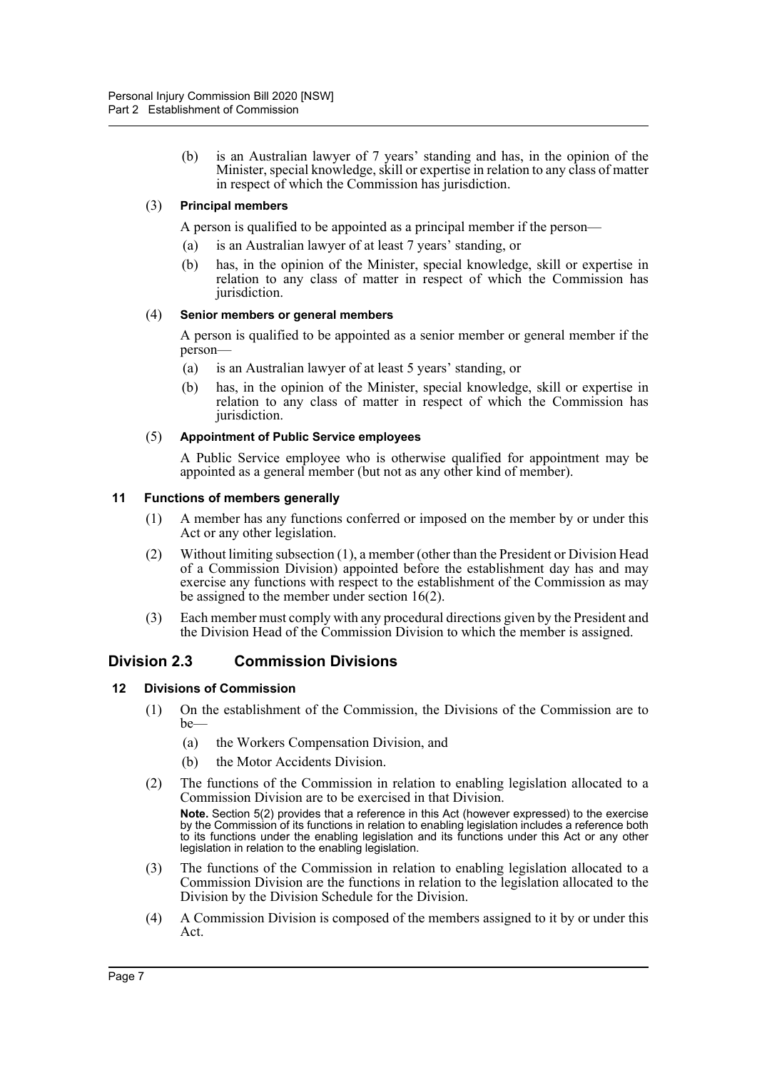(b) is an Australian lawyer of 7 years' standing and has, in the opinion of the Minister, special knowledge, skill or expertise in relation to any class of matter in respect of which the Commission has jurisdiction.

(3) **Principal members**

A person is qualified to be appointed as a principal member if the person—

(a) is an Australian lawyer of at least 7 years' standing, or

(b) has, in the opinion of the Minister, special knowledge, skill or expertise in relation to any class of matter in respect of which the Commission has jurisdiction.

(4) **Senior members or general members**

A person is qualified to be appointed as a senior member or general member if the person—

(a) is an Australian lawyer of at least 5 years' standing, or

(b) has, in the opinion of the Minister, special knowledge, skill or expertise in relation to any class of matter in respect of which the Commission has jurisdiction.

(5) **Appointment of Public Service employees**

A Public Service employee who is otherwise qualified for appointment may be appointed as a general member (but not as any other kind of member).

#### 11 Functions of members generally

(1) A member has any functions conferred or imposed on the member by or under this Act or any other legislation.

(2) Without limiting subsection (1), a member (other than the President or Division Head of a Commission Division) appointed before the establishment day has and may exercise any functions with respect to the establishment of the Commission as may be assigned to the member under section 16(2).

(3) Each member must comply with any procedural directions given by the President and the Division Head of the Commission Division to which the member is assigned.

### Division 2.3 Commission Divisions

#### 12 Divisions of Commission

(1) On the establishment of the Commission, the Divisions of the Commission are to be—

(a) the Workers Compensation Division, and

(b) the Motor Accidents Division.

(2) The functions of the Commission in relation to enabling legislation allocated to a Commission Division are to be exercised in that Division.

**Note.** Section 5(2) provides that a reference in this Act (however expressed) to the exercise by the Commission of its functions in relation to enabling legislation includes a reference both to its functions under the enabling legislation and its functions under this Act or any other legislation in relation to the enabling legislation.

(3) The functions of the Commission in relation to enabling legislation allocated to a Commission Division are the functions in relation to the legislation allocated to the Division by the Division Schedule for the Division.

(4) A Commission Division is composed of the members assigned to it by or under this Act.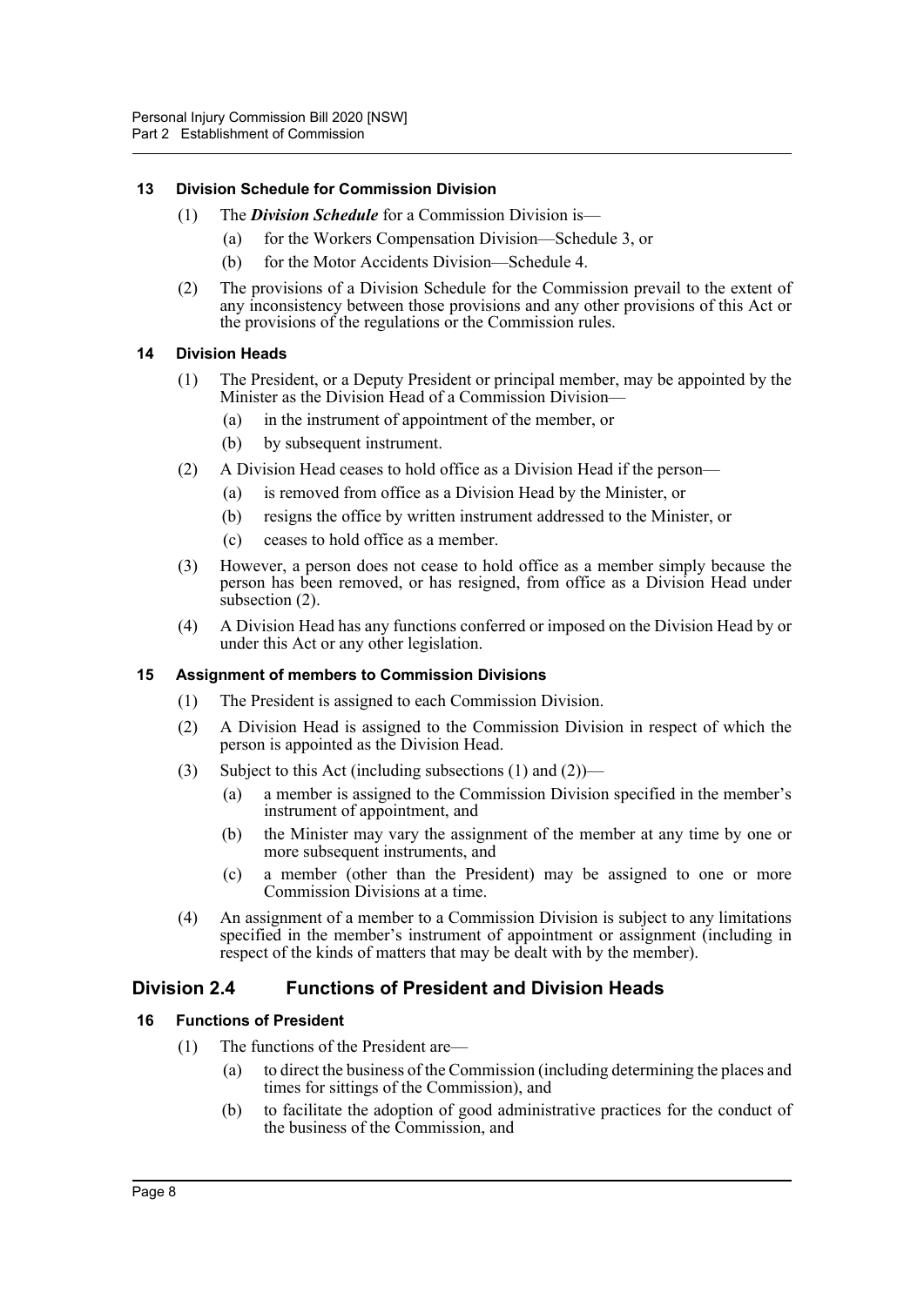### 13 Division Schedule for Commission Division

(1) The ***Division Schedule*** for a Commission Division is—

(a) for the Workers Compensation Division—Schedule 3, or

(b) for the Motor Accidents Division—Schedule 4.

(2) The provisions of a Division Schedule for the Commission prevail to the extent of any inconsistency between those provisions and any other provisions of this Act or the provisions of the regulations or the Commission rules.

### 14 Division Heads

(1) The President, or a Deputy President or principal member, may be appointed by the Minister as the Division Head of a Commission Division—

(a) in the instrument of appointment of the member, or

(b) by subsequent instrument.

(2) A Division Head ceases to hold office as a Division Head if the person—

(a) is removed from office as a Division Head by the Minister, or

(b) resigns the office by written instrument addressed to the Minister, or

(c) ceases to hold office as a member.

(3) However, a person does not cease to hold office as a member simply because the person has been removed, or has resigned, from office as a Division Head under subsection (2).

(4) A Division Head has any functions conferred or imposed on the Division Head by or under this Act or any other legislation.

### 15 Assignment of members to Commission Divisions

(1) The President is assigned to each Commission Division.

(2) A Division Head is assigned to the Commission Division in respect of which the person is appointed as the Division Head.

(3) Subject to this Act (including subsections (1) and (2))—

(a) a member is assigned to the Commission Division specified in the member's instrument of appointment, and

(b) the Minister may vary the assignment of the member at any time by one or more subsequent instruments, and

(c) a member (other than the President) may be assigned to one or more Commission Divisions at a time.

(4) An assignment of a member to a Commission Division is subject to any limitations specified in the member's instrument of appointment or assignment (including in respect of the kinds of matters that may be dealt with by the member).

## Division 2.4 Functions of President and Division Heads

### 16 Functions of President

(1) The functions of the President are—

(a) to direct the business of the Commission (including determining the places and times for sittings of the Commission), and

(b) to facilitate the adoption of good administrative practices for the conduct of the business of the Commission, and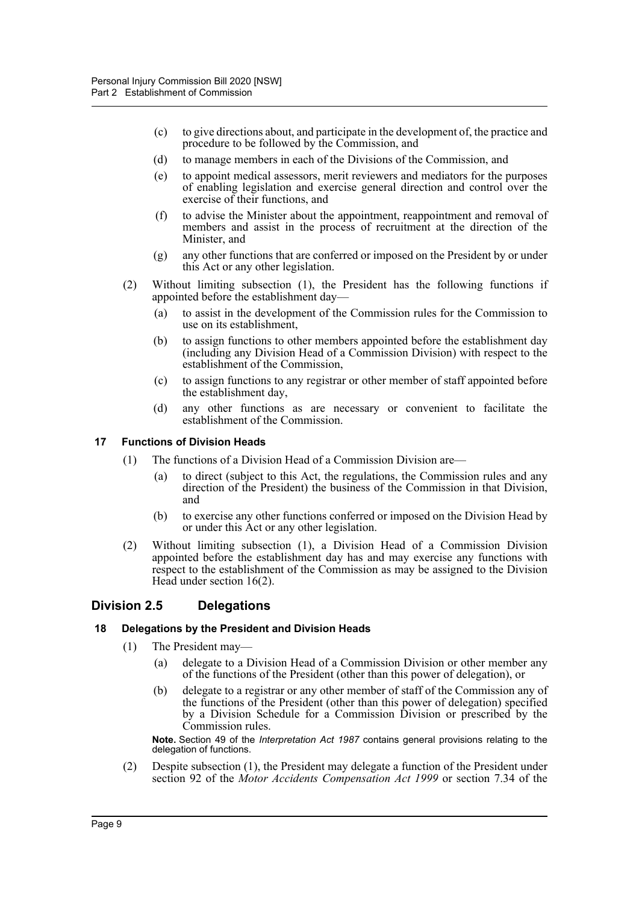(c) to give directions about, and participate in the development of, the practice and procedure to be followed by the Commission, and

(d) to manage members in each of the Divisions of the Commission, and

(e) to appoint medical assessors, merit reviewers and mediators for the purposes of enabling legislation and exercise general direction and control over the exercise of their functions, and

(f) to advise the Minister about the appointment, reappointment and removal of members and assist in the process of recruitment at the direction of the Minister, and

(g) any other functions that are conferred or imposed on the President by or under this Act or any other legislation.

(2) Without limiting subsection (1), the President has the following functions if appointed before the establishment day—

(a) to assist in the development of the Commission rules for the Commission to use on its establishment,

(b) to assign functions to other members appointed before the establishment day (including any Division Head of a Commission Division) with respect to the establishment of the Commission,

(c) to assign functions to any registrar or other member of staff appointed before the establishment day,

(d) any other functions as are necessary or convenient to facilitate the establishment of the Commission.

### 17 Functions of Division Heads

(1) The functions of a Division Head of a Commission Division are—

(a) to direct (subject to this Act, the regulations, the Commission rules and any direction of the President) the business of the Commission in that Division, and

(b) to exercise any other functions conferred or imposed on the Division Head by or under this Act or any other legislation.

(2) Without limiting subsection (1), a Division Head of a Commission Division appointed before the establishment day has and may exercise any functions with respect to the establishment of the Commission as may be assigned to the Division Head under section 16(2).

## Division 2.5 Delegations

### 18 Delegations by the President and Division Heads

(1) The President may—

(a) delegate to a Division Head of a Commission Division or other member any of the functions of the President (other than this power of delegation), or

(b) delegate to a registrar or any other member of staff of the Commission any of the functions of the President (other than this power of delegation) specified by a Division Schedule for a Commission Division or prescribed by the Commission rules.

**Note.** Section 49 of the *Interpretation Act 1987* contains general provisions relating to the delegation of functions.

(2) Despite subsection (1), the President may delegate a function of the President under section 92 of the *Motor Accidents Compensation Act 1999* or section 7.34 of the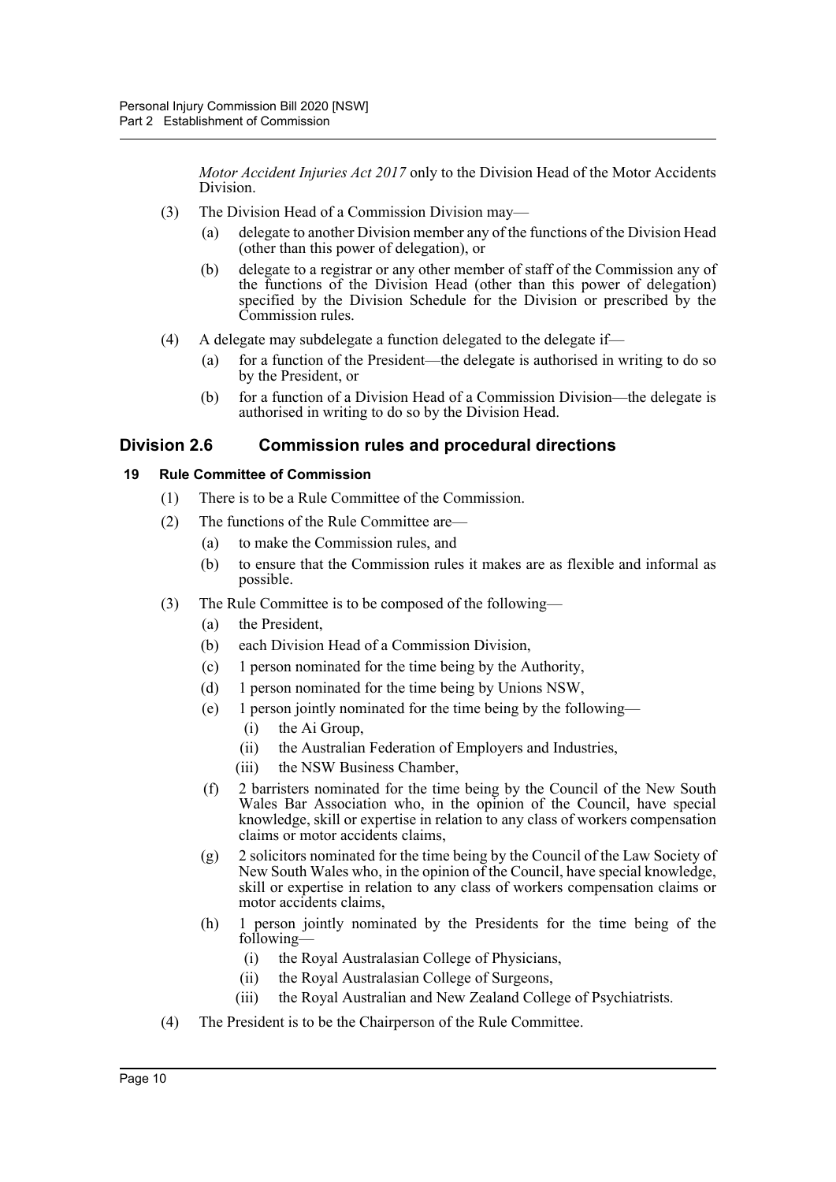*Motor Accident Injuries Act 2017* only to the Division Head of the Motor Accidents Division.

(3) The Division Head of a Commission Division may—

(a) delegate to another Division member any of the functions of the Division Head (other than this power of delegation), or

(b) delegate to a registrar or any other member of staff of the Commission any of the functions of the Division Head (other than this power of delegation) specified by the Division Schedule for the Division or prescribed by the Commission rules.

(4) A delegate may subdelegate a function delegated to the delegate if—

(a) for a function of the President—the delegate is authorised in writing to do so by the President, or

(b) for a function of a Division Head of a Commission Division—the delegate is authorised in writing to do so by the Division Head.

## Division 2.6 Commission rules and procedural directions

### 19 Rule Committee of Commission

(1) There is to be a Rule Committee of the Commission.

(2) The functions of the Rule Committee are—

(a) to make the Commission rules, and

(b) to ensure that the Commission rules it makes are as flexible and informal as possible.

(3) The Rule Committee is to be composed of the following—

(a) the President,

(b) each Division Head of a Commission Division,

(c) 1 person nominated for the time being by the Authority,

(d) 1 person nominated for the time being by Unions NSW,

(e) 1 person jointly nominated for the time being by the following—

(i) the Ai Group,

(ii) the Australian Federation of Employers and Industries,

(iii) the NSW Business Chamber,

(f) 2 barristers nominated for the time being by the Council of the New South Wales Bar Association who, in the opinion of the Council, have special knowledge, skill or expertise in relation to any class of workers compensation claims or motor accidents claims,

(g) 2 solicitors nominated for the time being by the Council of the Law Society of New South Wales who, in the opinion of the Council, have special knowledge, skill or expertise in relation to any class of workers compensation claims or motor accidents claims,

(h) 1 person jointly nominated by the Presidents for the time being of the following—

(i) the Royal Australasian College of Physicians,

(ii) the Royal Australasian College of Surgeons,

(iii) the Royal Australian and New Zealand College of Psychiatrists.

(4) The President is to be the Chairperson of the Rule Committee.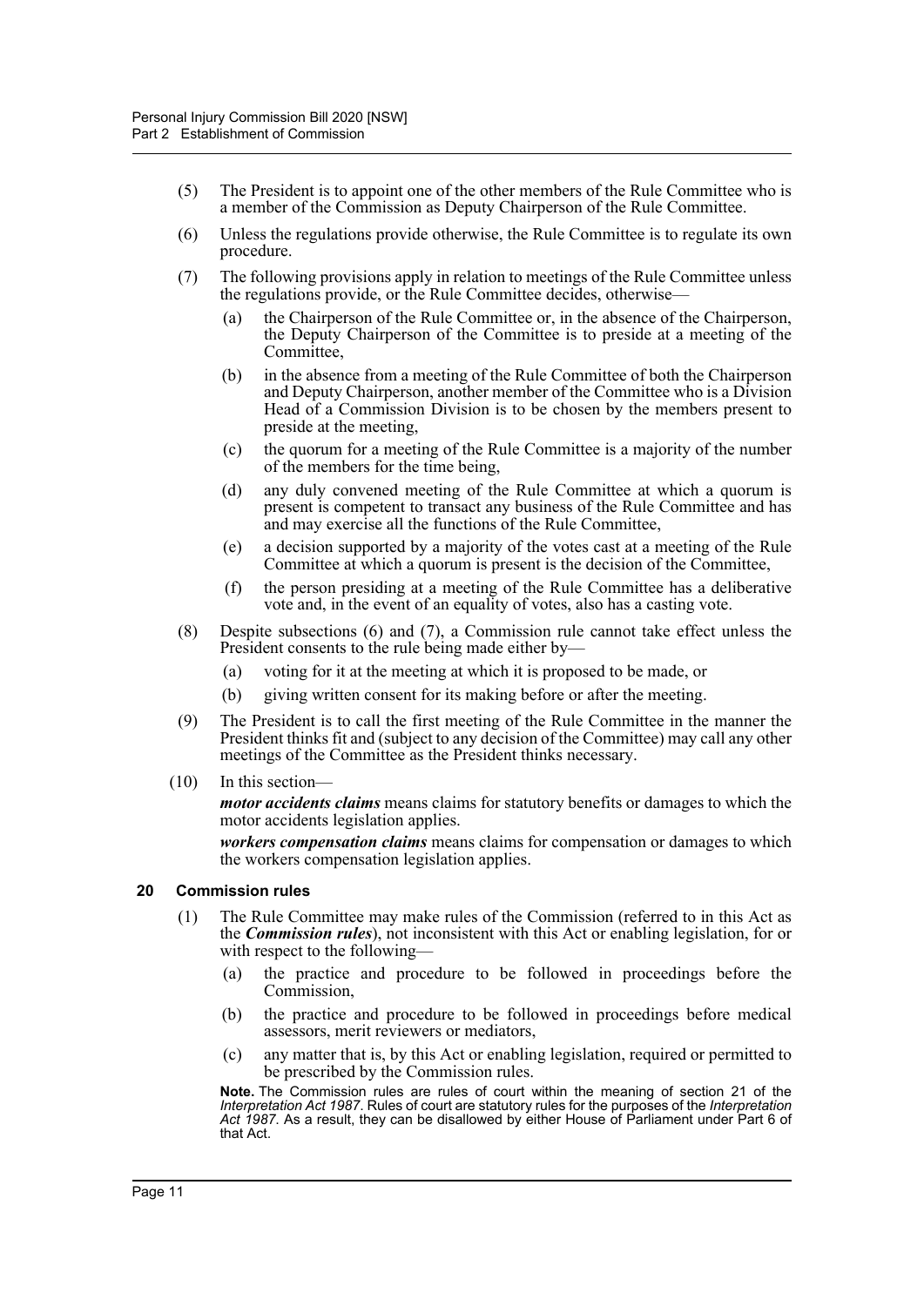(5) The President is to appoint one of the other members of the Rule Committee who is a member of the Commission as Deputy Chairperson of the Rule Committee.

(6) Unless the regulations provide otherwise, the Rule Committee is to regulate its own procedure.

(7) The following provisions apply in relation to meetings of the Rule Committee unless the regulations provide, or the Rule Committee decides, otherwise—

(a) the Chairperson of the Rule Committee or, in the absence of the Chairperson, the Deputy Chairperson of the Committee is to preside at a meeting of the Committee,

(b) in the absence from a meeting of the Rule Committee of both the Chairperson and Deputy Chairperson, another member of the Committee who is a Division Head of a Commission Division is to be chosen by the members present to preside at the meeting,

(c) the quorum for a meeting of the Rule Committee is a majority of the number of the members for the time being,

(d) any duly convened meeting of the Rule Committee at which a quorum is present is competent to transact any business of the Rule Committee and has and may exercise all the functions of the Rule Committee,

(e) a decision supported by a majority of the votes cast at a meeting of the Rule Committee at which a quorum is present is the decision of the Committee,

(f) the person presiding at a meeting of the Rule Committee has a deliberative vote and, in the event of an equality of votes, also has a casting vote.

(8) Despite subsections (6) and (7), a Commission rule cannot take effect unless the President consents to the rule being made either by—

(a) voting for it at the meeting at which it is proposed to be made, or

(b) giving written consent for its making before or after the meeting.

(9) The President is to call the first meeting of the Rule Committee in the manner the President thinks fit and (subject to any decision of the Committee) may call any other meetings of the Committee as the President thinks necessary.

(10) In this section—

***motor accidents claims*** means claims for statutory benefits or damages to which the motor accidents legislation applies.

***workers compensation claims*** means claims for compensation or damages to which the workers compensation legislation applies.

### 20 Commission rules

(1) The Rule Committee may make rules of the Commission (referred to in this Act as the ***Commission rules***), not inconsistent with this Act or enabling legislation, for or with respect to the following—

(a) the practice and procedure to be followed in proceedings before the Commission,

(b) the practice and procedure to be followed in proceedings before medical assessors, merit reviewers or mediators,

(c) any matter that is, by this Act or enabling legislation, required or permitted to be prescribed by the Commission rules.

**Note.** The Commission rules are rules of court within the meaning of section 21 of the *Interpretation Act 1987*. Rules of court are statutory rules for the purposes of the *Interpretation Act 1987*. As a result, they can be disallowed by either House of Parliament under Part 6 of that Act.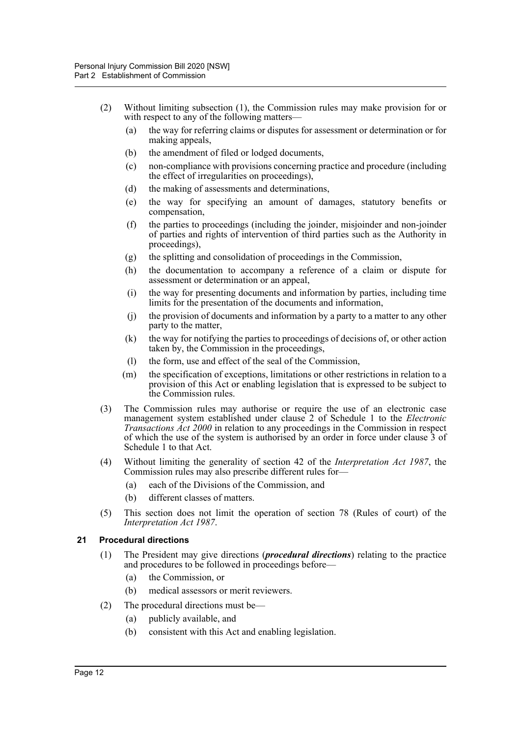(2) Without limiting subsection (1), the Commission rules may make provision for or with respect to any of the following matters—

  (a) the way for referring claims or disputes for assessment or determination or for making appeals,

  (b) the amendment of filed or lodged documents,

  (c) non-compliance with provisions concerning practice and procedure (including the effect of irregularities on proceedings),

  (d) the making of assessments and determinations,

  (e) the way for specifying an amount of damages, statutory benefits or compensation,

  (f) the parties to proceedings (including the joinder, misjoinder and non-joinder of parties and rights of intervention of third parties such as the Authority in proceedings),

  (g) the splitting and consolidation of proceedings in the Commission,

  (h) the documentation to accompany a reference of a claim or dispute for assessment or determination or an appeal,

  (i) the way for presenting documents and information by parties, including time limits for the presentation of the documents and information,

  (j) the provision of documents and information by a party to a matter to any other party to the matter,

  (k) the way for notifying the parties to proceedings of decisions of, or other action taken by, the Commission in the proceedings,

  (l) the form, use and effect of the seal of the Commission,

  (m) the specification of exceptions, limitations or other restrictions in relation to a provision of this Act or enabling legislation that is expressed to be subject to the Commission rules.

(3) The Commission rules may authorise or require the use of an electronic case management system established under clause 2 of Schedule 1 to the *Electronic Transactions Act 2000* in relation to any proceedings in the Commission in respect of which the use of the system is authorised by an order in force under clause 3 of Schedule 1 to that Act.

(4) Without limiting the generality of section 42 of the *Interpretation Act 1987*, the Commission rules may also prescribe different rules for—

  (a) each of the Divisions of the Commission, and

  (b) different classes of matters.

(5) This section does not limit the operation of section 78 (Rules of court) of the *Interpretation Act 1987*.

### 21 Procedural directions

(1) The President may give directions (***procedural directions***) relating to the practice and procedures to be followed in proceedings before—

  (a) the Commission, or

  (b) medical assessors or merit reviewers.

(2) The procedural directions must be—

  (a) publicly available, and

  (b) consistent with this Act and enabling legislation.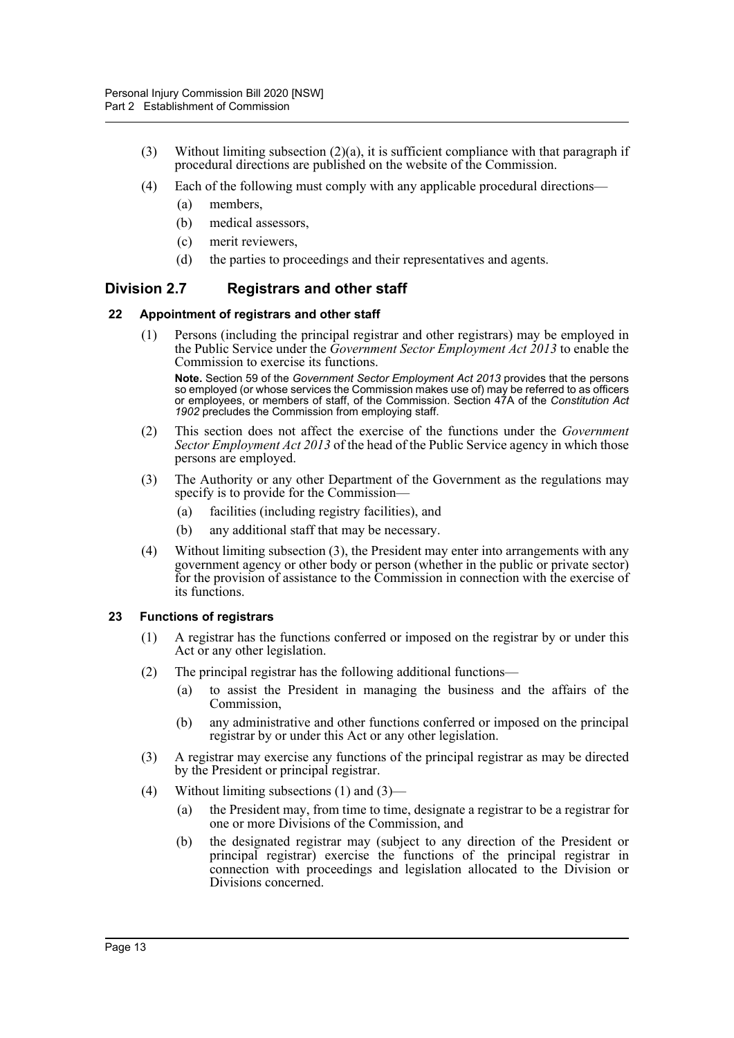(3) Without limiting subsection (2)(a), it is sufficient compliance with that paragraph if procedural directions are published on the website of the Commission.

(4) Each of the following must comply with any applicable procedural directions—

(a) members,

(b) medical assessors,

(c) merit reviewers,

(d) the parties to proceedings and their representatives and agents.

## Division 2.7 Registrars and other staff

### 22 Appointment of registrars and other staff

(1) Persons (including the principal registrar and other registrars) may be employed in the Public Service under the *Government Sector Employment Act 2013* to enable the Commission to exercise its functions.

**Note.** Section 59 of the *Government Sector Employment Act 2013* provides that the persons so employed (or whose services the Commission makes use of) may be referred to as officers or employees, or members of staff, of the Commission. Section 47A of the *Constitution Act 1902* precludes the Commission from employing staff.

(2) This section does not affect the exercise of the functions under the *Government Sector Employment Act 2013* of the head of the Public Service agency in which those persons are employed.

(3) The Authority or any other Department of the Government as the regulations may specify is to provide for the Commission—

(a) facilities (including registry facilities), and

(b) any additional staff that may be necessary.

(4) Without limiting subsection (3), the President may enter into arrangements with any government agency or other body or person (whether in the public or private sector) for the provision of assistance to the Commission in connection with the exercise of its functions.

### 23 Functions of registrars

(1) A registrar has the functions conferred or imposed on the registrar by or under this Act or any other legislation.

(2) The principal registrar has the following additional functions—

(a) to assist the President in managing the business and the affairs of the Commission,

(b) any administrative and other functions conferred or imposed on the principal registrar by or under this Act or any other legislation.

(3) A registrar may exercise any functions of the principal registrar as may be directed by the President or principal registrar.

(4) Without limiting subsections (1) and (3)—

(a) the President may, from time to time, designate a registrar to be a registrar for one or more Divisions of the Commission, and

(b) the designated registrar may (subject to any direction of the President or principal registrar) exercise the functions of the principal registrar in connection with proceedings and legislation allocated to the Division or Divisions concerned.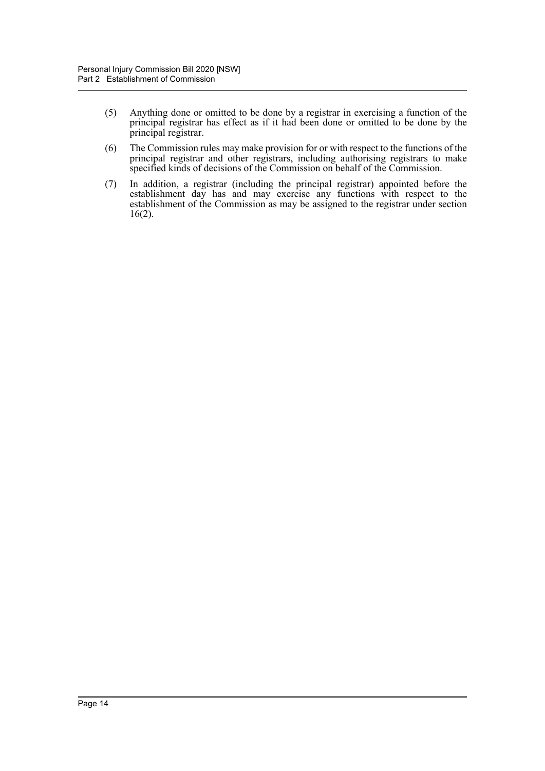(5) Anything done or omitted to be done by a registrar in exercising a function of the principal registrar has effect as if it had been done or omitted to be done by the principal registrar.

(6) The Commission rules may make provision for or with respect to the functions of the principal registrar and other registrars, including authorising registrars to make specified kinds of decisions of the Commission on behalf of the Commission.

(7) In addition, a registrar (including the principal registrar) appointed before the establishment day has and may exercise any functions with respect to the establishment of the Commission as may be assigned to the registrar under section 16(2).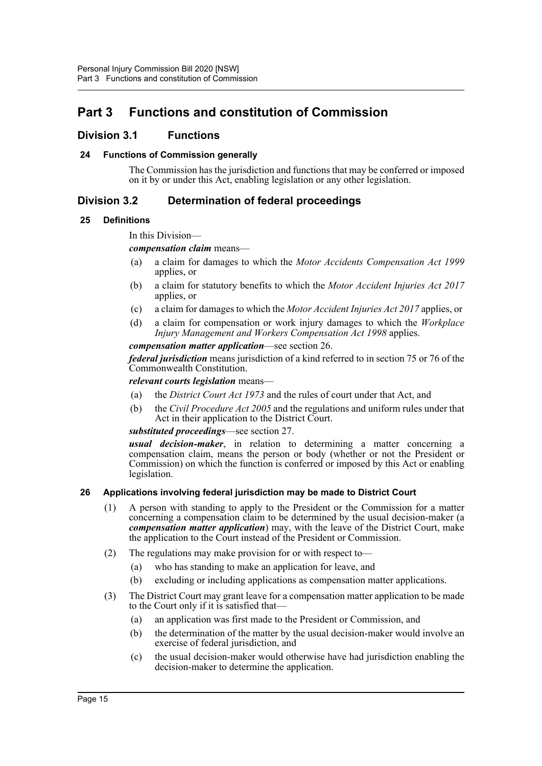# Part 3 Functions and constitution of Commission

## Division 3.1 Functions

### 24 Functions of Commission generally

The Commission has the jurisdiction and functions that may be conferred or imposed on it by or under this Act, enabling legislation or any other legislation.

## Division 3.2 Determination of federal proceedings

### 25 Definitions

In this Division—

***compensation claim*** means—

- (a) a claim for damages to which the *Motor Accidents Compensation Act 1999* applies, or
- (b) a claim for statutory benefits to which the *Motor Accident Injuries Act 2017* applies, or
- (c) a claim for damages to which the *Motor Accident Injuries Act 2017* applies, or
- (d) a claim for compensation or work injury damages to which the *Workplace Injury Management and Workers Compensation Act 1998* applies.

***compensation matter application***—see section 26.

***federal jurisdiction*** means jurisdiction of a kind referred to in section 75 or 76 of the Commonwealth Constitution.

***relevant courts legislation*** means—

- (a) the *District Court Act 1973* and the rules of court under that Act, and
- (b) the *Civil Procedure Act 2005* and the regulations and uniform rules under that Act in their application to the District Court.

***substituted proceedings***—see section 27.

***usual decision-maker***, in relation to determining a matter concerning a compensation claim, means the person or body (whether or not the President or Commission) on which the function is conferred or imposed by this Act or enabling legislation.

### 26 Applications involving federal jurisdiction may be made to District Court

(1) A person with standing to apply to the President or the Commission for a matter concerning a compensation claim to be determined by the usual decision-maker (a ***compensation matter application***) may, with the leave of the District Court, make the application to the Court instead of the President or Commission.

(2) The regulations may make provision for or with respect to—

- (a) who has standing to make an application for leave, and
- (b) excluding or including applications as compensation matter applications.

(3) The District Court may grant leave for a compensation matter application to be made to the Court only if it is satisfied that—

- (a) an application was first made to the President or Commission, and
- (b) the determination of the matter by the usual decision-maker would involve an exercise of federal jurisdiction, and
- (c) the usual decision-maker would otherwise have had jurisdiction enabling the decision-maker to determine the application.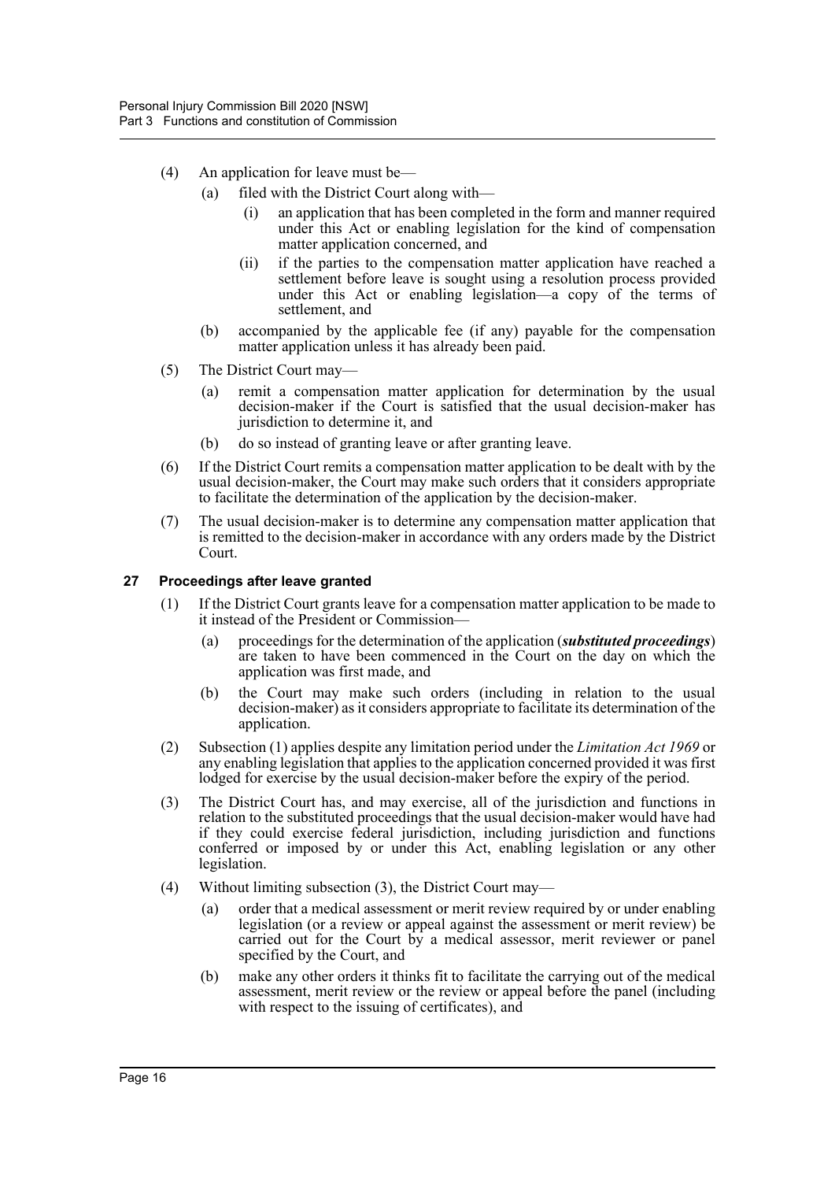(4) An application for leave must be—

(a) filed with the District Court along with—

(i) an application that has been completed in the form and manner required under this Act or enabling legislation for the kind of compensation matter application concerned, and

(ii) if the parties to the compensation matter application have reached a settlement before leave is sought using a resolution process provided under this Act or enabling legislation—a copy of the terms of settlement, and

(b) accompanied by the applicable fee (if any) payable for the compensation matter application unless it has already been paid.

(5) The District Court may—

(a) remit a compensation matter application for determination by the usual decision-maker if the Court is satisfied that the usual decision-maker has jurisdiction to determine it, and

(b) do so instead of granting leave or after granting leave.

(6) If the District Court remits a compensation matter application to be dealt with by the usual decision-maker, the Court may make such orders that it considers appropriate to facilitate the determination of the application by the decision-maker.

(7) The usual decision-maker is to determine any compensation matter application that is remitted to the decision-maker in accordance with any orders made by the District Court.

### 27 Proceedings after leave granted

(1) If the District Court grants leave for a compensation matter application to be made to it instead of the President or Commission—

(a) proceedings for the determination of the application (***substituted proceedings***) are taken to have been commenced in the Court on the day on which the application was first made, and

(b) the Court may make such orders (including in relation to the usual decision-maker) as it considers appropriate to facilitate its determination of the application.

(2) Subsection (1) applies despite any limitation period under the *Limitation Act 1969* or any enabling legislation that applies to the application concerned provided it was first lodged for exercise by the usual decision-maker before the expiry of the period.

(3) The District Court has, and may exercise, all of the jurisdiction and functions in relation to the substituted proceedings that the usual decision-maker would have had if they could exercise federal jurisdiction, including jurisdiction and functions conferred or imposed by or under this Act, enabling legislation or any other legislation.

(4) Without limiting subsection (3), the District Court may—

(a) order that a medical assessment or merit review required by or under enabling legislation (or a review or appeal against the assessment or merit review) be carried out for the Court by a medical assessor, merit reviewer or panel specified by the Court, and

(b) make any other orders it thinks fit to facilitate the carrying out of the medical assessment, merit review or the review or appeal before the panel (including with respect to the issuing of certificates), and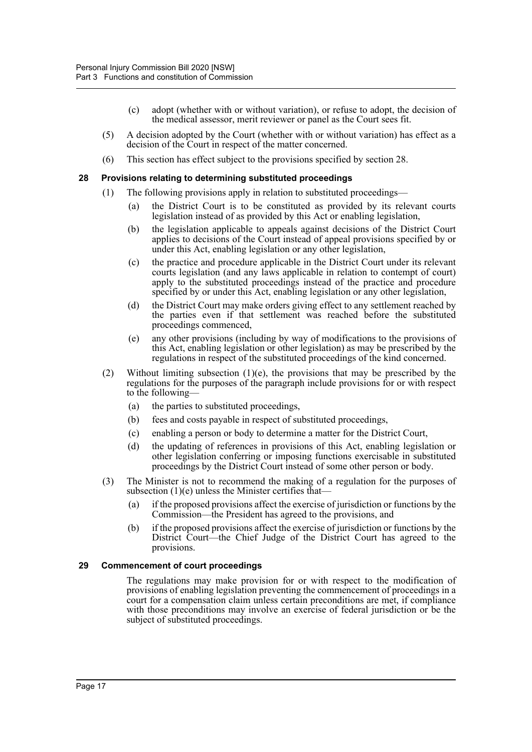(c) adopt (whether with or without variation), or refuse to adopt, the decision of the medical assessor, merit reviewer or panel as the Court sees fit.

(5) A decision adopted by the Court (whether with or without variation) has effect as a decision of the Court in respect of the matter concerned.

(6) This section has effect subject to the provisions specified by section 28.

### 28 Provisions relating to determining substituted proceedings

(1) The following provisions apply in relation to substituted proceedings—

(a) the District Court is to be constituted as provided by its relevant courts legislation instead of as provided by this Act or enabling legislation,

(b) the legislation applicable to appeals against decisions of the District Court applies to decisions of the Court instead of appeal provisions specified by or under this Act, enabling legislation or any other legislation,

(c) the practice and procedure applicable in the District Court under its relevant courts legislation (and any laws applicable in relation to contempt of court) apply to the substituted proceedings instead of the practice and procedure specified by or under this Act, enabling legislation or any other legislation,

(d) the District Court may make orders giving effect to any settlement reached by the parties even if that settlement was reached before the substituted proceedings commenced,

(e) any other provisions (including by way of modifications to the provisions of this Act, enabling legislation or other legislation) as may be prescribed by the regulations in respect of the substituted proceedings of the kind concerned.

(2) Without limiting subsection (1)(e), the provisions that may be prescribed by the regulations for the purposes of the paragraph include provisions for or with respect to the following—

(a) the parties to substituted proceedings,

(b) fees and costs payable in respect of substituted proceedings,

(c) enabling a person or body to determine a matter for the District Court,

(d) the updating of references in provisions of this Act, enabling legislation or other legislation conferring or imposing functions exercisable in substituted proceedings by the District Court instead of some other person or body.

(3) The Minister is not to recommend the making of a regulation for the purposes of subsection (1)(e) unless the Minister certifies that—

(a) if the proposed provisions affect the exercise of jurisdiction or functions by the Commission—the President has agreed to the provisions, and

(b) if the proposed provisions affect the exercise of jurisdiction or functions by the District Court—the Chief Judge of the District Court has agreed to the provisions.

### 29 Commencement of court proceedings

The regulations may make provision for or with respect to the modification of provisions of enabling legislation preventing the commencement of proceedings in a court for a compensation claim unless certain preconditions are met, if compliance with those preconditions may involve an exercise of federal jurisdiction or be the subject of substituted proceedings.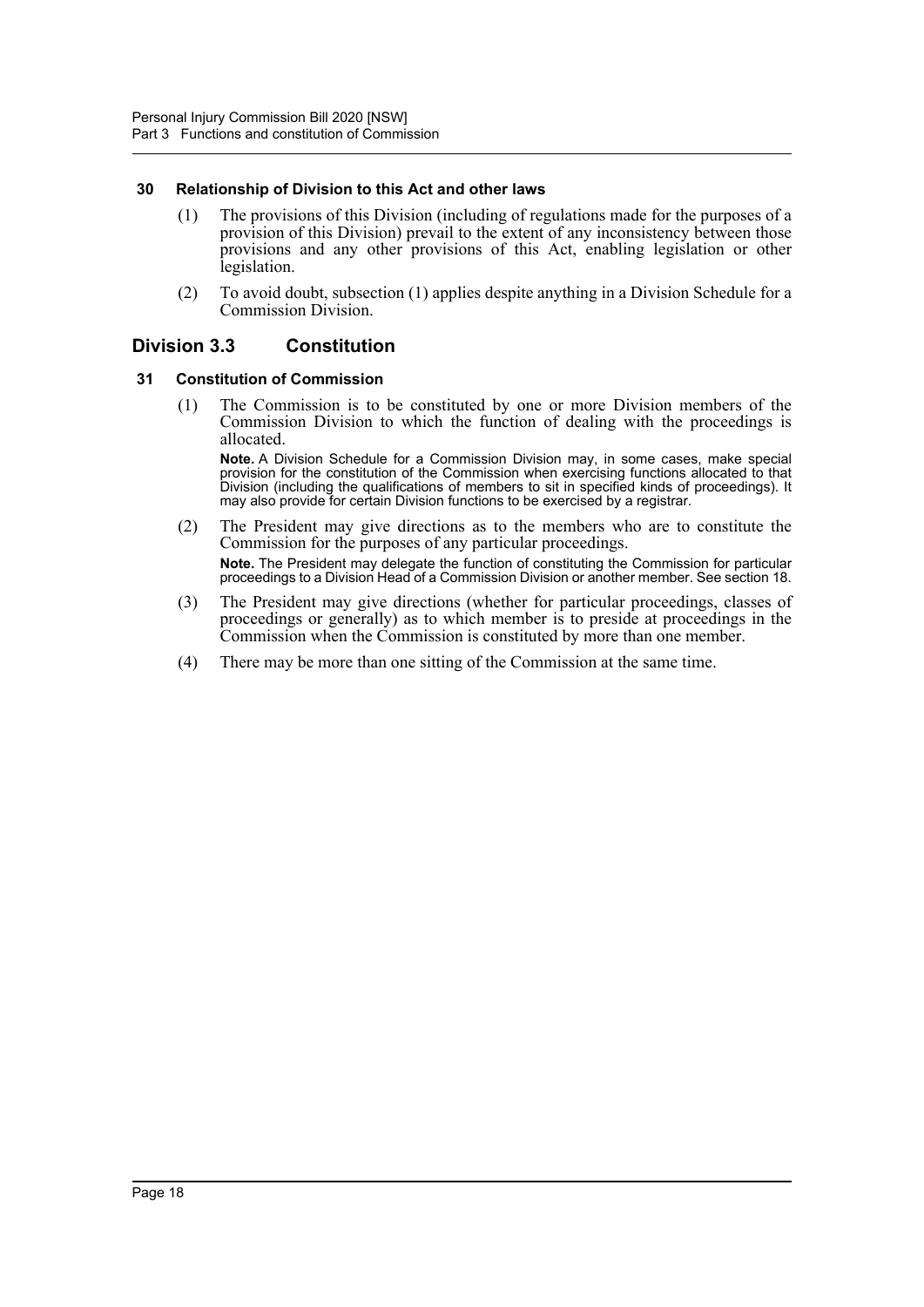### 30 Relationship of Division to this Act and other laws

(1) The provisions of this Division (including of regulations made for the purposes of a provision of this Division) prevail to the extent of any inconsistency between those provisions and any other provisions of this Act, enabling legislation or other legislation.

(2) To avoid doubt, subsection (1) applies despite anything in a Division Schedule for a Commission Division.

## Division 3.3 Constitution

### 31 Constitution of Commission

(1) The Commission is to be constituted by one or more Division members of the Commission Division to which the function of dealing with the proceedings is allocated.

**Note.** A Division Schedule for a Commission Division may, in some cases, make special provision for the constitution of the Commission when exercising functions allocated to that Division (including the qualifications of members to sit in specified kinds of proceedings). It may also provide for certain Division functions to be exercised by a registrar.

(2) The President may give directions as to the members who are to constitute the Commission for the purposes of any particular proceedings.

**Note.** The President may delegate the function of constituting the Commission for particular proceedings to a Division Head of a Commission Division or another member. See section 18.

(3) The President may give directions (whether for particular proceedings, classes of proceedings or generally) as to which member is to preside at proceedings in the Commission when the Commission is constituted by more than one member.

(4) There may be more than one sitting of the Commission at the same time.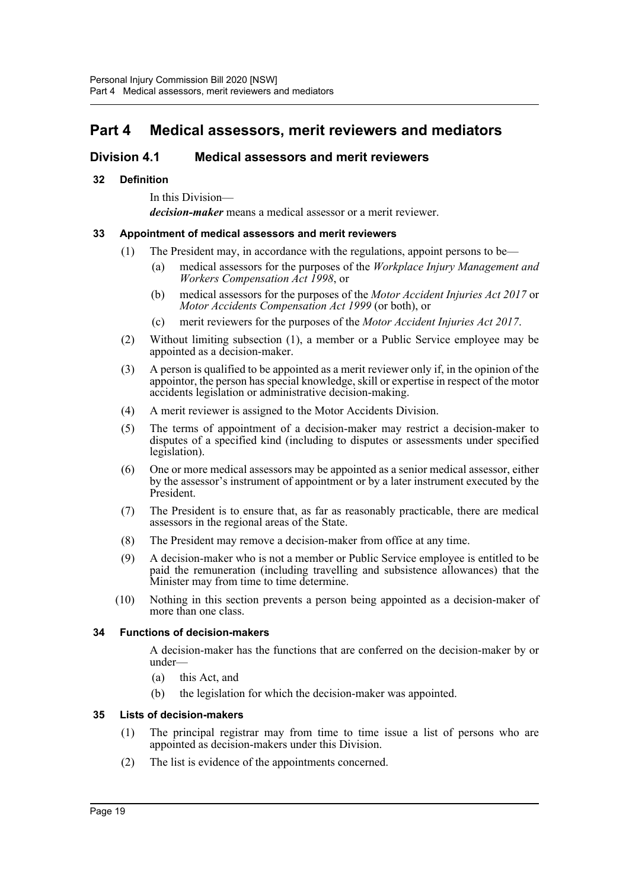# Part 4 Medical assessors, merit reviewers and mediators

## Division 4.1 Medical assessors and merit reviewers

### 32 Definition

In this Division—

***decision-maker*** means a medical assessor or a merit reviewer.

### 33 Appointment of medical assessors and merit reviewers

(1) The President may, in accordance with the regulations, appoint persons to be—

(a) medical assessors for the purposes of the *Workplace Injury Management and Workers Compensation Act 1998*, or

(b) medical assessors for the purposes of the *Motor Accident Injuries Act 2017* or *Motor Accidents Compensation Act 1999* (or both), or

(c) merit reviewers for the purposes of the *Motor Accident Injuries Act 2017*.

(2) Without limiting subsection (1), a member or a Public Service employee may be appointed as a decision-maker.

(3) A person is qualified to be appointed as a merit reviewer only if, in the opinion of the appointor, the person has special knowledge, skill or expertise in respect of the motor accidents legislation or administrative decision-making.

(4) A merit reviewer is assigned to the Motor Accidents Division.

(5) The terms of appointment of a decision-maker may restrict a decision-maker to disputes of a specified kind (including to disputes or assessments under specified legislation).

(6) One or more medical assessors may be appointed as a senior medical assessor, either by the assessor's instrument of appointment or by a later instrument executed by the President.

(7) The President is to ensure that, as far as reasonably practicable, there are medical assessors in the regional areas of the State.

(8) The President may remove a decision-maker from office at any time.

(9) A decision-maker who is not a member or Public Service employee is entitled to be paid the remuneration (including travelling and subsistence allowances) that the Minister may from time to time determine.

(10) Nothing in this section prevents a person being appointed as a decision-maker of more than one class.

### 34 Functions of decision-makers

A decision-maker has the functions that are conferred on the decision-maker by or under—

(a) this Act, and

(b) the legislation for which the decision-maker was appointed.

### 35 Lists of decision-makers

(1) The principal registrar may from time to time issue a list of persons who are appointed as decision-makers under this Division.

(2) The list is evidence of the appointments concerned.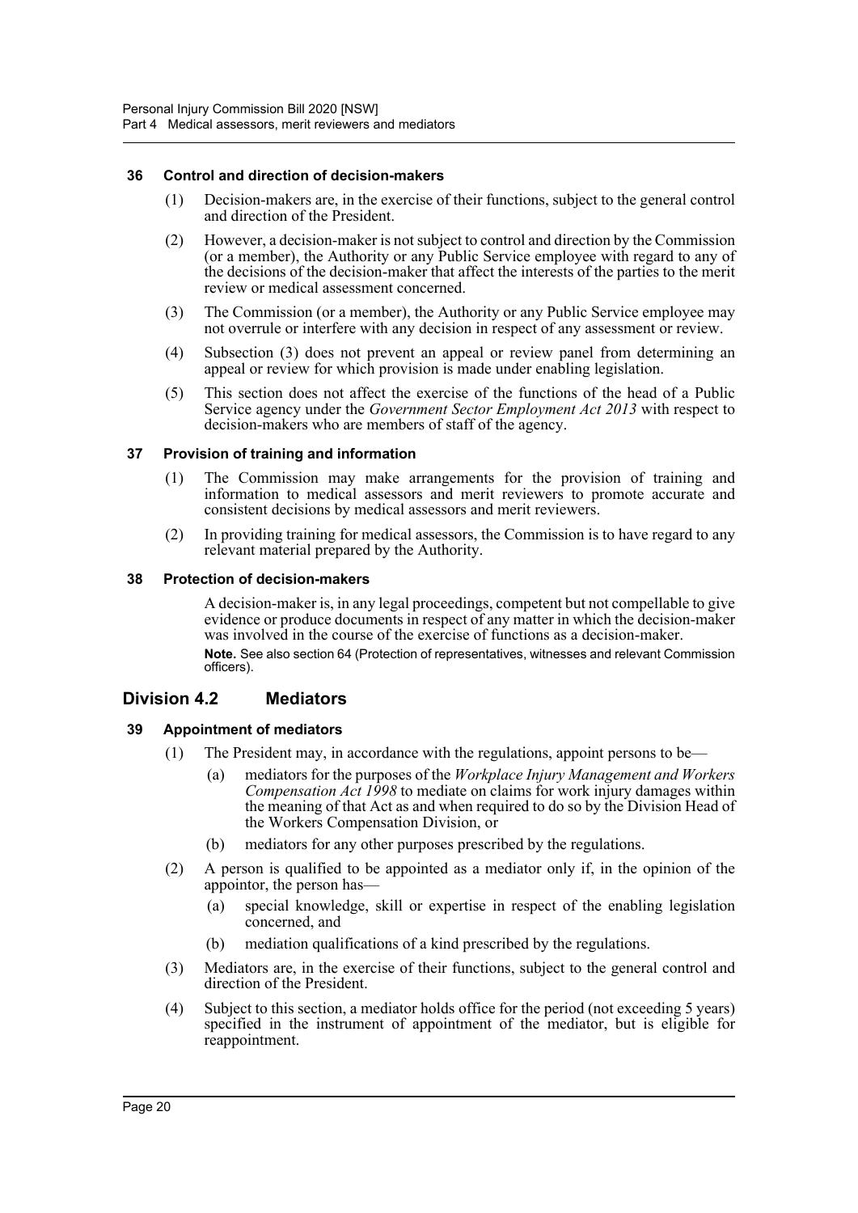### 36 Control and direction of decision-makers

(1) Decision-makers are, in the exercise of their functions, subject to the general control and direction of the President.

(2) However, a decision-maker is not subject to control and direction by the Commission (or a member), the Authority or any Public Service employee with regard to any of the decisions of the decision-maker that affect the interests of the parties to the merit review or medical assessment concerned.

(3) The Commission (or a member), the Authority or any Public Service employee may not overrule or interfere with any decision in respect of any assessment or review.

(4) Subsection (3) does not prevent an appeal or review panel from determining an appeal or review for which provision is made under enabling legislation.

(5) This section does not affect the exercise of the functions of the head of a Public Service agency under the *Government Sector Employment Act 2013* with respect to decision-makers who are members of staff of the agency.

### 37 Provision of training and information

(1) The Commission may make arrangements for the provision of training and information to medical assessors and merit reviewers to promote accurate and consistent decisions by medical assessors and merit reviewers.

(2) In providing training for medical assessors, the Commission is to have regard to any relevant material prepared by the Authority.

### 38 Protection of decision-makers

A decision-maker is, in any legal proceedings, competent but not compellable to give evidence or produce documents in respect of any matter in which the decision-maker was involved in the course of the exercise of functions as a decision-maker.

**Note.** See also section 64 (Protection of representatives, witnesses and relevant Commission officers).

## Division 4.2 Mediators

### 39 Appointment of mediators

(1) The President may, in accordance with the regulations, appoint persons to be—

(a) mediators for the purposes of the *Workplace Injury Management and Workers Compensation Act 1998* to mediate on claims for work injury damages within the meaning of that Act as and when required to do so by the Division Head of the Workers Compensation Division, or

(b) mediators for any other purposes prescribed by the regulations.

(2) A person is qualified to be appointed as a mediator only if, in the opinion of the appointor, the person has—

(a) special knowledge, skill or expertise in respect of the enabling legislation concerned, and

(b) mediation qualifications of a kind prescribed by the regulations.

(3) Mediators are, in the exercise of their functions, subject to the general control and direction of the President.

(4) Subject to this section, a mediator holds office for the period (not exceeding 5 years) specified in the instrument of appointment of the mediator, but is eligible for reappointment.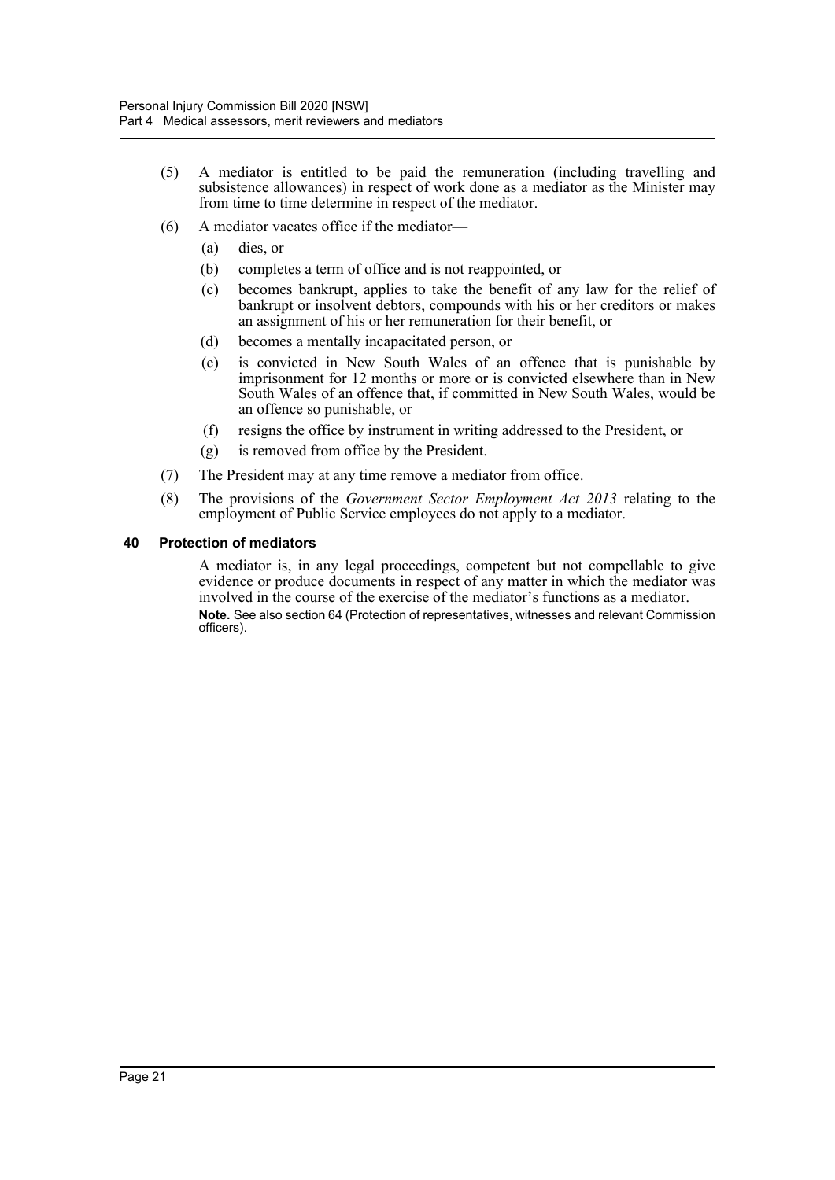(5) A mediator is entitled to be paid the remuneration (including travelling and subsistence allowances) in respect of work done as a mediator as the Minister may from time to time determine in respect of the mediator.

(6) A mediator vacates office if the mediator—

(a) dies, or

(b) completes a term of office and is not reappointed, or

(c) becomes bankrupt, applies to take the benefit of any law for the relief of bankrupt or insolvent debtors, compounds with his or her creditors or makes an assignment of his or her remuneration for their benefit, or

(d) becomes a mentally incapacitated person, or

(e) is convicted in New South Wales of an offence that is punishable by imprisonment for 12 months or more or is convicted elsewhere than in New South Wales of an offence that, if committed in New South Wales, would be an offence so punishable, or

(f) resigns the office by instrument in writing addressed to the President, or

(g) is removed from office by the President.

(7) The President may at any time remove a mediator from office.

(8) The provisions of the *Government Sector Employment Act 2013* relating to the employment of Public Service employees do not apply to a mediator.

### 40 Protection of mediators

A mediator is, in any legal proceedings, competent but not compellable to give evidence or produce documents in respect of any matter in which the mediator was involved in the course of the exercise of the mediator's functions as a mediator.

**Note.** See also section 64 (Protection of representatives, witnesses and relevant Commission officers).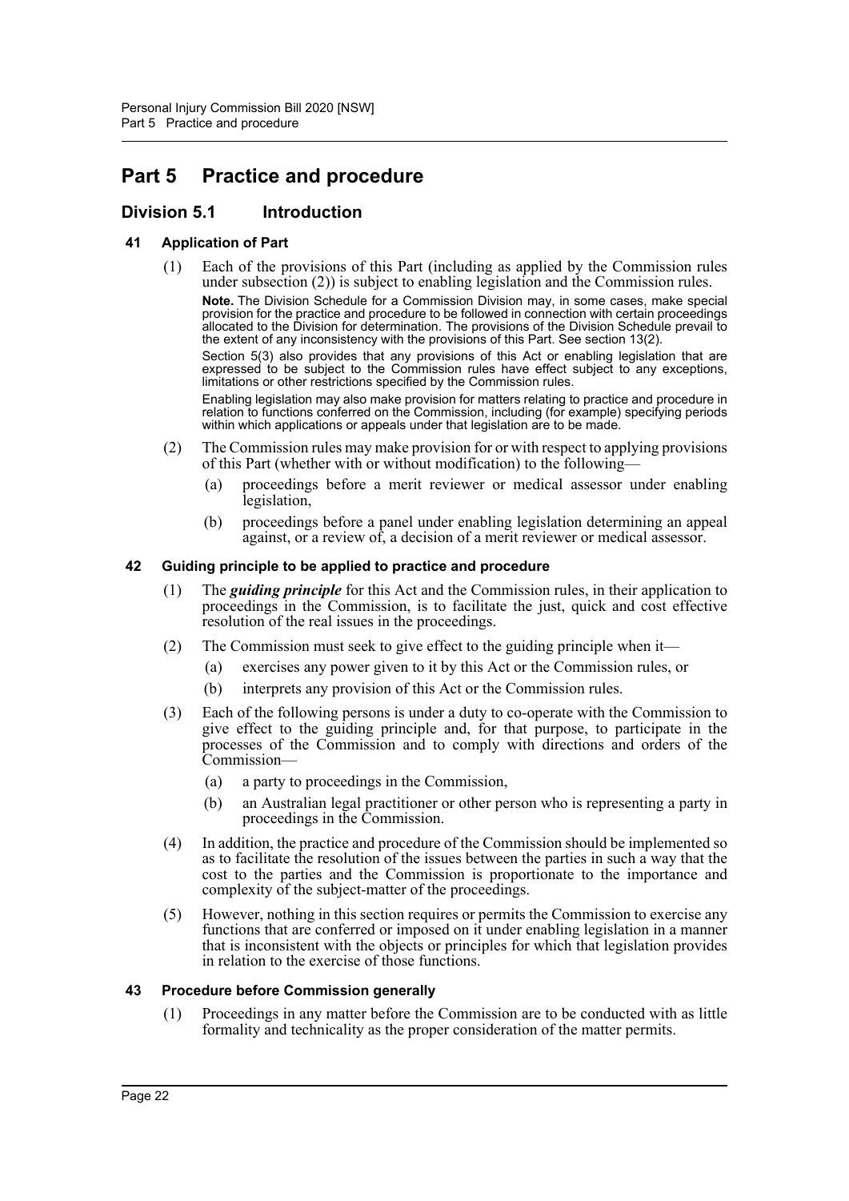# Part 5 Practice and procedure

## Division 5.1 Introduction

### 41 Application of Part

(1) Each of the provisions of this Part (including as applied by the Commission rules under subsection (2)) is subject to enabling legislation and the Commission rules.

**Note.** The Division Schedule for a Commission Division may, in some cases, make special provision for the practice and procedure to be followed in connection with certain proceedings allocated to the Division for determination. The provisions of the Division Schedule prevail to the extent of any inconsistency with the provisions of this Part. See section 13(2).

Section 5(3) also provides that any provisions of this Act or enabling legislation that are expressed to be subject to the Commission rules have effect subject to any exceptions, limitations or other restrictions specified by the Commission rules.

Enabling legislation may also make provision for matters relating to practice and procedure in relation to functions conferred on the Commission, including (for example) specifying periods within which applications or appeals under that legislation are to be made.

(2) The Commission rules may make provision for or with respect to applying provisions of this Part (whether with or without modification) to the following—

- (a) proceedings before a merit reviewer or medical assessor under enabling legislation,
- (b) proceedings before a panel under enabling legislation determining an appeal against, or a review of, a decision of a merit reviewer or medical assessor.

### 42 Guiding principle to be applied to practice and procedure

(1) The ***guiding principle*** for this Act and the Commission rules, in their application to proceedings in the Commission, is to facilitate the just, quick and cost effective resolution of the real issues in the proceedings.

(2) The Commission must seek to give effect to the guiding principle when it—

- (a) exercises any power given to it by this Act or the Commission rules, or
- (b) interprets any provision of this Act or the Commission rules.

(3) Each of the following persons is under a duty to co-operate with the Commission to give effect to the guiding principle and, for that purpose, to participate in the processes of the Commission and to comply with directions and orders of the Commission—

- (a) a party to proceedings in the Commission,
- (b) an Australian legal practitioner or other person who is representing a party in proceedings in the Commission.

(4) In addition, the practice and procedure of the Commission should be implemented so as to facilitate the resolution of the issues between the parties in such a way that the cost to the parties and the Commission is proportionate to the importance and complexity of the subject-matter of the proceedings.

(5) However, nothing in this section requires or permits the Commission to exercise any functions that are conferred or imposed on it under enabling legislation in a manner that is inconsistent with the objects or principles for which that legislation provides in relation to the exercise of those functions.

### 43 Procedure before Commission generally

(1) Proceedings in any matter before the Commission are to be conducted with as little formality and technicality as the proper consideration of the matter permits.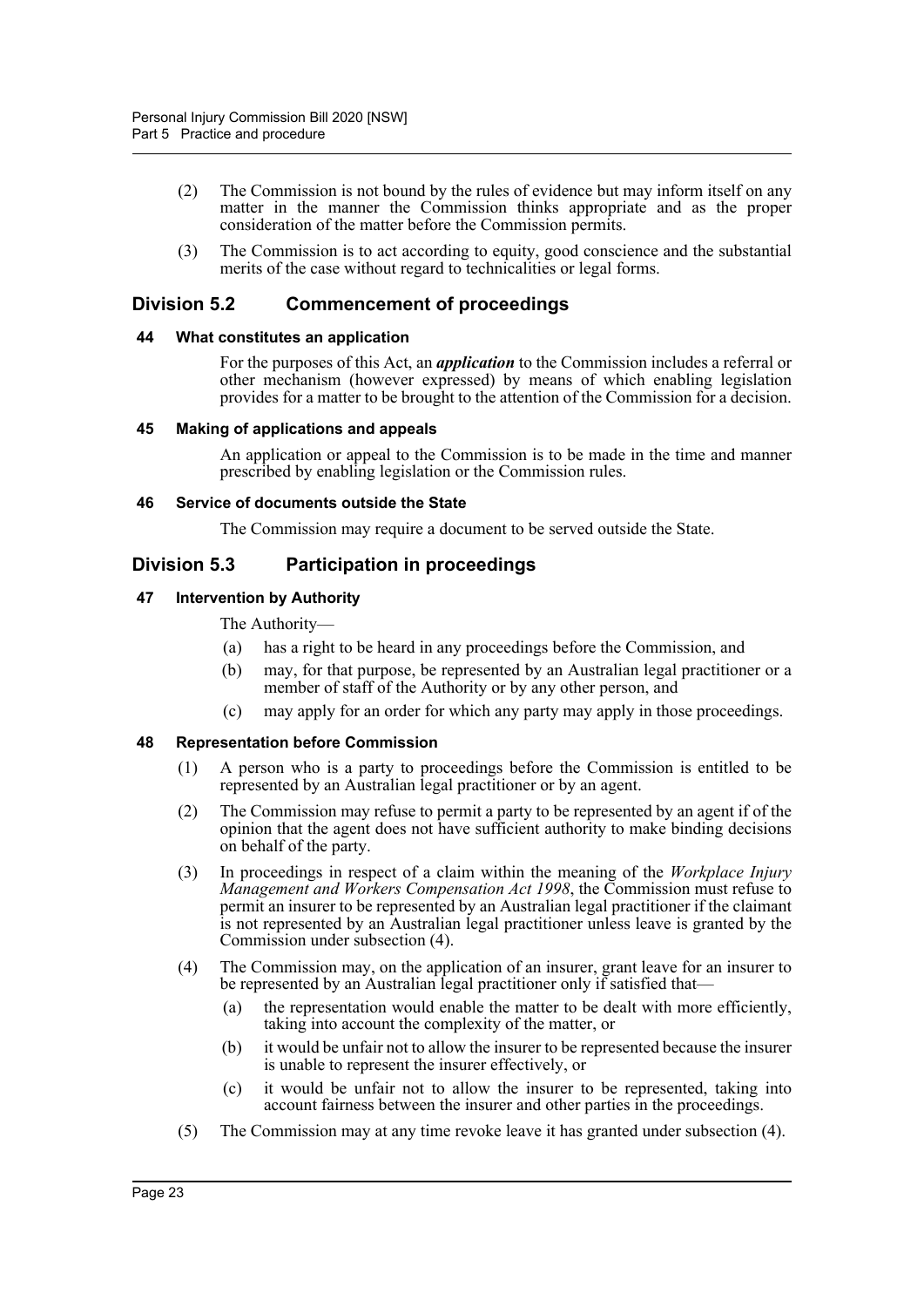(2) The Commission is not bound by the rules of evidence but may inform itself on any matter in the manner the Commission thinks appropriate and as the proper consideration of the matter before the Commission permits.

(3) The Commission is to act according to equity, good conscience and the substantial merits of the case without regard to technicalities or legal forms.

## Division 5.2 Commencement of proceedings

### 44 What constitutes an application

For the purposes of this Act, an ***application*** to the Commission includes a referral or other mechanism (however expressed) by means of which enabling legislation provides for a matter to be brought to the attention of the Commission for a decision.

### 45 Making of applications and appeals

An application or appeal to the Commission is to be made in the time and manner prescribed by enabling legislation or the Commission rules.

### 46 Service of documents outside the State

The Commission may require a document to be served outside the State.

## Division 5.3 Participation in proceedings

### 47 Intervention by Authority

The Authority—

(a) has a right to be heard in any proceedings before the Commission, and

(b) may, for that purpose, be represented by an Australian legal practitioner or a member of staff of the Authority or by any other person, and

(c) may apply for an order for which any party may apply in those proceedings.

### 48 Representation before Commission

(1) A person who is a party to proceedings before the Commission is entitled to be represented by an Australian legal practitioner or by an agent.

(2) The Commission may refuse to permit a party to be represented by an agent if of the opinion that the agent does not have sufficient authority to make binding decisions on behalf of the party.

(3) In proceedings in respect of a claim within the meaning of the *Workplace Injury Management and Workers Compensation Act 1998*, the Commission must refuse to permit an insurer to be represented by an Australian legal practitioner if the claimant is not represented by an Australian legal practitioner unless leave is granted by the Commission under subsection (4).

(4) The Commission may, on the application of an insurer, grant leave for an insurer to be represented by an Australian legal practitioner only if satisfied that—

(a) the representation would enable the matter to be dealt with more efficiently, taking into account the complexity of the matter, or

(b) it would be unfair not to allow the insurer to be represented because the insurer is unable to represent the insurer effectively, or

(c) it would be unfair not to allow the insurer to be represented, taking into account fairness between the insurer and other parties in the proceedings.

(5) The Commission may at any time revoke leave it has granted under subsection (4).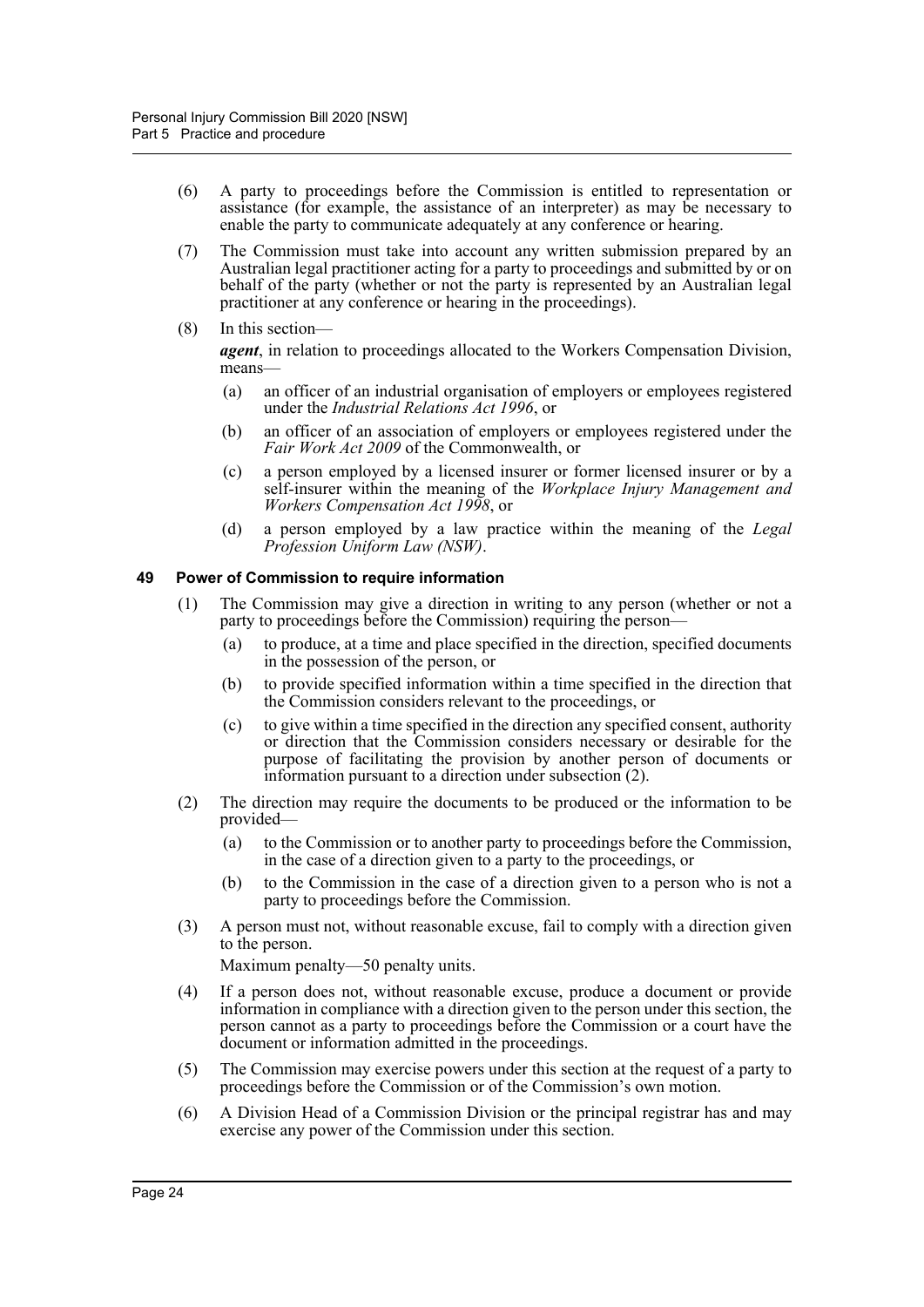(6) A party to proceedings before the Commission is entitled to representation or assistance (for example, the assistance of an interpreter) as may be necessary to enable the party to communicate adequately at any conference or hearing.

(7) The Commission must take into account any written submission prepared by an Australian legal practitioner acting for a party to proceedings and submitted by or on behalf of the party (whether or not the party is represented by an Australian legal practitioner at any conference or hearing in the proceedings).

(8) In this section—

***agent***, in relation to proceedings allocated to the Workers Compensation Division, means—

- (a) an officer of an industrial organisation of employers or employees registered under the *Industrial Relations Act 1996*, or
- (b) an officer of an association of employers or employees registered under the *Fair Work Act 2009* of the Commonwealth, or
- (c) a person employed by a licensed insurer or former licensed insurer or by a self-insurer within the meaning of the *Workplace Injury Management and Workers Compensation Act 1998*, or
- (d) a person employed by a law practice within the meaning of the *Legal Profession Uniform Law (NSW)*.

#### 49 Power of Commission to require information

(1) The Commission may give a direction in writing to any person (whether or not a party to proceedings before the Commission) requiring the person—

- (a) to produce, at a time and place specified in the direction, specified documents in the possession of the person, or
- (b) to provide specified information within a time specified in the direction that the Commission considers relevant to the proceedings, or
- (c) to give within a time specified in the direction any specified consent, authority or direction that the Commission considers necessary or desirable for the purpose of facilitating the provision by another person of documents or information pursuant to a direction under subsection (2).

(2) The direction may require the documents to be produced or the information to be provided—

- (a) to the Commission or to another party to proceedings before the Commission, in the case of a direction given to a party to the proceedings, or
- (b) to the Commission in the case of a direction given to a person who is not a party to proceedings before the Commission.

(3) A person must not, without reasonable excuse, fail to comply with a direction given to the person.

Maximum penalty—50 penalty units.

(4) If a person does not, without reasonable excuse, produce a document or provide information in compliance with a direction given to the person under this section, the person cannot as a party to proceedings before the Commission or a court have the document or information admitted in the proceedings.

(5) The Commission may exercise powers under this section at the request of a party to proceedings before the Commission or of the Commission's own motion.

(6) A Division Head of a Commission Division or the principal registrar has and may exercise any power of the Commission under this section.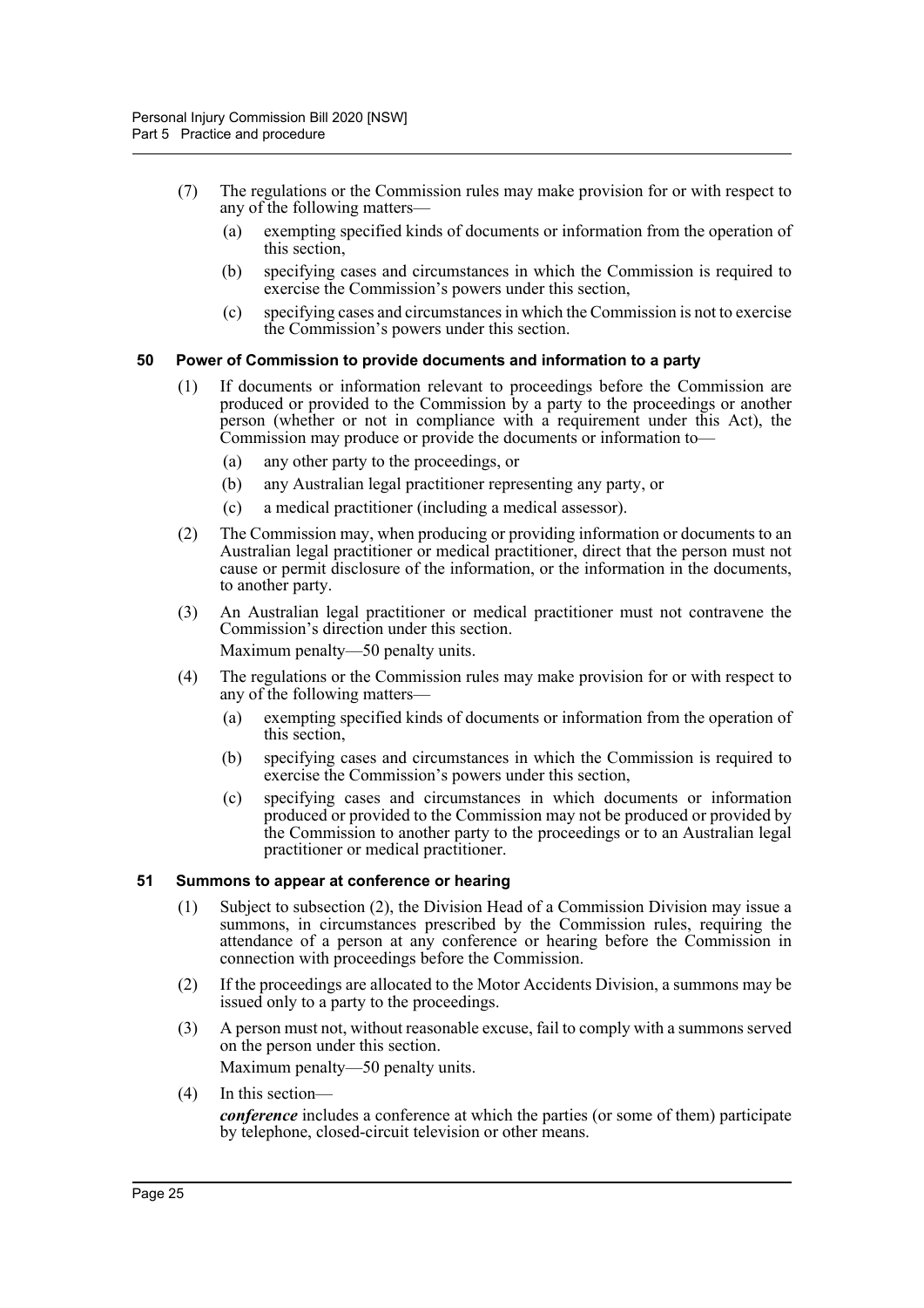(7) The regulations or the Commission rules may make provision for or with respect to any of the following matters—

   (a) exempting specified kinds of documents or information from the operation of this section,

   (b) specifying cases and circumstances in which the Commission is required to exercise the Commission's powers under this section,

   (c) specifying cases and circumstances in which the Commission is not to exercise the Commission's powers under this section.

### 50 Power of Commission to provide documents and information to a party

(1) If documents or information relevant to proceedings before the Commission are produced or provided to the Commission by a party to the proceedings or another person (whether or not in compliance with a requirement under this Act), the Commission may produce or provide the documents or information to—

   (a) any other party to the proceedings, or

   (b) any Australian legal practitioner representing any party, or

   (c) a medical practitioner (including a medical assessor).

(2) The Commission may, when producing or providing information or documents to an Australian legal practitioner or medical practitioner, direct that the person must not cause or permit disclosure of the information, or the information in the documents, to another party.

(3) An Australian legal practitioner or medical practitioner must not contravene the Commission's direction under this section.

Maximum penalty—50 penalty units.

(4) The regulations or the Commission rules may make provision for or with respect to any of the following matters—

   (a) exempting specified kinds of documents or information from the operation of this section,

   (b) specifying cases and circumstances in which the Commission is required to exercise the Commission's powers under this section,

   (c) specifying cases and circumstances in which documents or information produced or provided to the Commission may not be produced or provided by the Commission to another party to the proceedings or to an Australian legal practitioner or medical practitioner.

### 51 Summons to appear at conference or hearing

(1) Subject to subsection (2), the Division Head of a Commission Division may issue a summons, in circumstances prescribed by the Commission rules, requiring the attendance of a person at any conference or hearing before the Commission in connection with proceedings before the Commission.

(2) If the proceedings are allocated to the Motor Accidents Division, a summons may be issued only to a party to the proceedings.

(3) A person must not, without reasonable excuse, fail to comply with a summons served on the person under this section.

Maximum penalty—50 penalty units.

(4) In this section—

***conference*** includes a conference at which the parties (or some of them) participate by telephone, closed-circuit television or other means.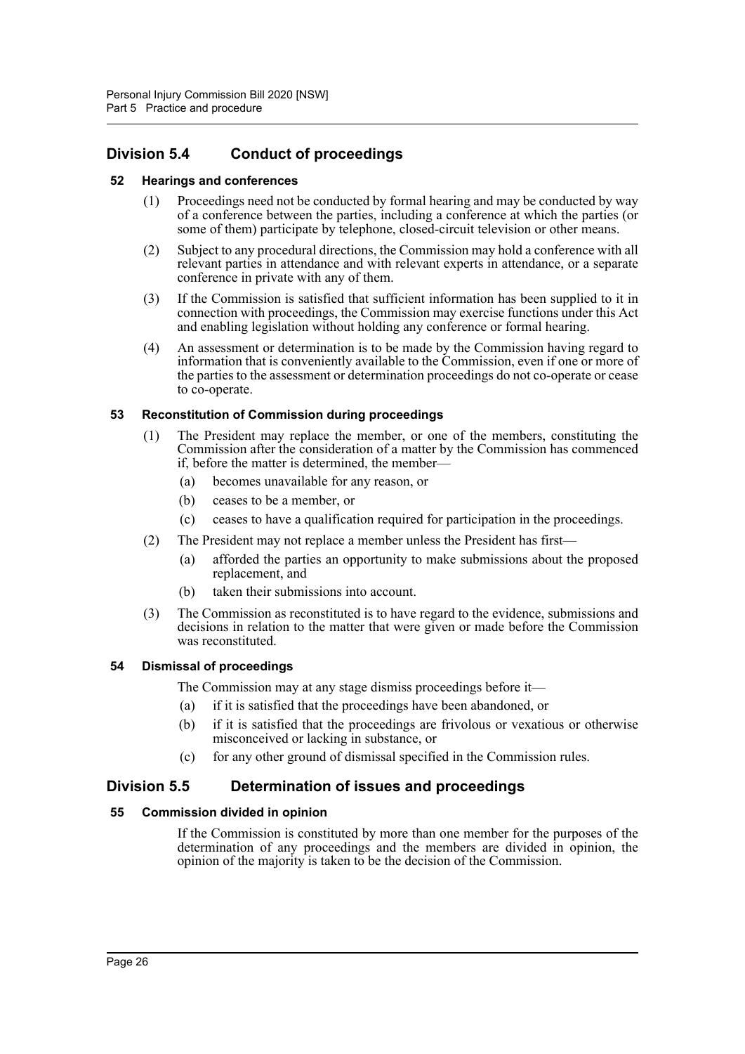## Division 5.4 Conduct of proceedings

### 52 Hearings and conferences

(1) Proceedings need not be conducted by formal hearing and may be conducted by way of a conference between the parties, including a conference at which the parties (or some of them) participate by telephone, closed-circuit television or other means.

(2) Subject to any procedural directions, the Commission may hold a conference with all relevant parties in attendance and with relevant experts in attendance, or a separate conference in private with any of them.

(3) If the Commission is satisfied that sufficient information has been supplied to it in connection with proceedings, the Commission may exercise functions under this Act and enabling legislation without holding any conference or formal hearing.

(4) An assessment or determination is to be made by the Commission having regard to information that is conveniently available to the Commission, even if one or more of the parties to the assessment or determination proceedings do not co-operate or cease to co-operate.

### 53 Reconstitution of Commission during proceedings

(1) The President may replace the member, or one of the members, constituting the Commission after the consideration of a matter by the Commission has commenced if, before the matter is determined, the member—

- (a) becomes unavailable for any reason, or
- (b) ceases to be a member, or
- (c) ceases to have a qualification required for participation in the proceedings.

(2) The President may not replace a member unless the President has first—

- (a) afforded the parties an opportunity to make submissions about the proposed replacement, and
- (b) taken their submissions into account.

(3) The Commission as reconstituted is to have regard to the evidence, submissions and decisions in relation to the matter that were given or made before the Commission was reconstituted.

### 54 Dismissal of proceedings

The Commission may at any stage dismiss proceedings before it—

- (a) if it is satisfied that the proceedings have been abandoned, or
- (b) if it is satisfied that the proceedings are frivolous or vexatious or otherwise misconceived or lacking in substance, or
- (c) for any other ground of dismissal specified in the Commission rules.

## Division 5.5 Determination of issues and proceedings

### 55 Commission divided in opinion

If the Commission is constituted by more than one member for the purposes of the determination of any proceedings and the members are divided in opinion, the opinion of the majority is taken to be the decision of the Commission.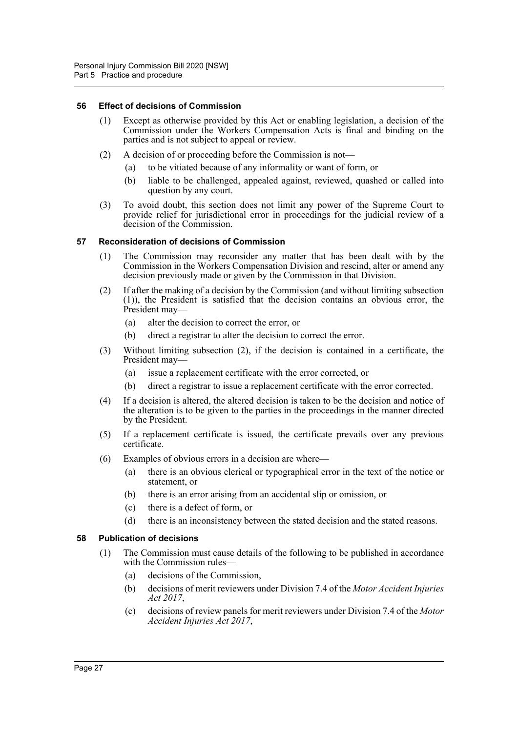### 56 Effect of decisions of Commission

(1) Except as otherwise provided by this Act or enabling legislation, a decision of the Commission under the Workers Compensation Acts is final and binding on the parties and is not subject to appeal or review.

(2) A decision of or proceeding before the Commission is not—

(a) to be vitiated because of any informality or want of form, or

(b) liable to be challenged, appealed against, reviewed, quashed or called into question by any court.

(3) To avoid doubt, this section does not limit any power of the Supreme Court to provide relief for jurisdictional error in proceedings for the judicial review of a decision of the Commission.

### 57 Reconsideration of decisions of Commission

(1) The Commission may reconsider any matter that has been dealt with by the Commission in the Workers Compensation Division and rescind, alter or amend any decision previously made or given by the Commission in that Division.

(2) If after the making of a decision by the Commission (and without limiting subsection (1)), the President is satisfied that the decision contains an obvious error, the President may—

(a) alter the decision to correct the error, or

(b) direct a registrar to alter the decision to correct the error.

(3) Without limiting subsection (2), if the decision is contained in a certificate, the President may—

(a) issue a replacement certificate with the error corrected, or

(b) direct a registrar to issue a replacement certificate with the error corrected.

(4) If a decision is altered, the altered decision is taken to be the decision and notice of the alteration is to be given to the parties in the proceedings in the manner directed by the President.

(5) If a replacement certificate is issued, the certificate prevails over any previous certificate.

(6) Examples of obvious errors in a decision are where—

(a) there is an obvious clerical or typographical error in the text of the notice or statement, or

(b) there is an error arising from an accidental slip or omission, or

(c) there is a defect of form, or

(d) there is an inconsistency between the stated decision and the stated reasons.

### 58 Publication of decisions

(1) The Commission must cause details of the following to be published in accordance with the Commission rules—

(a) decisions of the Commission,

(b) decisions of merit reviewers under Division 7.4 of the *Motor Accident Injuries Act 2017*,

(c) decisions of review panels for merit reviewers under Division 7.4 of the *Motor Accident Injuries Act 2017*,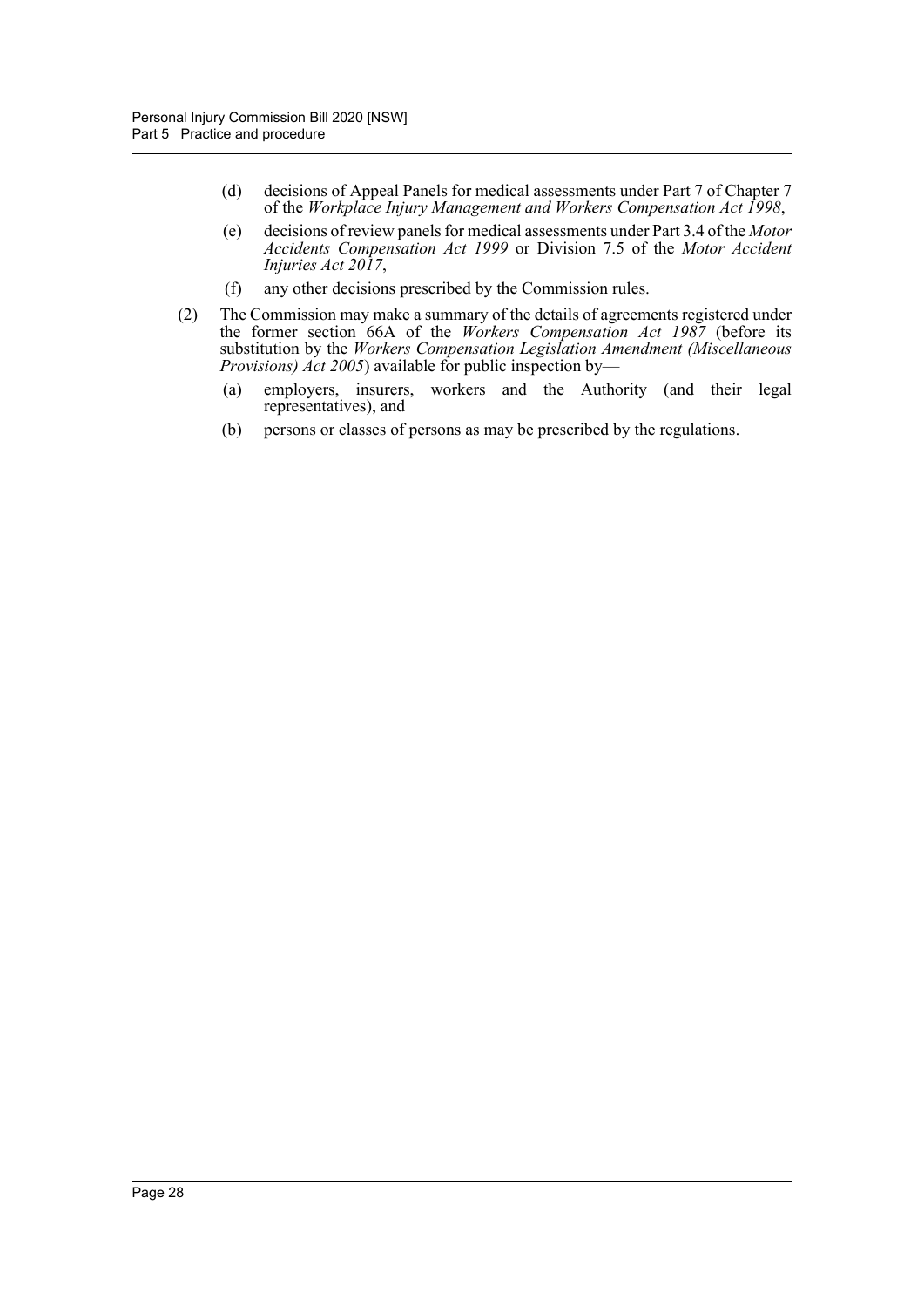(d) decisions of Appeal Panels for medical assessments under Part 7 of Chapter 7 of the *Workplace Injury Management and Workers Compensation Act 1998*,

(e) decisions of review panels for medical assessments under Part 3.4 of the *Motor Accidents Compensation Act 1999* or Division 7.5 of the *Motor Accident Injuries Act 2017*,

(f) any other decisions prescribed by the Commission rules.

(2) The Commission may make a summary of the details of agreements registered under the former section 66A of the *Workers Compensation Act 1987* (before its substitution by the *Workers Compensation Legislation Amendment (Miscellaneous Provisions) Act 2005*) available for public inspection by—

(a) employers, insurers, workers and the Authority (and their legal representatives), and

(b) persons or classes of persons as may be prescribed by the regulations.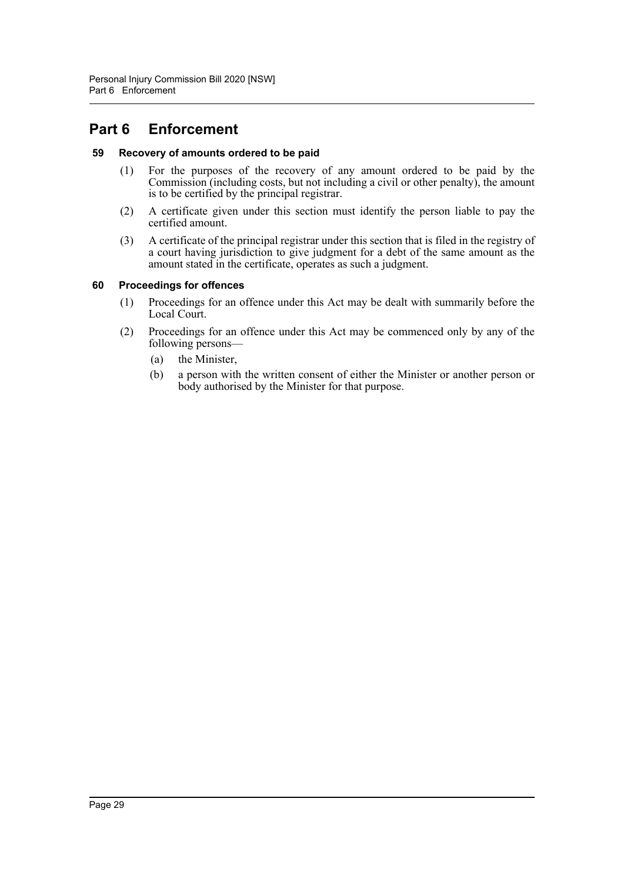# Part 6 Enforcement

### 59 Recovery of amounts ordered to be paid

(1) For the purposes of the recovery of any amount ordered to be paid by the Commission (including costs, but not including a civil or other penalty), the amount is to be certified by the principal registrar.

(2) A certificate given under this section must identify the person liable to pay the certified amount.

(3) A certificate of the principal registrar under this section that is filed in the registry of a court having jurisdiction to give judgment for a debt of the same amount as the amount stated in the certificate, operates as such a judgment.

### 60 Proceedings for offences

(1) Proceedings for an offence under this Act may be dealt with summarily before the Local Court.

(2) Proceedings for an offence under this Act may be commenced only by any of the following persons—

- (a) the Minister,
- (b) a person with the written consent of either the Minister or another person or body authorised by the Minister for that purpose.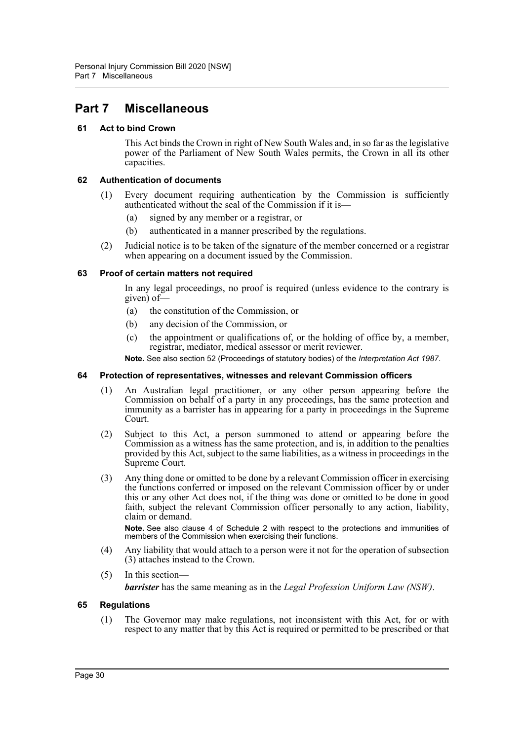# Part 7 Miscellaneous

### 61 Act to bind Crown

This Act binds the Crown in right of New South Wales and, in so far as the legislative power of the Parliament of New South Wales permits, the Crown in all its other capacities.

### 62 Authentication of documents

(1) Every document requiring authentication by the Commission is sufficiently authenticated without the seal of the Commission if it is—

(a) signed by any member or a registrar, or

(b) authenticated in a manner prescribed by the regulations.

(2) Judicial notice is to be taken of the signature of the member concerned or a registrar when appearing on a document issued by the Commission.

### 63 Proof of certain matters not required

In any legal proceedings, no proof is required (unless evidence to the contrary is given) of—

(a) the constitution of the Commission, or

(b) any decision of the Commission, or

(c) the appointment or qualifications of, or the holding of office by, a member, registrar, mediator, medical assessor or merit reviewer.

**Note.** See also section 52 (Proceedings of statutory bodies) of the *Interpretation Act 1987*.

### 64 Protection of representatives, witnesses and relevant Commission officers

(1) An Australian legal practitioner, or any other person appearing before the Commission on behalf of a party in any proceedings, has the same protection and immunity as a barrister has in appearing for a party in proceedings in the Supreme Court.

(2) Subject to this Act, a person summoned to attend or appearing before the Commission as a witness has the same protection, and is, in addition to the penalties provided by this Act, subject to the same liabilities, as a witness in proceedings in the Supreme Court.

(3) Any thing done or omitted to be done by a relevant Commission officer in exercising the functions conferred or imposed on the relevant Commission officer by or under this or any other Act does not, if the thing was done or omitted to be done in good faith, subject the relevant Commission officer personally to any action, liability, claim or demand.

**Note.** See also clause 4 of Schedule 2 with respect to the protections and immunities of members of the Commission when exercising their functions.

(4) Any liability that would attach to a person were it not for the operation of subsection (3) attaches instead to the Crown.

(5) In this section—

***barrister*** has the same meaning as in the *Legal Profession Uniform Law (NSW)*.

### 65 Regulations

(1) The Governor may make regulations, not inconsistent with this Act, for or with respect to any matter that by this Act is required or permitted to be prescribed or that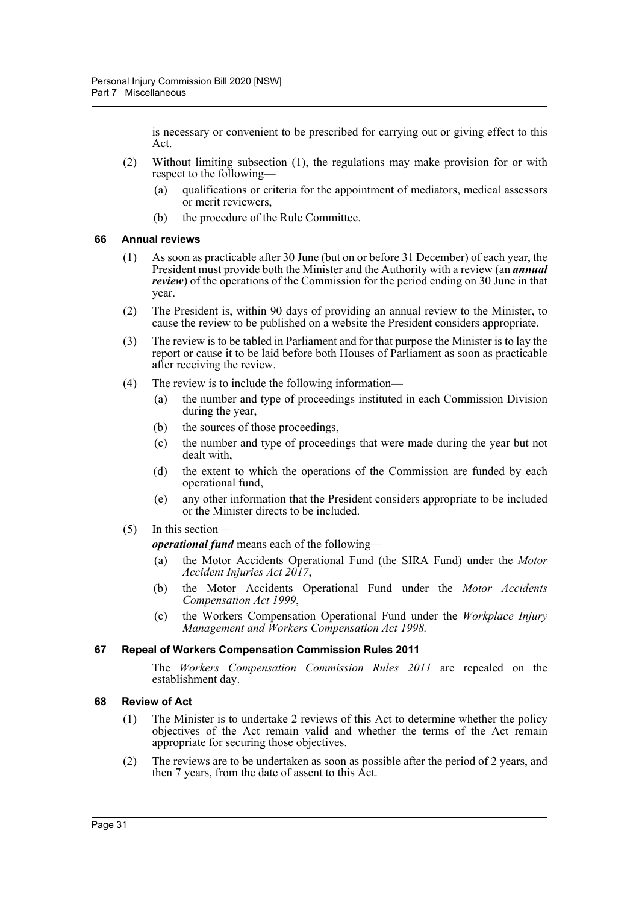is necessary or convenient to be prescribed for carrying out or giving effect to this Act.

(2) Without limiting subsection (1), the regulations may make provision for or with respect to the following—

(a) qualifications or criteria for the appointment of mediators, medical assessors or merit reviewers,

(b) the procedure of the Rule Committee.

### 66 Annual reviews

(1) As soon as practicable after 30 June (but on or before 31 December) of each year, the President must provide both the Minister and the Authority with a review (an ***annual review***) of the operations of the Commission for the period ending on 30 June in that year.

(2) The President is, within 90 days of providing an annual review to the Minister, to cause the review to be published on a website the President considers appropriate.

(3) The review is to be tabled in Parliament and for that purpose the Minister is to lay the report or cause it to be laid before both Houses of Parliament as soon as practicable after receiving the review.

(4) The review is to include the following information—

(a) the number and type of proceedings instituted in each Commission Division during the year,

(b) the sources of those proceedings,

(c) the number and type of proceedings that were made during the year but not dealt with,

(d) the extent to which the operations of the Commission are funded by each operational fund,

(e) any other information that the President considers appropriate to be included or the Minister directs to be included.

(5) In this section—

***operational fund*** means each of the following—

(a) the Motor Accidents Operational Fund (the SIRA Fund) under the *Motor Accident Injuries Act 2017*,

(b) the Motor Accidents Operational Fund under the *Motor Accidents Compensation Act 1999*,

(c) the Workers Compensation Operational Fund under the *Workplace Injury Management and Workers Compensation Act 1998.*

### 67 Repeal of Workers Compensation Commission Rules 2011

The *Workers Compensation Commission Rules 2011* are repealed on the establishment day.

### 68 Review of Act

(1) The Minister is to undertake 2 reviews of this Act to determine whether the policy objectives of the Act remain valid and whether the terms of the Act remain appropriate for securing those objectives.

(2) The reviews are to be undertaken as soon as possible after the period of 2 years, and then 7 years, from the date of assent to this Act.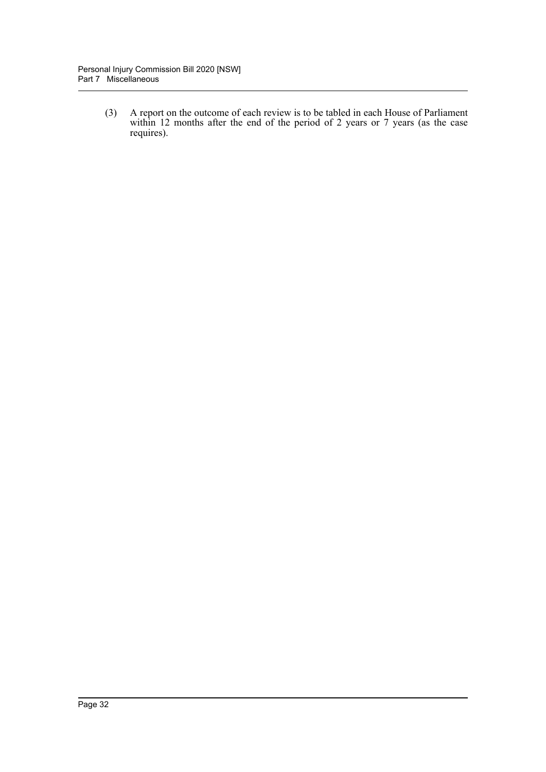(3) A report on the outcome of each review is to be tabled in each House of Parliament within 12 months after the end of the period of 2 years or 7 years (as the case requires).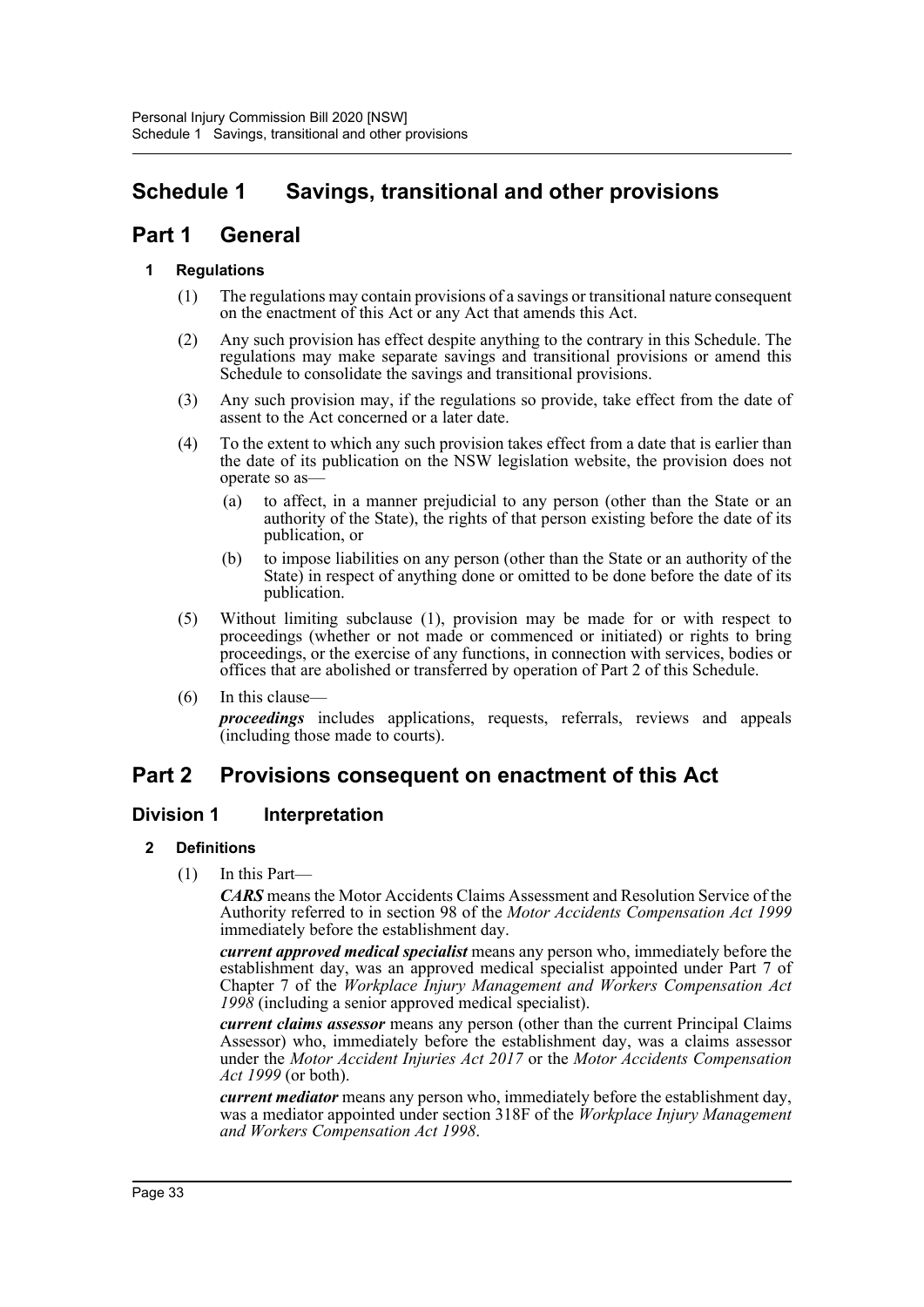# Schedule 1 Savings, transitional and other provisions

## Part 1 General

### 1 Regulations

(1) The regulations may contain provisions of a savings or transitional nature consequent on the enactment of this Act or any Act that amends this Act.

(2) Any such provision has effect despite anything to the contrary in this Schedule. The regulations may make separate savings and transitional provisions or amend this Schedule to consolidate the savings and transitional provisions.

(3) Any such provision may, if the regulations so provide, take effect from the date of assent to the Act concerned or a later date.

(4) To the extent to which any such provision takes effect from a date that is earlier than the date of its publication on the NSW legislation website, the provision does not operate so as—

(a) to affect, in a manner prejudicial to any person (other than the State or an authority of the State), the rights of that person existing before the date of its publication, or

(b) to impose liabilities on any person (other than the State or an authority of the State) in respect of anything done or omitted to be done before the date of its publication.

(5) Without limiting subclause (1), provision may be made for or with respect to proceedings (whether or not made or commenced or initiated) or rights to bring proceedings, or the exercise of any functions, in connection with services, bodies or offices that are abolished or transferred by operation of Part 2 of this Schedule.

(6) In this clause—

***proceedings*** includes applications, requests, referrals, reviews and appeals (including those made to courts).

## Part 2 Provisions consequent on enactment of this Act

### Division 1 Interpretation

### 2 Definitions

(1) In this Part—

***CARS*** means the Motor Accidents Claims Assessment and Resolution Service of the Authority referred to in section 98 of the *Motor Accidents Compensation Act 1999* immediately before the establishment day.

***current approved medical specialist*** means any person who, immediately before the establishment day, was an approved medical specialist appointed under Part 7 of Chapter 7 of the *Workplace Injury Management and Workers Compensation Act 1998* (including a senior approved medical specialist).

***current claims assessor*** means any person (other than the current Principal Claims Assessor) who, immediately before the establishment day, was a claims assessor under the *Motor Accident Injuries Act 2017* or the *Motor Accidents Compensation Act 1999* (or both).

***current mediator*** means any person who, immediately before the establishment day, was a mediator appointed under section 318F of the *Workplace Injury Management and Workers Compensation Act 1998*.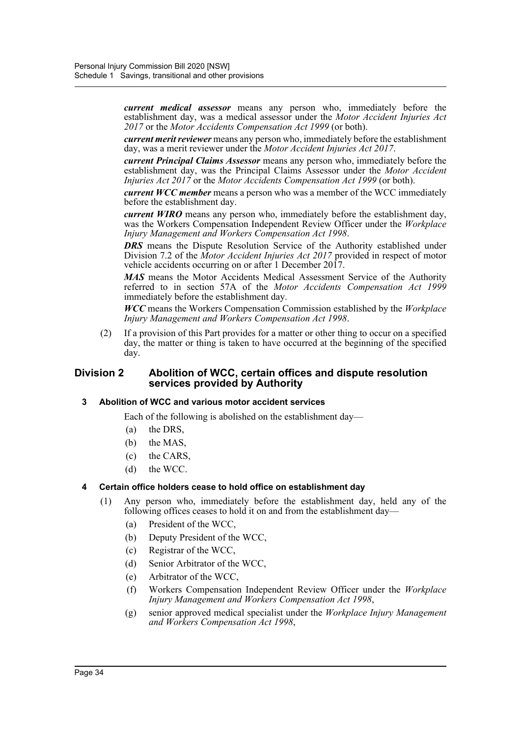***current medical assessor*** means any person who, immediately before the establishment day, was a medical assessor under the *Motor Accident Injuries Act 2017* or the *Motor Accidents Compensation Act 1999* (or both).

***current merit reviewer*** means any person who, immediately before the establishment day, was a merit reviewer under the *Motor Accident Injuries Act 2017*.

***current Principal Claims Assessor*** means any person who, immediately before the establishment day, was the Principal Claims Assessor under the *Motor Accident Injuries Act 2017* or the *Motor Accidents Compensation Act 1999* (or both).

***current WCC member*** means a person who was a member of the WCC immediately before the establishment day.

***current WIRO*** means any person who, immediately before the establishment day, was the Workers Compensation Independent Review Officer under the *Workplace Injury Management and Workers Compensation Act 1998*.

***DRS*** means the Dispute Resolution Service of the Authority established under Division 7.2 of the *Motor Accident Injuries Act 2017* provided in respect of motor vehicle accidents occurring on or after 1 December 2017.

***MAS*** means the Motor Accidents Medical Assessment Service of the Authority referred to in section 57A of the *Motor Accidents Compensation Act 1999* immediately before the establishment day.

***WCC*** means the Workers Compensation Commission established by the *Workplace Injury Management and Workers Compensation Act 1998*.

(2) If a provision of this Part provides for a matter or other thing to occur on a specified day, the matter or thing is taken to have occurred at the beginning of the specified day.

## Division 2 Abolition of WCC, certain offices and dispute resolution services provided by Authority

### 3 Abolition of WCC and various motor accident services

Each of the following is abolished on the establishment day—

(a) the DRS,

(b) the MAS,

(c) the CARS,

(d) the WCC.

### 4 Certain office holders cease to hold office on establishment day

(1) Any person who, immediately before the establishment day, held any of the following offices ceases to hold it on and from the establishment day—

(a) President of the WCC,

(b) Deputy President of the WCC,

(c) Registrar of the WCC,

(d) Senior Arbitrator of the WCC,

(e) Arbitrator of the WCC,

(f) Workers Compensation Independent Review Officer under the *Workplace Injury Management and Workers Compensation Act 1998*,

(g) senior approved medical specialist under the *Workplace Injury Management and Workers Compensation Act 1998*,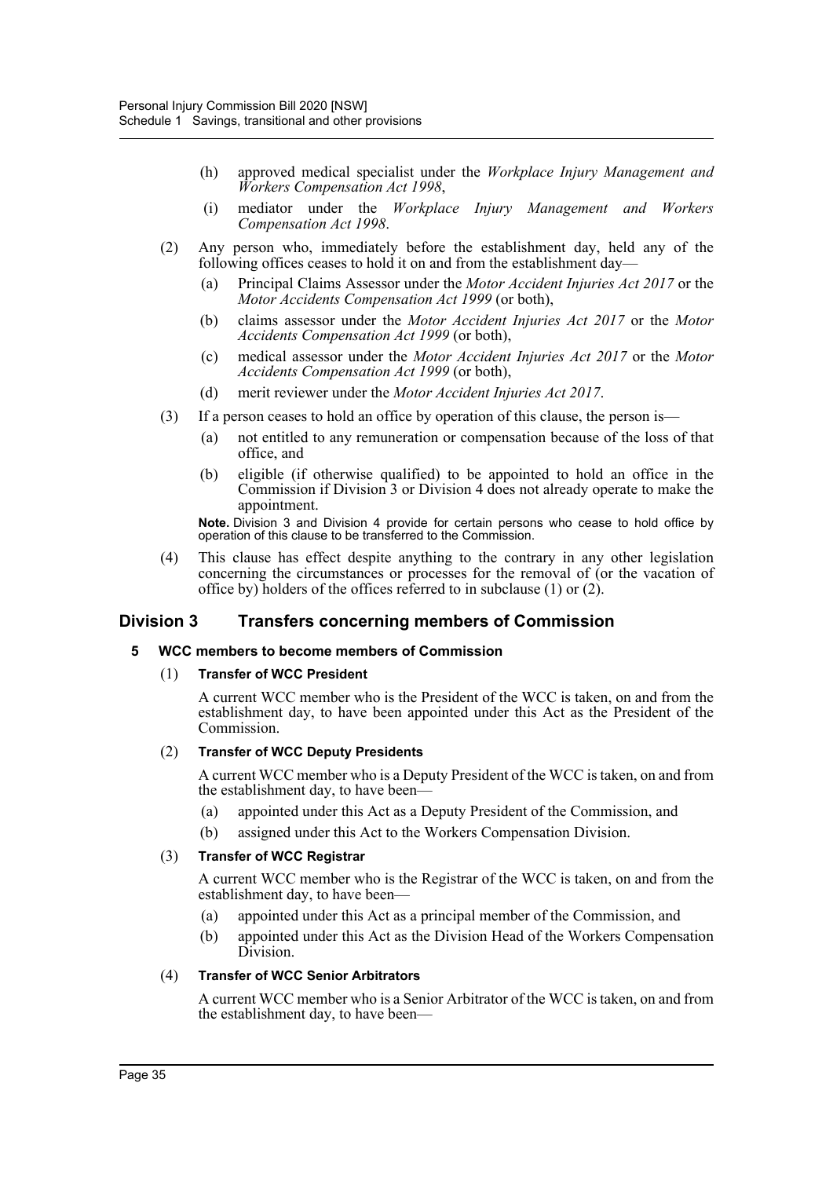(h) approved medical specialist under the *Workplace Injury Management and Workers Compensation Act 1998*,

(i) mediator under the *Workplace Injury Management and Workers Compensation Act 1998*.

(2) Any person who, immediately before the establishment day, held any of the following offices ceases to hold it on and from the establishment day—

(a) Principal Claims Assessor under the *Motor Accident Injuries Act 2017* or the *Motor Accidents Compensation Act 1999* (or both),

(b) claims assessor under the *Motor Accident Injuries Act 2017* or the *Motor Accidents Compensation Act 1999* (or both),

(c) medical assessor under the *Motor Accident Injuries Act 2017* or the *Motor Accidents Compensation Act 1999* (or both),

(d) merit reviewer under the *Motor Accident Injuries Act 2017*.

(3) If a person ceases to hold an office by operation of this clause, the person is—

(a) not entitled to any remuneration or compensation because of the loss of that office, and

(b) eligible (if otherwise qualified) to be appointed to hold an office in the Commission if Division 3 or Division 4 does not already operate to make the appointment.

**Note.** Division 3 and Division 4 provide for certain persons who cease to hold office by operation of this clause to be transferred to the Commission.

(4) This clause has effect despite anything to the contrary in any other legislation concerning the circumstances or processes for the removal of (or the vacation of office by) holders of the offices referred to in subclause (1) or (2).

## Division 3 Transfers concerning members of Commission

### 5 WCC members to become members of Commission

(1) **Transfer of WCC President**

A current WCC member who is the President of the WCC is taken, on and from the establishment day, to have been appointed under this Act as the President of the Commission.

(2) **Transfer of WCC Deputy Presidents**

A current WCC member who is a Deputy President of the WCC is taken, on and from the establishment day, to have been—

(a) appointed under this Act as a Deputy President of the Commission, and

(b) assigned under this Act to the Workers Compensation Division.

(3) **Transfer of WCC Registrar**

A current WCC member who is the Registrar of the WCC is taken, on and from the establishment day, to have been—

(a) appointed under this Act as a principal member of the Commission, and

(b) appointed under this Act as the Division Head of the Workers Compensation Division.

(4) **Transfer of WCC Senior Arbitrators**

A current WCC member who is a Senior Arbitrator of the WCC is taken, on and from the establishment day, to have been—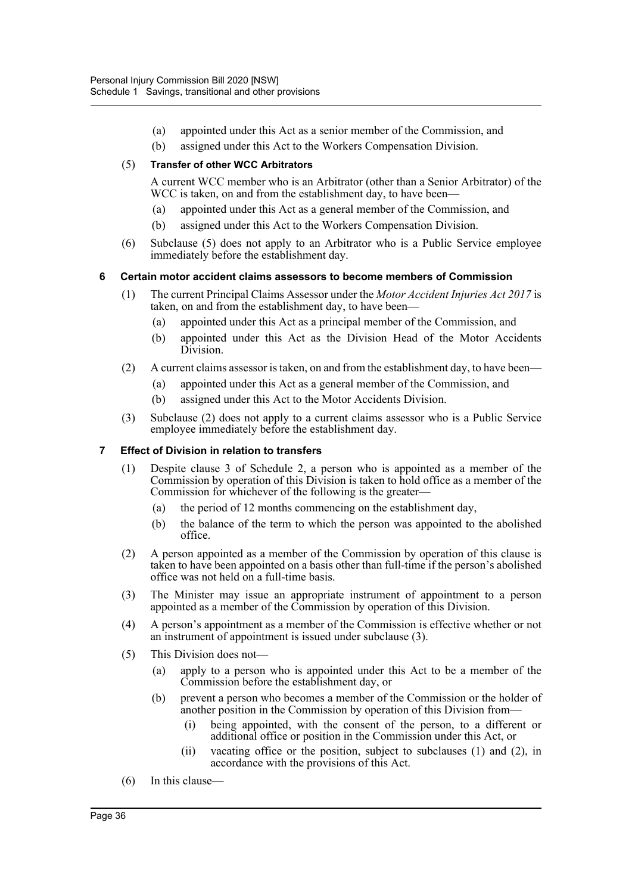(a) appointed under this Act as a senior member of the Commission, and

(b) assigned under this Act to the Workers Compensation Division.

(5) **Transfer of other WCC Arbitrators**

A current WCC member who is an Arbitrator (other than a Senior Arbitrator) of the WCC is taken, on and from the establishment day, to have been—

(a) appointed under this Act as a general member of the Commission, and

(b) assigned under this Act to the Workers Compensation Division.

(6) Subclause (5) does not apply to an Arbitrator who is a Public Service employee immediately before the establishment day.

### 6 Certain motor accident claims assessors to become members of Commission

(1) The current Principal Claims Assessor under the *Motor Accident Injuries Act 2017* is taken, on and from the establishment day, to have been—

(a) appointed under this Act as a principal member of the Commission, and

(b) appointed under this Act as the Division Head of the Motor Accidents Division.

(2) A current claims assessor is taken, on and from the establishment day, to have been—

(a) appointed under this Act as a general member of the Commission, and

(b) assigned under this Act to the Motor Accidents Division.

(3) Subclause (2) does not apply to a current claims assessor who is a Public Service employee immediately before the establishment day.

### 7 Effect of Division in relation to transfers

(1) Despite clause 3 of Schedule 2, a person who is appointed as a member of the Commission by operation of this Division is taken to hold office as a member of the Commission for whichever of the following is the greater—

(a) the period of 12 months commencing on the establishment day,

(b) the balance of the term to which the person was appointed to the abolished office.

(2) A person appointed as a member of the Commission by operation of this clause is taken to have been appointed on a basis other than full-time if the person's abolished office was not held on a full-time basis.

(3) The Minister may issue an appropriate instrument of appointment to a person appointed as a member of the Commission by operation of this Division.

(4) A person's appointment as a member of the Commission is effective whether or not an instrument of appointment is issued under subclause (3).

(5) This Division does not—

(a) apply to a person who is appointed under this Act to be a member of the Commission before the establishment day, or

(b) prevent a person who becomes a member of the Commission or the holder of another position in the Commission by operation of this Division from—

(i) being appointed, with the consent of the person, to a different or additional office or position in the Commission under this Act, or

(ii) vacating office or the position, subject to subclauses (1) and (2), in accordance with the provisions of this Act.

(6) In this clause—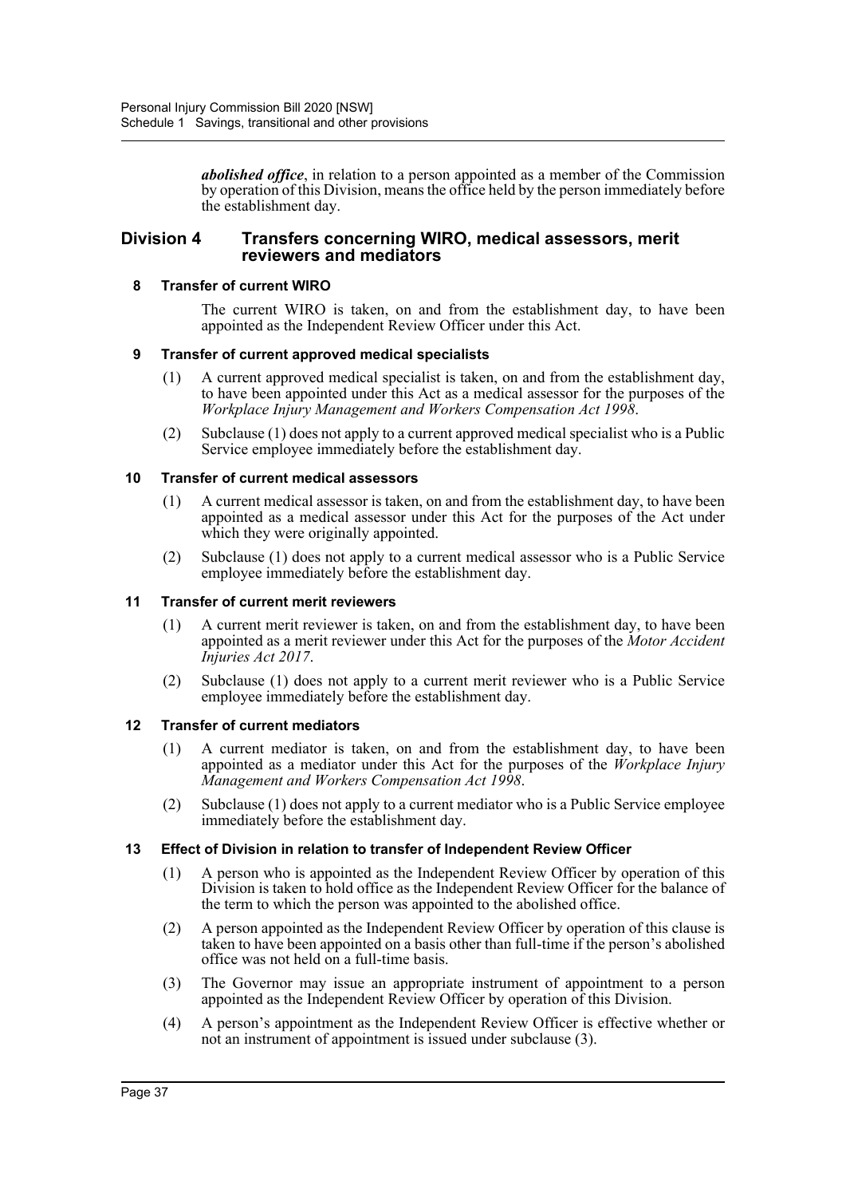***abolished office***, in relation to a person appointed as a member of the Commission by operation of this Division, means the office held by the person immediately before the establishment day.

## Division 4 Transfers concerning WIRO, medical assessors, merit reviewers and mediators

### 8 Transfer of current WIRO

The current WIRO is taken, on and from the establishment day, to have been appointed as the Independent Review Officer under this Act.

### 9 Transfer of current approved medical specialists

(1) A current approved medical specialist is taken, on and from the establishment day, to have been appointed under this Act as a medical assessor for the purposes of the *Workplace Injury Management and Workers Compensation Act 1998*.

(2) Subclause (1) does not apply to a current approved medical specialist who is a Public Service employee immediately before the establishment day.

### 10 Transfer of current medical assessors

(1) A current medical assessor is taken, on and from the establishment day, to have been appointed as a medical assessor under this Act for the purposes of the Act under which they were originally appointed.

(2) Subclause (1) does not apply to a current medical assessor who is a Public Service employee immediately before the establishment day.

### 11 Transfer of current merit reviewers

(1) A current merit reviewer is taken, on and from the establishment day, to have been appointed as a merit reviewer under this Act for the purposes of the *Motor Accident Injuries Act 2017*.

(2) Subclause (1) does not apply to a current merit reviewer who is a Public Service employee immediately before the establishment day.

### 12 Transfer of current mediators

(1) A current mediator is taken, on and from the establishment day, to have been appointed as a mediator under this Act for the purposes of the *Workplace Injury Management and Workers Compensation Act 1998*.

(2) Subclause (1) does not apply to a current mediator who is a Public Service employee immediately before the establishment day.

### 13 Effect of Division in relation to transfer of Independent Review Officer

(1) A person who is appointed as the Independent Review Officer by operation of this Division is taken to hold office as the Independent Review Officer for the balance of the term to which the person was appointed to the abolished office.

(2) A person appointed as the Independent Review Officer by operation of this clause is taken to have been appointed on a basis other than full-time if the person's abolished office was not held on a full-time basis.

(3) The Governor may issue an appropriate instrument of appointment to a person appointed as the Independent Review Officer by operation of this Division.

(4) A person's appointment as the Independent Review Officer is effective whether or not an instrument of appointment is issued under subclause (3).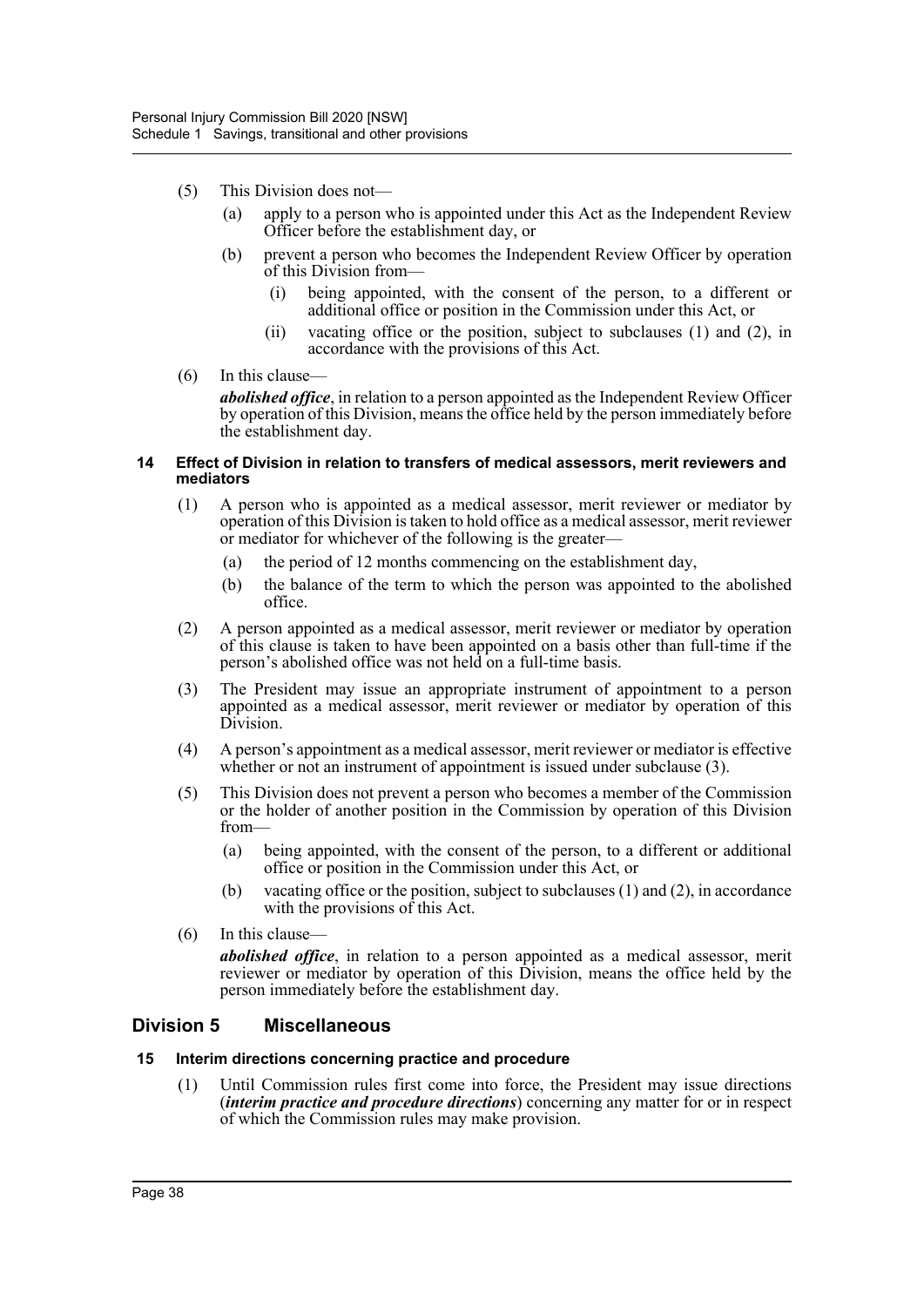(5) This Division does not—

  (a) apply to a person who is appointed under this Act as the Independent Review Officer before the establishment day, or

  (b) prevent a person who becomes the Independent Review Officer by operation of this Division from—

    (i) being appointed, with the consent of the person, to a different or additional office or position in the Commission under this Act, or

    (ii) vacating office or the position, subject to subclauses (1) and (2), in accordance with the provisions of this Act.

(6) In this clause—

***abolished office***, in relation to a person appointed as the Independent Review Officer by operation of this Division, means the office held by the person immediately before the establishment day.

#### 14 Effect of Division in relation to transfers of medical assessors, merit reviewers and mediators

(1) A person who is appointed as a medical assessor, merit reviewer or mediator by operation of this Division is taken to hold office as a medical assessor, merit reviewer or mediator for whichever of the following is the greater—

  (a) the period of 12 months commencing on the establishment day,

  (b) the balance of the term to which the person was appointed to the abolished office.

(2) A person appointed as a medical assessor, merit reviewer or mediator by operation of this clause is taken to have been appointed on a basis other than full-time if the person's abolished office was not held on a full-time basis.

(3) The President may issue an appropriate instrument of appointment to a person appointed as a medical assessor, merit reviewer or mediator by operation of this Division.

(4) A person's appointment as a medical assessor, merit reviewer or mediator is effective whether or not an instrument of appointment is issued under subclause (3).

(5) This Division does not prevent a person who becomes a member of the Commission or the holder of another position in the Commission by operation of this Division from—

  (a) being appointed, with the consent of the person, to a different or additional office or position in the Commission under this Act, or

  (b) vacating office or the position, subject to subclauses (1) and (2), in accordance with the provisions of this Act.

(6) In this clause—

***abolished office***, in relation to a person appointed as a medical assessor, merit reviewer or mediator by operation of this Division, means the office held by the person immediately before the establishment day.

## Division 5 Miscellaneous

#### 15 Interim directions concerning practice and procedure

(1) Until Commission rules first come into force, the President may issue directions (***interim practice and procedure directions***) concerning any matter for or in respect of which the Commission rules may make provision.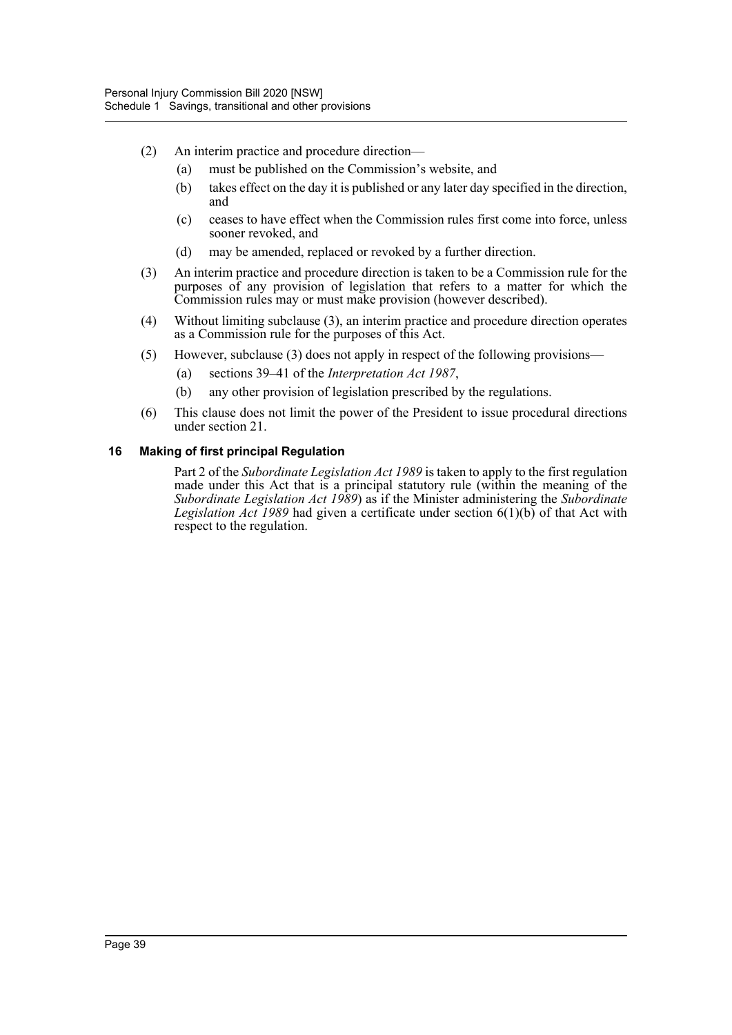(2) An interim practice and procedure direction—

  (a) must be published on the Commission's website, and

  (b) takes effect on the day it is published or any later day specified in the direction, and

  (c) ceases to have effect when the Commission rules first come into force, unless sooner revoked, and

  (d) may be amended, replaced or revoked by a further direction.

(3) An interim practice and procedure direction is taken to be a Commission rule for the purposes of any provision of legislation that refers to a matter for which the Commission rules may or must make provision (however described).

(4) Without limiting subclause (3), an interim practice and procedure direction operates as a Commission rule for the purposes of this Act.

(5) However, subclause (3) does not apply in respect of the following provisions—

  (a) sections 39–41 of the *Interpretation Act 1987*,

  (b) any other provision of legislation prescribed by the regulations.

(6) This clause does not limit the power of the President to issue procedural directions under section 21.

### 16 Making of first principal Regulation

Part 2 of the *Subordinate Legislation Act 1989* is taken to apply to the first regulation made under this Act that is a principal statutory rule (within the meaning of the *Subordinate Legislation Act 1989*) as if the Minister administering the *Subordinate Legislation Act 1989* had given a certificate under section 6(1)(b) of that Act with respect to the regulation.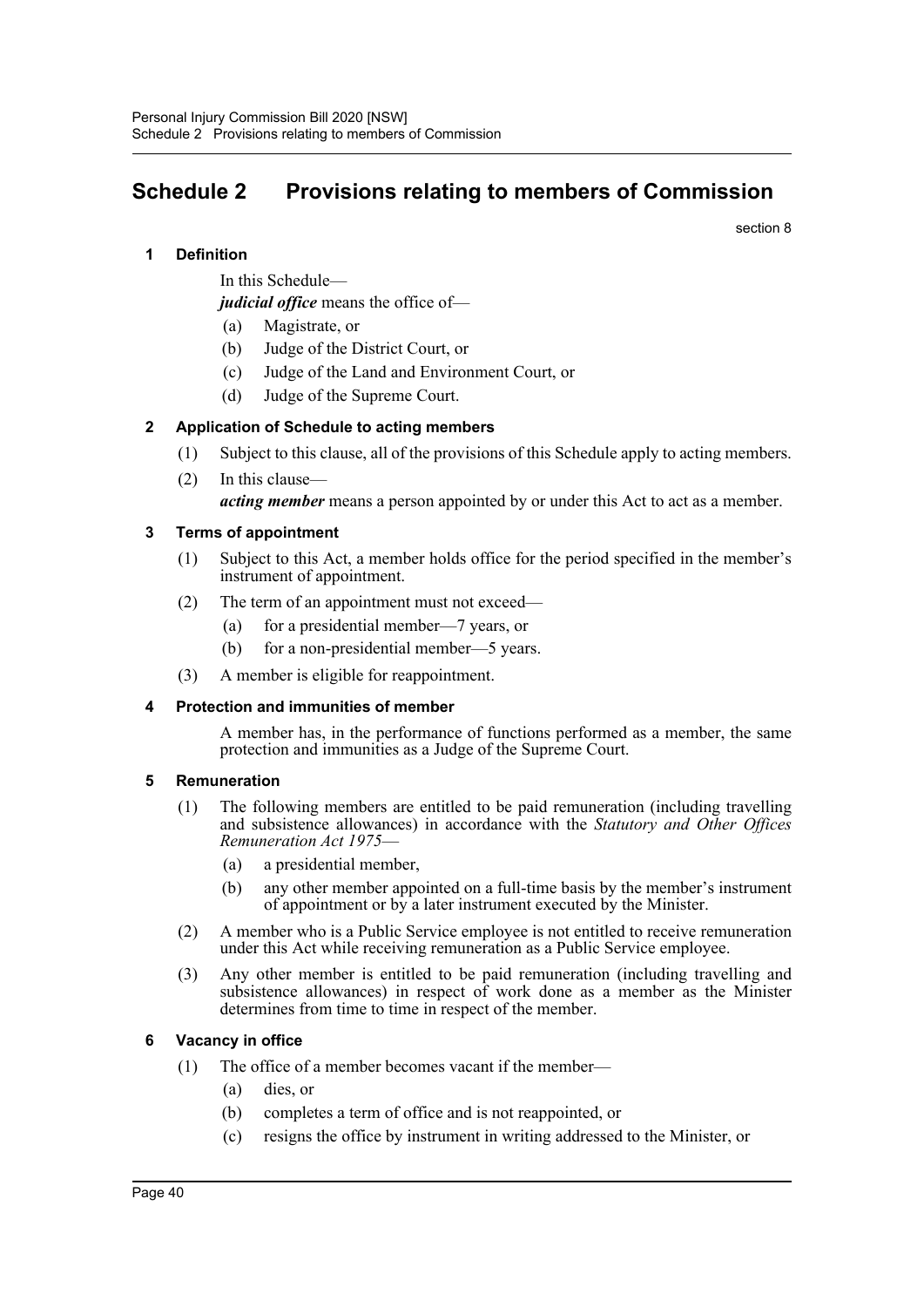# Schedule 2 Provisions relating to members of Commission

section 8

## 1 Definition

In this Schedule—

***judicial office*** means the office of—

- (a) Magistrate, or
- (b) Judge of the District Court, or
- (c) Judge of the Land and Environment Court, or
- (d) Judge of the Supreme Court.

## 2 Application of Schedule to acting members

(1) Subject to this clause, all of the provisions of this Schedule apply to acting members.

(2) In this clause—

***acting member*** means a person appointed by or under this Act to act as a member.

## 3 Terms of appointment

(1) Subject to this Act, a member holds office for the period specified in the member's instrument of appointment.

(2) The term of an appointment must not exceed—

- (a) for a presidential member—7 years, or
- (b) for a non-presidential member—5 years.

(3) A member is eligible for reappointment.

## 4 Protection and immunities of member

A member has, in the performance of functions performed as a member, the same protection and immunities as a Judge of the Supreme Court.

## 5 Remuneration

(1) The following members are entitled to be paid remuneration (including travelling and subsistence allowances) in accordance with the *Statutory and Other Offices Remuneration Act 1975*—

- (a) a presidential member,
- (b) any other member appointed on a full-time basis by the member's instrument of appointment or by a later instrument executed by the Minister.

(2) A member who is a Public Service employee is not entitled to receive remuneration under this Act while receiving remuneration as a Public Service employee.

(3) Any other member is entitled to be paid remuneration (including travelling and subsistence allowances) in respect of work done as a member as the Minister determines from time to time in respect of the member.

## 6 Vacancy in office

(1) The office of a member becomes vacant if the member—

- (a) dies, or
- (b) completes a term of office and is not reappointed, or
- (c) resigns the office by instrument in writing addressed to the Minister, or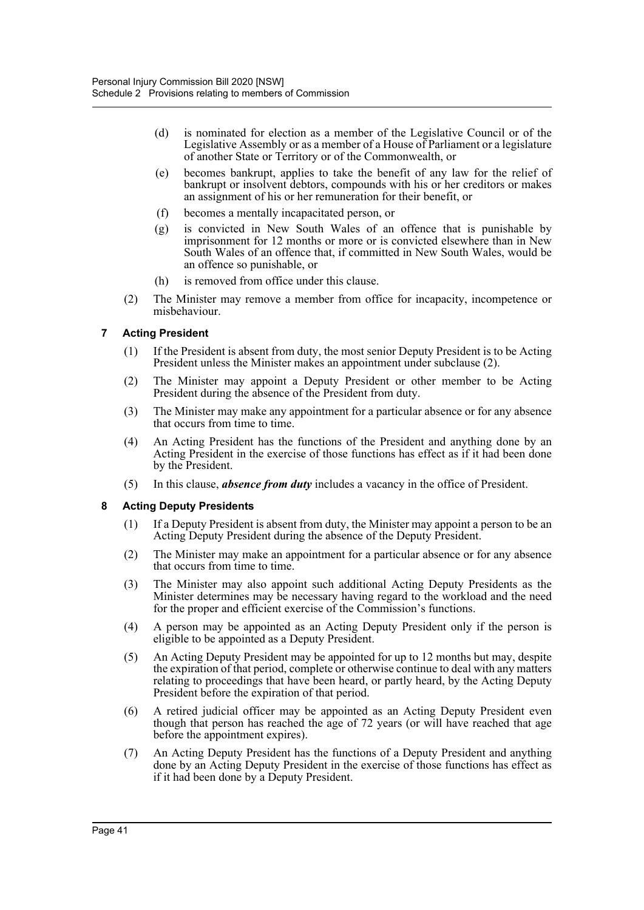(d) is nominated for election as a member of the Legislative Council or of the Legislative Assembly or as a member of a House of Parliament or a legislature of another State or Territory or of the Commonwealth, or

(e) becomes bankrupt, applies to take the benefit of any law for the relief of bankrupt or insolvent debtors, compounds with his or her creditors or makes an assignment of his or her remuneration for their benefit, or

(f) becomes a mentally incapacitated person, or

(g) is convicted in New South Wales of an offence that is punishable by imprisonment for 12 months or more or is convicted elsewhere than in New South Wales of an offence that, if committed in New South Wales, would be an offence so punishable, or

(h) is removed from office under this clause.

(2) The Minister may remove a member from office for incapacity, incompetence or misbehaviour.

### 7 Acting President

(1) If the President is absent from duty, the most senior Deputy President is to be Acting President unless the Minister makes an appointment under subclause (2).

(2) The Minister may appoint a Deputy President or other member to be Acting President during the absence of the President from duty.

(3) The Minister may make any appointment for a particular absence or for any absence that occurs from time to time.

(4) An Acting President has the functions of the President and anything done by an Acting President in the exercise of those functions has effect as if it had been done by the President.

(5) In this clause, ***absence from duty*** includes a vacancy in the office of President.

### 8 Acting Deputy Presidents

(1) If a Deputy President is absent from duty, the Minister may appoint a person to be an Acting Deputy President during the absence of the Deputy President.

(2) The Minister may make an appointment for a particular absence or for any absence that occurs from time to time.

(3) The Minister may also appoint such additional Acting Deputy Presidents as the Minister determines may be necessary having regard to the workload and the need for the proper and efficient exercise of the Commission's functions.

(4) A person may be appointed as an Acting Deputy President only if the person is eligible to be appointed as a Deputy President.

(5) An Acting Deputy President may be appointed for up to 12 months but may, despite the expiration of that period, complete or otherwise continue to deal with any matters relating to proceedings that have been heard, or partly heard, by the Acting Deputy President before the expiration of that period.

(6) A retired judicial officer may be appointed as an Acting Deputy President even though that person has reached the age of 72 years (or will have reached that age before the appointment expires).

(7) An Acting Deputy President has the functions of a Deputy President and anything done by an Acting Deputy President in the exercise of those functions has effect as if it had been done by a Deputy President.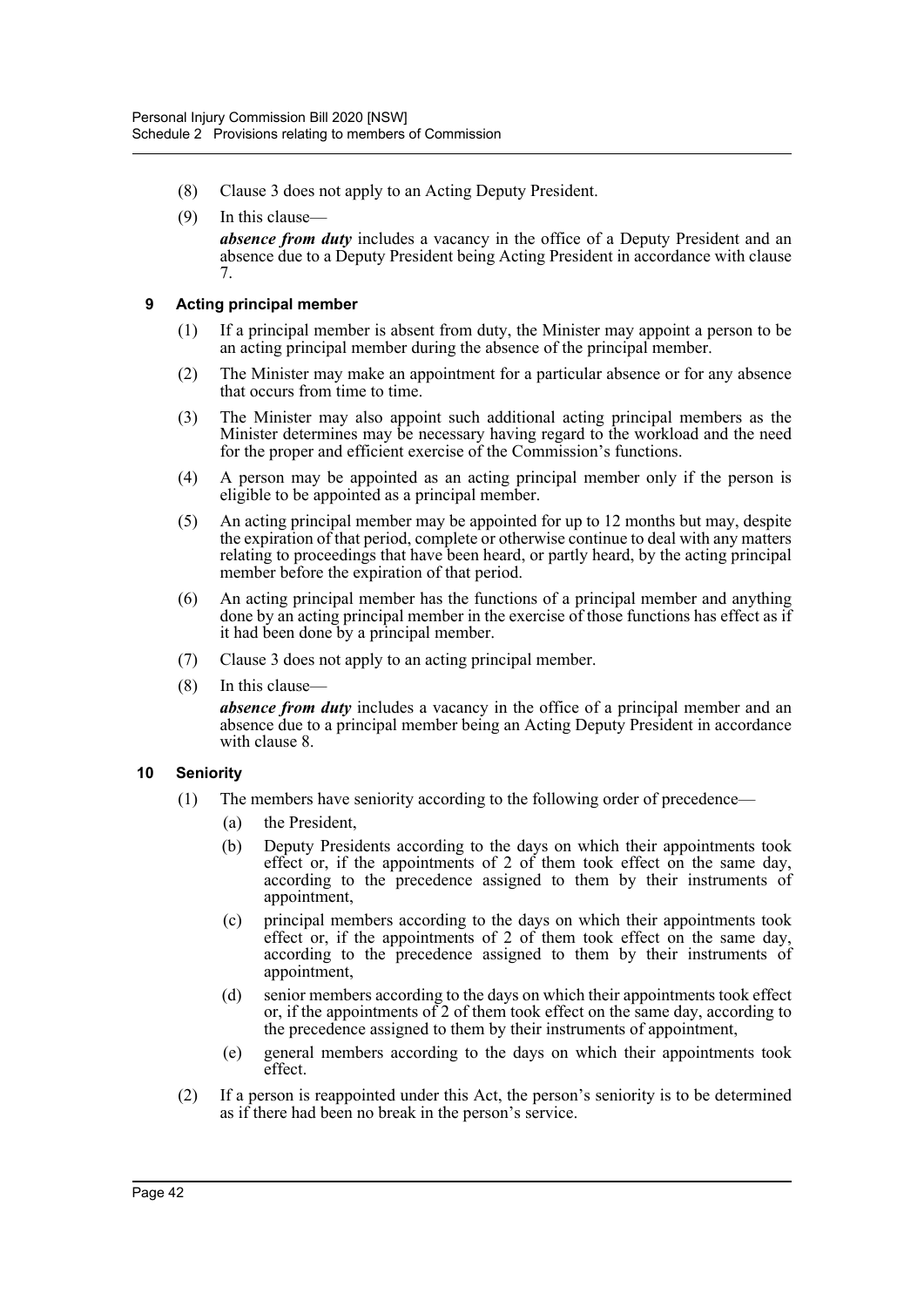(8) Clause 3 does not apply to an Acting Deputy President.

(9) In this clause—

***absence from duty*** includes a vacancy in the office of a Deputy President and an absence due to a Deputy President being Acting President in accordance with clause 7.

### 9 Acting principal member

(1) If a principal member is absent from duty, the Minister may appoint a person to be an acting principal member during the absence of the principal member.

(2) The Minister may make an appointment for a particular absence or for any absence that occurs from time to time.

(3) The Minister may also appoint such additional acting principal members as the Minister determines may be necessary having regard to the workload and the need for the proper and efficient exercise of the Commission's functions.

(4) A person may be appointed as an acting principal member only if the person is eligible to be appointed as a principal member.

(5) An acting principal member may be appointed for up to 12 months but may, despite the expiration of that period, complete or otherwise continue to deal with any matters relating to proceedings that have been heard, or partly heard, by the acting principal member before the expiration of that period.

(6) An acting principal member has the functions of a principal member and anything done by an acting principal member in the exercise of those functions has effect as if it had been done by a principal member.

(7) Clause 3 does not apply to an acting principal member.

(8) In this clause—

***absence from duty*** includes a vacancy in the office of a principal member and an absence due to a principal member being an Acting Deputy President in accordance with clause 8.

### 10 Seniority

(1) The members have seniority according to the following order of precedence—

(a) the President,

(b) Deputy Presidents according to the days on which their appointments took effect or, if the appointments of 2 of them took effect on the same day, according to the precedence assigned to them by their instruments of appointment,

(c) principal members according to the days on which their appointments took effect or, if the appointments of 2 of them took effect on the same day, according to the precedence assigned to them by their instruments of appointment,

(d) senior members according to the days on which their appointments took effect or, if the appointments of 2 of them took effect on the same day, according to the precedence assigned to them by their instruments of appointment,

(e) general members according to the days on which their appointments took effect.

(2) If a person is reappointed under this Act, the person's seniority is to be determined as if there had been no break in the person's service.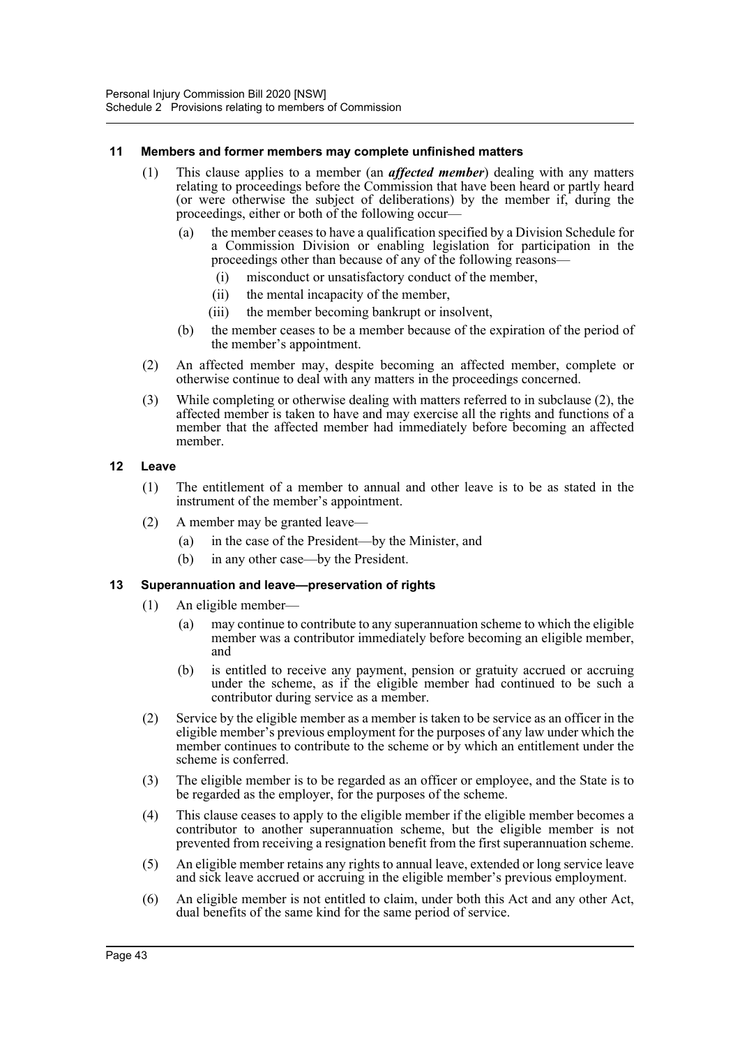### 11 Members and former members may complete unfinished matters

(1) This clause applies to a member (an ***affected member***) dealing with any matters relating to proceedings before the Commission that have been heard or partly heard (or were otherwise the subject of deliberations) by the member if, during the proceedings, either or both of the following occur—

(a) the member ceases to have a qualification specified by a Division Schedule for a Commission Division or enabling legislation for participation in the proceedings other than because of any of the following reasons—

(i) misconduct or unsatisfactory conduct of the member,

(ii) the mental incapacity of the member,

(iii) the member becoming bankrupt or insolvent,

(b) the member ceases to be a member because of the expiration of the period of the member's appointment.

(2) An affected member may, despite becoming an affected member, complete or otherwise continue to deal with any matters in the proceedings concerned.

(3) While completing or otherwise dealing with matters referred to in subclause (2), the affected member is taken to have and may exercise all the rights and functions of a member that the affected member had immediately before becoming an affected member.

### 12 Leave

(1) The entitlement of a member to annual and other leave is to be as stated in the instrument of the member's appointment.

(2) A member may be granted leave—

(a) in the case of the President—by the Minister, and

(b) in any other case—by the President.

### 13 Superannuation and leave—preservation of rights

(1) An eligible member—

(a) may continue to contribute to any superannuation scheme to which the eligible member was a contributor immediately before becoming an eligible member, and

(b) is entitled to receive any payment, pension or gratuity accrued or accruing under the scheme, as if the eligible member had continued to be such a contributor during service as a member.

(2) Service by the eligible member as a member is taken to be service as an officer in the eligible member's previous employment for the purposes of any law under which the member continues to contribute to the scheme or by which an entitlement under the scheme is conferred.

(3) The eligible member is to be regarded as an officer or employee, and the State is to be regarded as the employer, for the purposes of the scheme.

(4) This clause ceases to apply to the eligible member if the eligible member becomes a contributor to another superannuation scheme, but the eligible member is not prevented from receiving a resignation benefit from the first superannuation scheme.

(5) An eligible member retains any rights to annual leave, extended or long service leave and sick leave accrued or accruing in the eligible member's previous employment.

(6) An eligible member is not entitled to claim, under both this Act and any other Act, dual benefits of the same kind for the same period of service.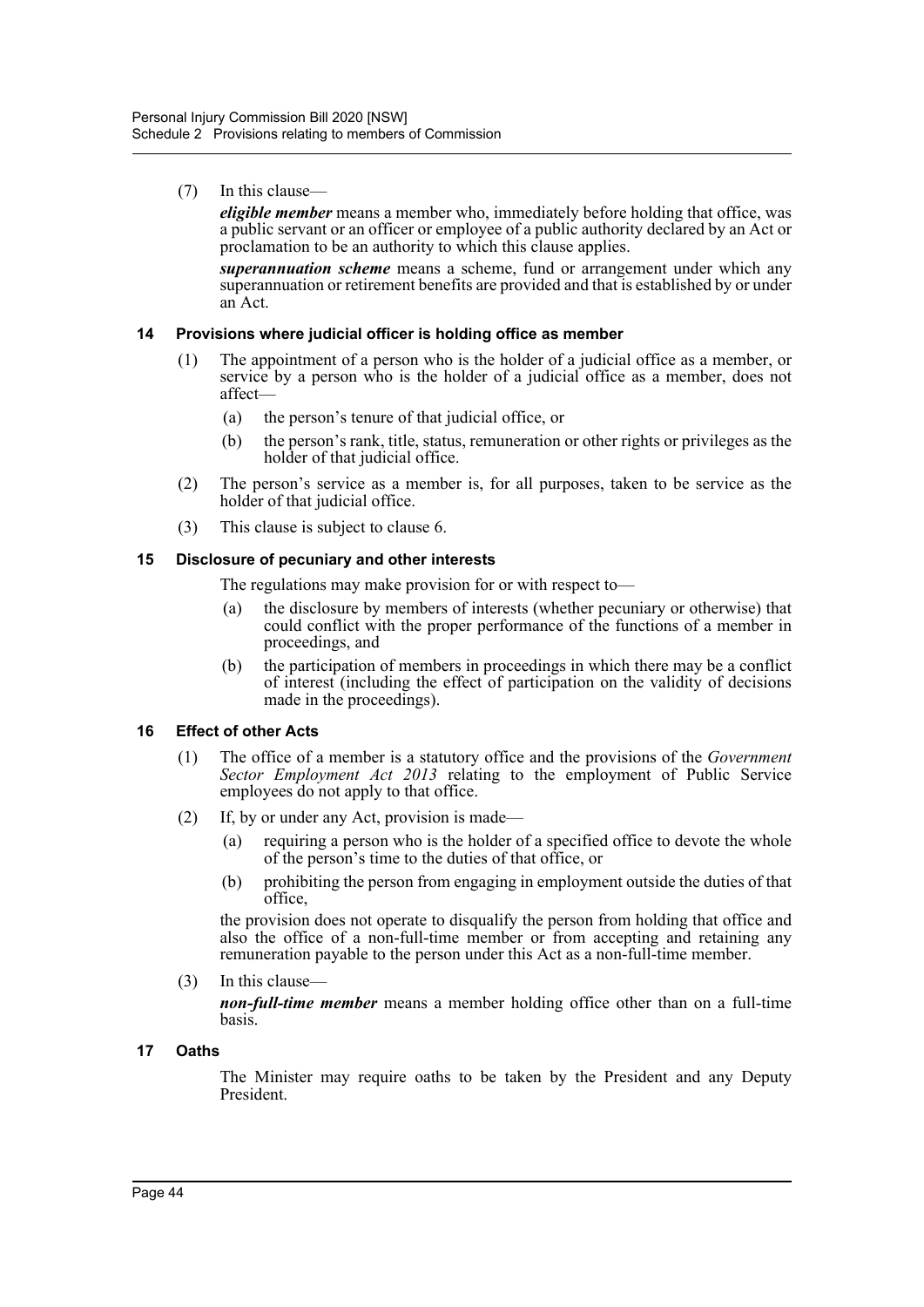(7) In this clause—

***eligible member*** means a member who, immediately before holding that office, was a public servant or an officer or employee of a public authority declared by an Act or proclamation to be an authority to which this clause applies.

***superannuation scheme*** means a scheme, fund or arrangement under which any superannuation or retirement benefits are provided and that is established by or under an Act.

### 14 Provisions where judicial officer is holding office as member

(1) The appointment of a person who is the holder of a judicial office as a member, or service by a person who is the holder of a judicial office as a member, does not affect—

- (a) the person's tenure of that judicial office, or
- (b) the person's rank, title, status, remuneration or other rights or privileges as the holder of that judicial office.

(2) The person's service as a member is, for all purposes, taken to be service as the holder of that judicial office.

(3) This clause is subject to clause 6.

### 15 Disclosure of pecuniary and other interests

The regulations may make provision for or with respect to—

- (a) the disclosure by members of interests (whether pecuniary or otherwise) that could conflict with the proper performance of the functions of a member in proceedings, and
- (b) the participation of members in proceedings in which there may be a conflict of interest (including the effect of participation on the validity of decisions made in the proceedings).

### 16 Effect of other Acts

(1) The office of a member is a statutory office and the provisions of the *Government Sector Employment Act 2013* relating to the employment of Public Service employees do not apply to that office.

(2) If, by or under any Act, provision is made—

- (a) requiring a person who is the holder of a specified office to devote the whole of the person's time to the duties of that office, or
- (b) prohibiting the person from engaging in employment outside the duties of that office,

the provision does not operate to disqualify the person from holding that office and also the office of a non-full-time member or from accepting and retaining any remuneration payable to the person under this Act as a non-full-time member.

(3) In this clause—

***non-full-time member*** means a member holding office other than on a full-time basis.

### 17 Oaths

The Minister may require oaths to be taken by the President and any Deputy President.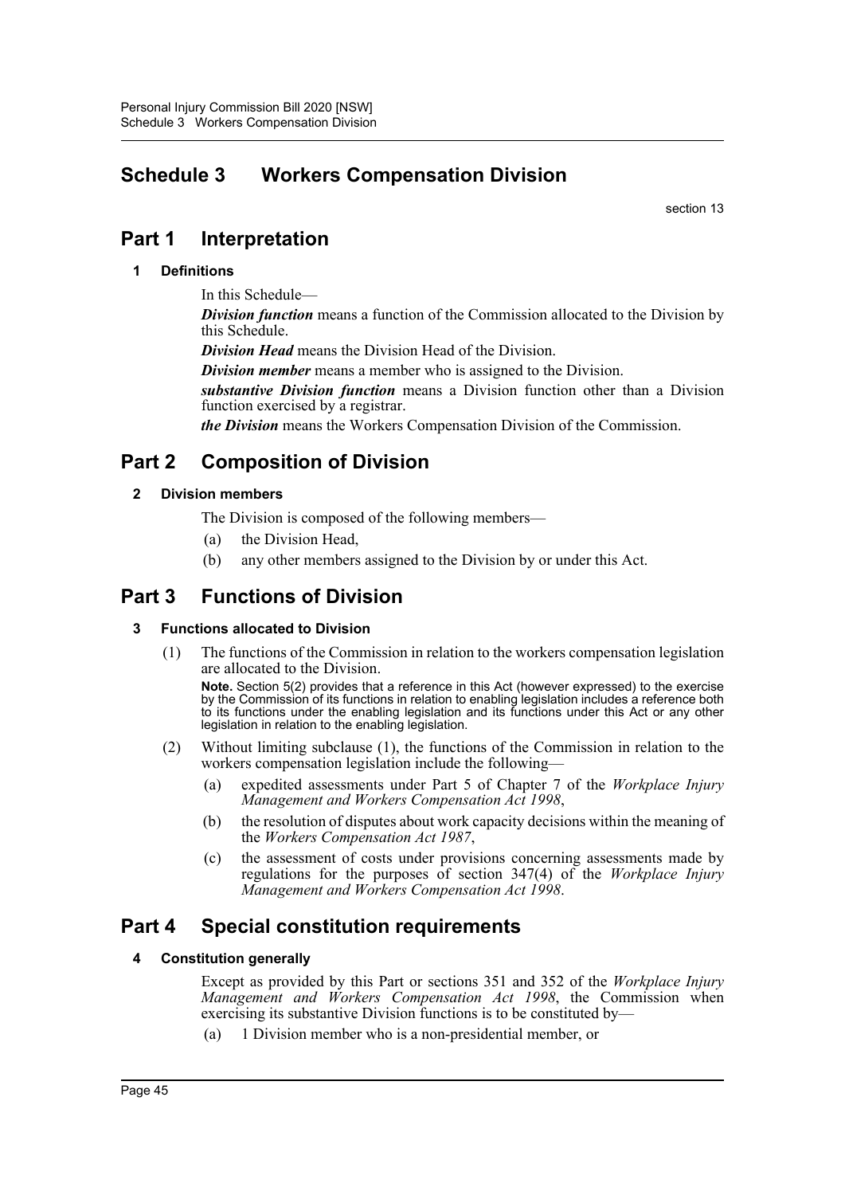# Schedule 3 Workers Compensation Division

section 13

## Part 1 Interpretation

### 1 Definitions

In this Schedule—

***Division function*** means a function of the Commission allocated to the Division by this Schedule.

***Division Head*** means the Division Head of the Division.

***Division member*** means a member who is assigned to the Division.

***substantive Division function*** means a Division function other than a Division function exercised by a registrar.

***the Division*** means the Workers Compensation Division of the Commission.

## Part 2 Composition of Division

### 2 Division members

The Division is composed of the following members—

(a) the Division Head,

(b) any other members assigned to the Division by or under this Act.

## Part 3 Functions of Division

### 3 Functions allocated to Division

(1) The functions of the Commission in relation to the workers compensation legislation are allocated to the Division.

**Note.** Section 5(2) provides that a reference in this Act (however expressed) to the exercise by the Commission of its functions in relation to enabling legislation includes a reference both to its functions under the enabling legislation and its functions under this Act or any other legislation in relation to the enabling legislation.

(2) Without limiting subclause (1), the functions of the Commission in relation to the workers compensation legislation include the following—

(a) expedited assessments under Part 5 of Chapter 7 of the *Workplace Injury Management and Workers Compensation Act 1998*,

(b) the resolution of disputes about work capacity decisions within the meaning of the *Workers Compensation Act 1987*,

(c) the assessment of costs under provisions concerning assessments made by regulations for the purposes of section 347(4) of the *Workplace Injury Management and Workers Compensation Act 1998*.

## Part 4 Special constitution requirements

### 4 Constitution generally

Except as provided by this Part or sections 351 and 352 of the *Workplace Injury Management and Workers Compensation Act 1998*, the Commission when exercising its substantive Division functions is to be constituted by—

(a) 1 Division member who is a non-presidential member, or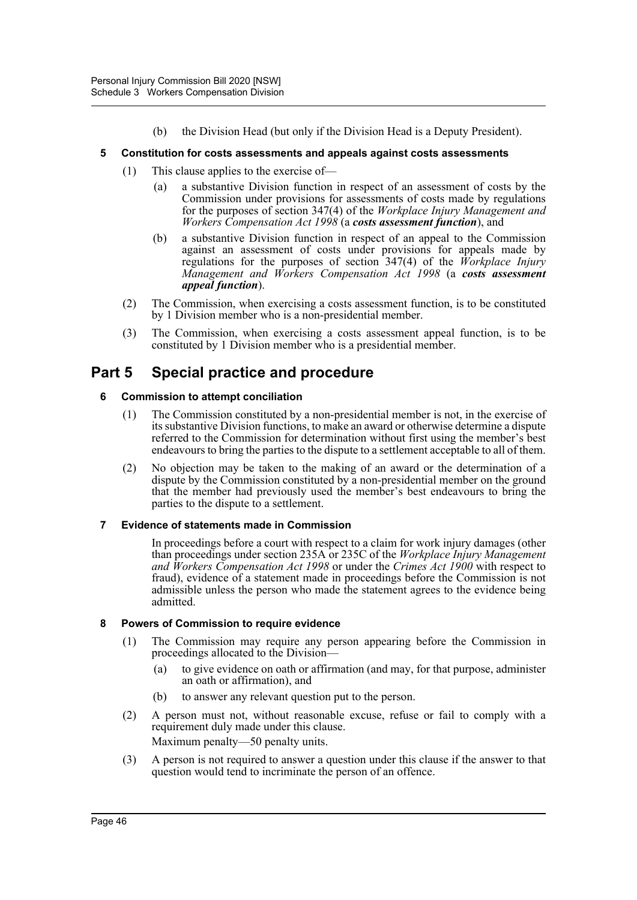(b) the Division Head (but only if the Division Head is a Deputy President).

#### 5 Constitution for costs assessments and appeals against costs assessments

(1) This clause applies to the exercise of—

(a) a substantive Division function in respect of an assessment of costs by the Commission under provisions for assessments of costs made by regulations for the purposes of section 347(4) of the *Workplace Injury Management and Workers Compensation Act 1998* (a ***costs assessment function***), and

(b) a substantive Division function in respect of an appeal to the Commission against an assessment of costs under provisions for appeals made by regulations for the purposes of section 347(4) of the *Workplace Injury Management and Workers Compensation Act 1998* (a ***costs assessment appeal function***).

(2) The Commission, when exercising a costs assessment function, is to be constituted by 1 Division member who is a non-presidential member.

(3) The Commission, when exercising a costs assessment appeal function, is to be constituted by 1 Division member who is a presidential member.

## Part 5 Special practice and procedure

#### 6 Commission to attempt conciliation

(1) The Commission constituted by a non-presidential member is not, in the exercise of its substantive Division functions, to make an award or otherwise determine a dispute referred to the Commission for determination without first using the member's best endeavours to bring the parties to the dispute to a settlement acceptable to all of them.

(2) No objection may be taken to the making of an award or the determination of a dispute by the Commission constituted by a non-presidential member on the ground that the member had previously used the member's best endeavours to bring the parties to the dispute to a settlement.

#### 7 Evidence of statements made in Commission

In proceedings before a court with respect to a claim for work injury damages (other than proceedings under section 235A or 235C of the *Workplace Injury Management and Workers Compensation Act 1998* or under the *Crimes Act 1900* with respect to fraud), evidence of a statement made in proceedings before the Commission is not admissible unless the person who made the statement agrees to the evidence being admitted.

#### 8 Powers of Commission to require evidence

(1) The Commission may require any person appearing before the Commission in proceedings allocated to the Division—

(a) to give evidence on oath or affirmation (and may, for that purpose, administer an oath or affirmation), and

(b) to answer any relevant question put to the person.

(2) A person must not, without reasonable excuse, refuse or fail to comply with a requirement duly made under this clause.

Maximum penalty—50 penalty units.

(3) A person is not required to answer a question under this clause if the answer to that question would tend to incriminate the person of an offence.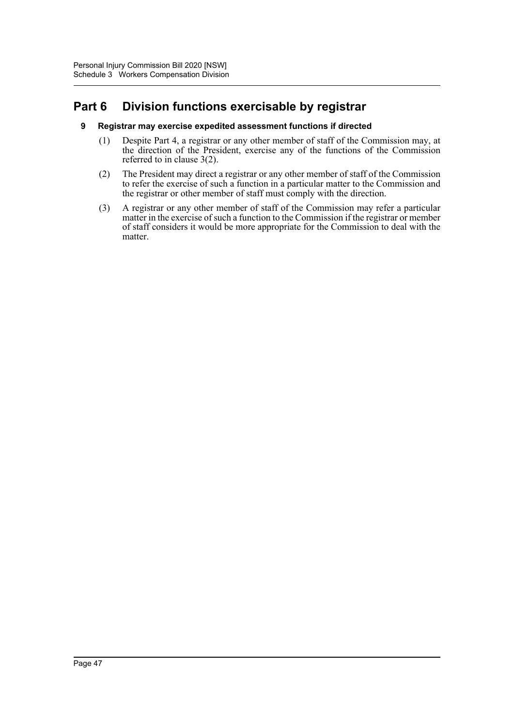## Part 6 Division functions exercisable by registrar

### 9 Registrar may exercise expedited assessment functions if directed

(1) Despite Part 4, a registrar or any other member of staff of the Commission may, at the direction of the President, exercise any of the functions of the Commission referred to in clause 3(2).

(2) The President may direct a registrar or any other member of staff of the Commission to refer the exercise of such a function in a particular matter to the Commission and the registrar or other member of staff must comply with the direction.

(3) A registrar or any other member of staff of the Commission may refer a particular matter in the exercise of such a function to the Commission if the registrar or member of staff considers it would be more appropriate for the Commission to deal with the matter.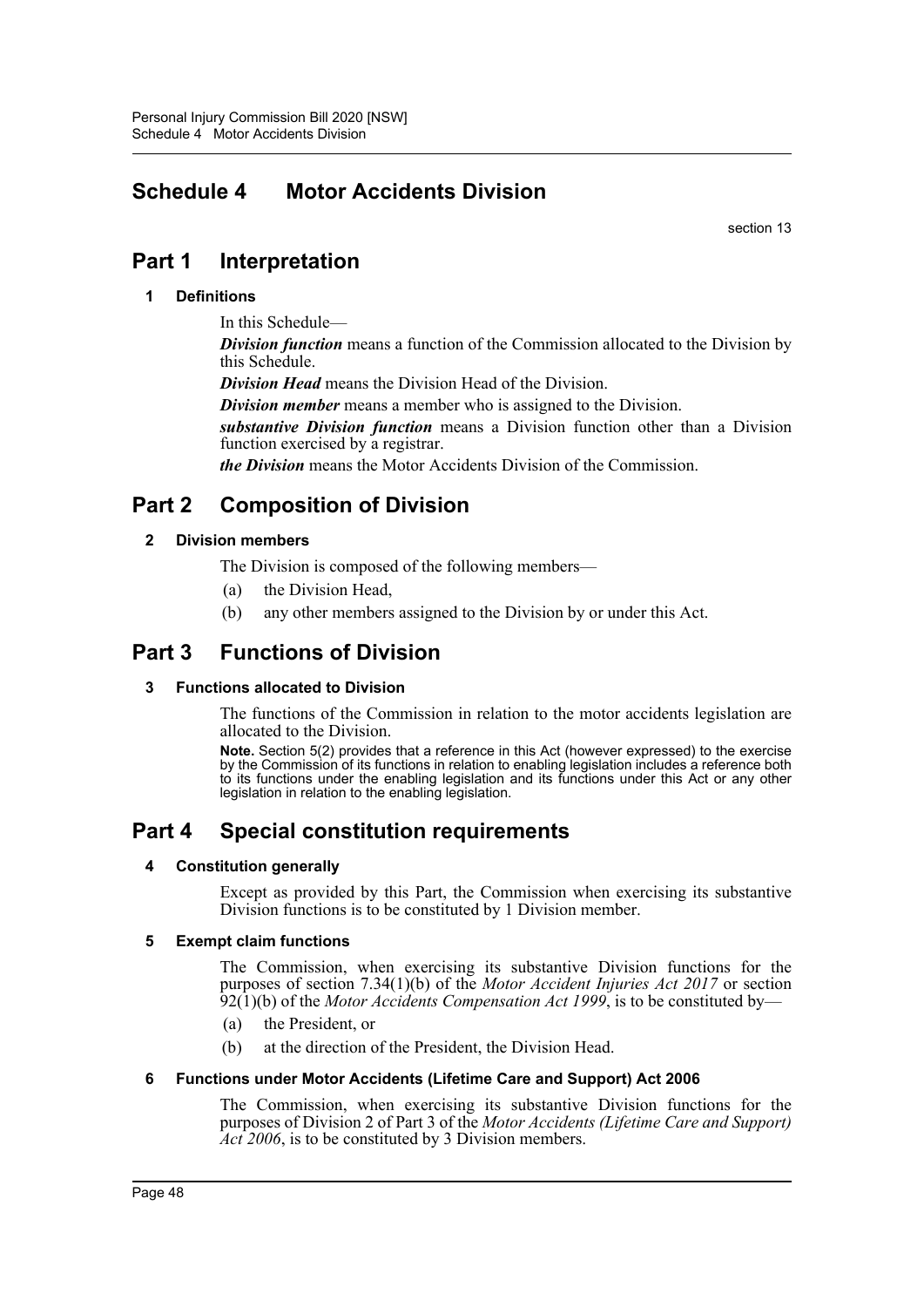# Schedule 4 Motor Accidents Division

section 13

## Part 1 Interpretation

### 1 Definitions

In this Schedule—

***Division function*** means a function of the Commission allocated to the Division by this Schedule.

***Division Head*** means the Division Head of the Division.

***Division member*** means a member who is assigned to the Division.

***substantive Division function*** means a Division function other than a Division function exercised by a registrar.

***the Division*** means the Motor Accidents Division of the Commission.

## Part 2 Composition of Division

### 2 Division members

The Division is composed of the following members—

(a) the Division Head,

(b) any other members assigned to the Division by or under this Act.

## Part 3 Functions of Division

### 3 Functions allocated to Division

The functions of the Commission in relation to the motor accidents legislation are allocated to the Division.

**Note.** Section 5(2) provides that a reference in this Act (however expressed) to the exercise by the Commission of its functions in relation to enabling legislation includes a reference both to its functions under the enabling legislation and its functions under this Act or any other legislation in relation to the enabling legislation.

## Part 4 Special constitution requirements

### 4 Constitution generally

Except as provided by this Part, the Commission when exercising its substantive Division functions is to be constituted by 1 Division member.

### 5 Exempt claim functions

The Commission, when exercising its substantive Division functions for the purposes of section 7.34(1)(b) of the *Motor Accident Injuries Act 2017* or section 92(1)(b) of the *Motor Accidents Compensation Act 1999*, is to be constituted by—

(a) the President, or

(b) at the direction of the President, the Division Head.

### 6 Functions under Motor Accidents (Lifetime Care and Support) Act 2006

The Commission, when exercising its substantive Division functions for the purposes of Division 2 of Part 3 of the *Motor Accidents (Lifetime Care and Support) Act 2006*, is to be constituted by 3 Division members.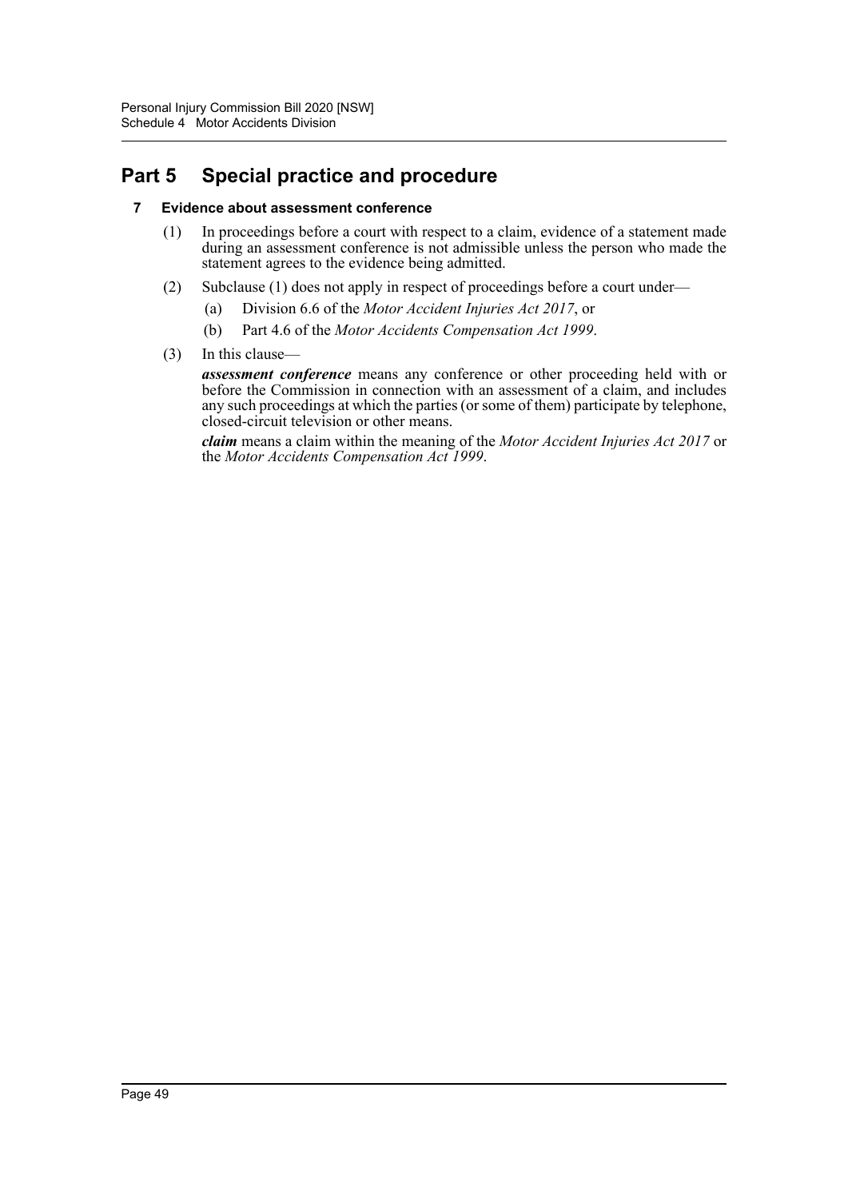# Part 5 Special practice and procedure

### 7 Evidence about assessment conference

(1) In proceedings before a court with respect to a claim, evidence of a statement made during an assessment conference is not admissible unless the person who made the statement agrees to the evidence being admitted.

(2) Subclause (1) does not apply in respect of proceedings before a court under—

  (a) Division 6.6 of the *Motor Accident Injuries Act 2017*, or

  (b) Part 4.6 of the *Motor Accidents Compensation Act 1999*.

(3) In this clause—

***assessment conference*** means any conference or other proceeding held with or before the Commission in connection with an assessment of a claim, and includes any such proceedings at which the parties (or some of them) participate by telephone, closed-circuit television or other means.

***claim*** means a claim within the meaning of the *Motor Accident Injuries Act 2017* or the *Motor Accidents Compensation Act 1999*.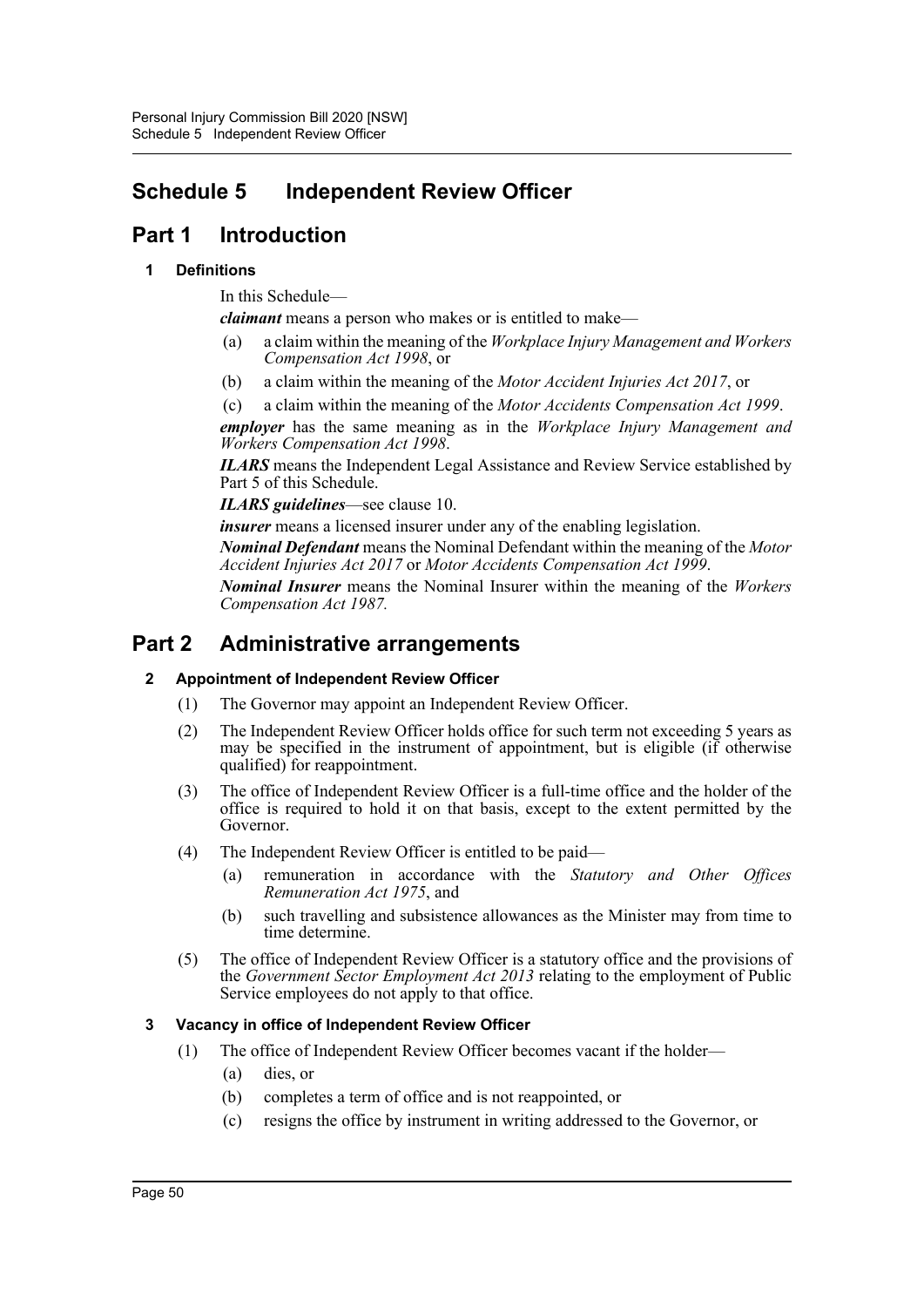# Schedule 5 Independent Review Officer

## Part 1 Introduction

### 1 Definitions

In this Schedule—

***claimant*** means a person who makes or is entitled to make—

(a) a claim within the meaning of the *Workplace Injury Management and Workers Compensation Act 1998*, or

(b) a claim within the meaning of the *Motor Accident Injuries Act 2017*, or

(c) a claim within the meaning of the *Motor Accidents Compensation Act 1999*.

***employer*** has the same meaning as in the *Workplace Injury Management and Workers Compensation Act 1998*.

***ILARS*** means the Independent Legal Assistance and Review Service established by Part 5 of this Schedule.

***ILARS guidelines***—see clause 10.

***insurer*** means a licensed insurer under any of the enabling legislation.

***Nominal Defendant*** means the Nominal Defendant within the meaning of the *Motor Accident Injuries Act 2017* or *Motor Accidents Compensation Act 1999*.

***Nominal Insurer*** means the Nominal Insurer within the meaning of the *Workers Compensation Act 1987.*

## Part 2 Administrative arrangements

### 2 Appointment of Independent Review Officer

(1) The Governor may appoint an Independent Review Officer.

(2) The Independent Review Officer holds office for such term not exceeding 5 years as may be specified in the instrument of appointment, but is eligible (if otherwise qualified) for reappointment.

(3) The office of Independent Review Officer is a full-time office and the holder of the office is required to hold it on that basis, except to the extent permitted by the Governor.

(4) The Independent Review Officer is entitled to be paid—

(a) remuneration in accordance with the *Statutory and Other Offices Remuneration Act 1975*, and

(b) such travelling and subsistence allowances as the Minister may from time to time determine.

(5) The office of Independent Review Officer is a statutory office and the provisions of the *Government Sector Employment Act 2013* relating to the employment of Public Service employees do not apply to that office.

### 3 Vacancy in office of Independent Review Officer

(1) The office of Independent Review Officer becomes vacant if the holder—

(a) dies, or

(b) completes a term of office and is not reappointed, or

(c) resigns the office by instrument in writing addressed to the Governor, or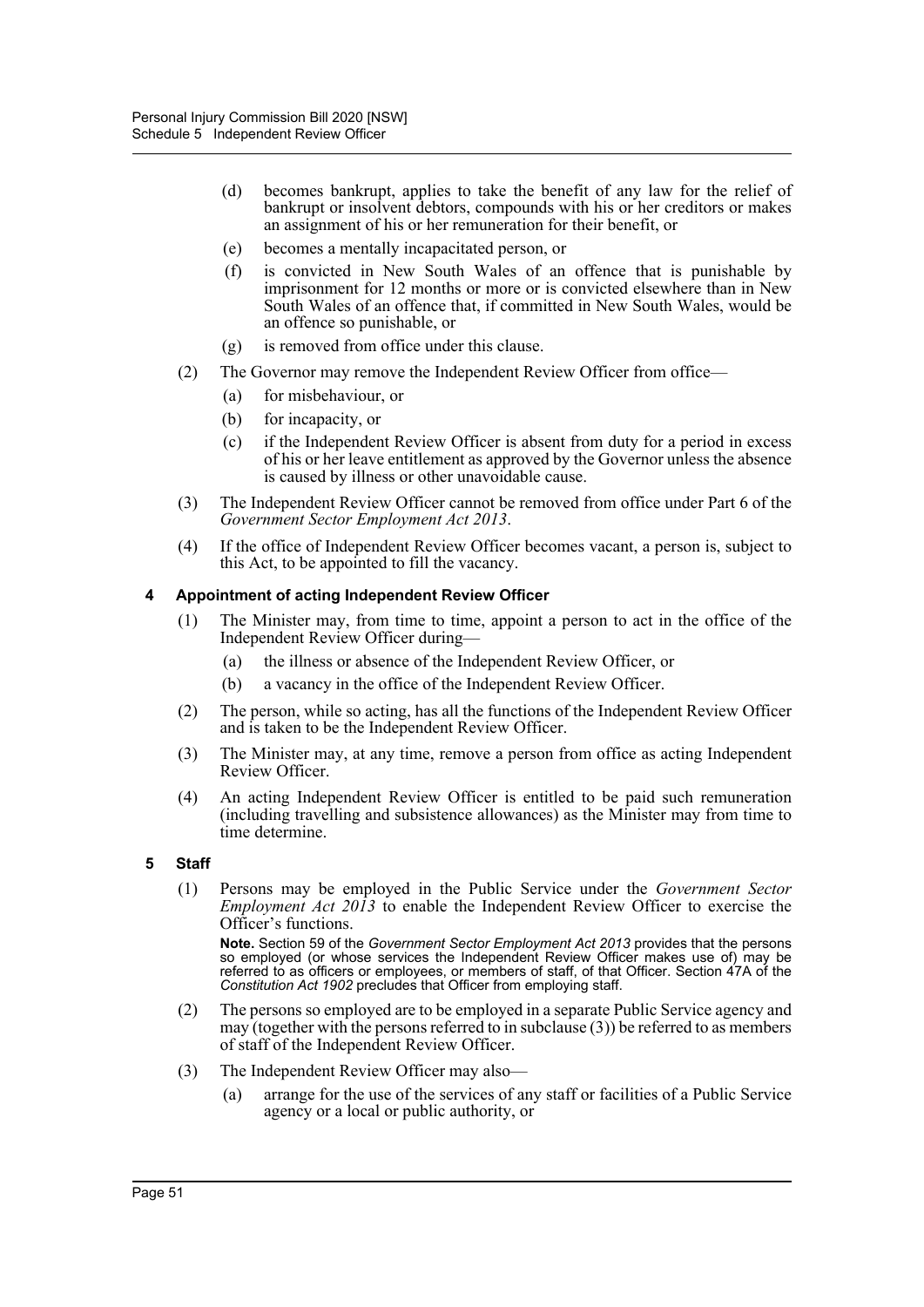(d) becomes bankrupt, applies to take the benefit of any law for the relief of bankrupt or insolvent debtors, compounds with his or her creditors or makes an assignment of his or her remuneration for their benefit, or

(e) becomes a mentally incapacitated person, or

(f) is convicted in New South Wales of an offence that is punishable by imprisonment for 12 months or more or is convicted elsewhere than in New South Wales of an offence that, if committed in New South Wales, would be an offence so punishable, or

(g) is removed from office under this clause.

(2) The Governor may remove the Independent Review Officer from office—

(a) for misbehaviour, or

(b) for incapacity, or

(c) if the Independent Review Officer is absent from duty for a period in excess of his or her leave entitlement as approved by the Governor unless the absence is caused by illness or other unavoidable cause.

(3) The Independent Review Officer cannot be removed from office under Part 6 of the *Government Sector Employment Act 2013*.

(4) If the office of Independent Review Officer becomes vacant, a person is, subject to this Act, to be appointed to fill the vacancy.

#### 4 Appointment of acting Independent Review Officer

(1) The Minister may, from time to time, appoint a person to act in the office of the Independent Review Officer during—

(a) the illness or absence of the Independent Review Officer, or

(b) a vacancy in the office of the Independent Review Officer.

(2) The person, while so acting, has all the functions of the Independent Review Officer and is taken to be the Independent Review Officer.

(3) The Minister may, at any time, remove a person from office as acting Independent Review Officer.

(4) An acting Independent Review Officer is entitled to be paid such remuneration (including travelling and subsistence allowances) as the Minister may from time to time determine.

#### 5 Staff

(1) Persons may be employed in the Public Service under the *Government Sector Employment Act 2013* to enable the Independent Review Officer to exercise the Officer's functions.

**Note.** Section 59 of the *Government Sector Employment Act 2013* provides that the persons so employed (or whose services the Independent Review Officer makes use of) may be referred to as officers or employees, or members of staff, of that Officer. Section 47A of the *Constitution Act 1902* precludes that Officer from employing staff.

(2) The persons so employed are to be employed in a separate Public Service agency and may (together with the persons referred to in subclause (3)) be referred to as members of staff of the Independent Review Officer.

(3) The Independent Review Officer may also—

(a) arrange for the use of the services of any staff or facilities of a Public Service agency or a local or public authority, or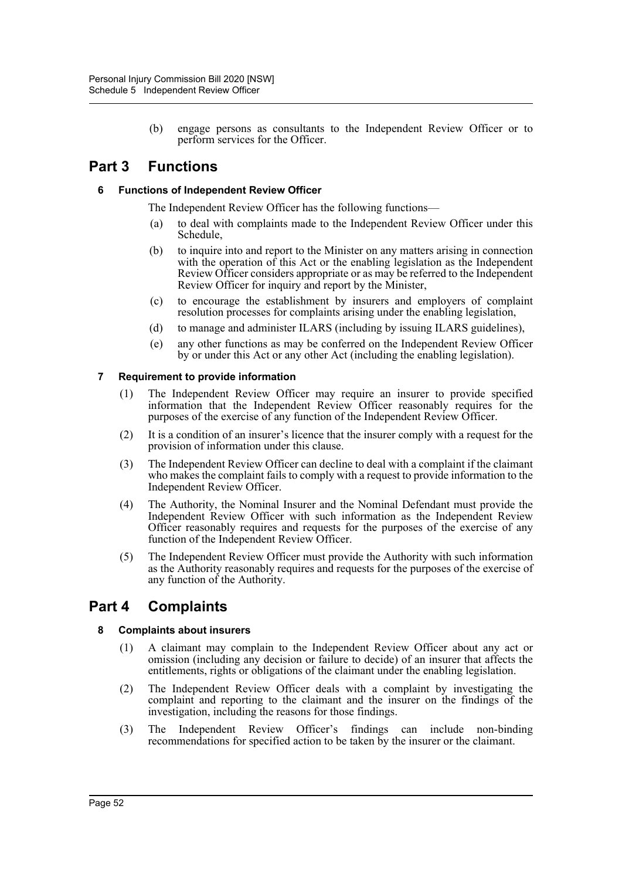(b) engage persons as consultants to the Independent Review Officer or to perform services for the Officer.

## Part 3 Functions

### 6 Functions of Independent Review Officer

The Independent Review Officer has the following functions—

(a) to deal with complaints made to the Independent Review Officer under this Schedule,

(b) to inquire into and report to the Minister on any matters arising in connection with the operation of this Act or the enabling legislation as the Independent Review Officer considers appropriate or as may be referred to the Independent Review Officer for inquiry and report by the Minister,

(c) to encourage the establishment by insurers and employers of complaint resolution processes for complaints arising under the enabling legislation,

(d) to manage and administer ILARS (including by issuing ILARS guidelines),

(e) any other functions as may be conferred on the Independent Review Officer by or under this Act or any other Act (including the enabling legislation).

### 7 Requirement to provide information

(1) The Independent Review Officer may require an insurer to provide specified information that the Independent Review Officer reasonably requires for the purposes of the exercise of any function of the Independent Review Officer.

(2) It is a condition of an insurer's licence that the insurer comply with a request for the provision of information under this clause.

(3) The Independent Review Officer can decline to deal with a complaint if the claimant who makes the complaint fails to comply with a request to provide information to the Independent Review Officer.

(4) The Authority, the Nominal Insurer and the Nominal Defendant must provide the Independent Review Officer with such information as the Independent Review Officer reasonably requires and requests for the purposes of the exercise of any function of the Independent Review Officer.

(5) The Independent Review Officer must provide the Authority with such information as the Authority reasonably requires and requests for the purposes of the exercise of any function of the Authority.

## Part 4 Complaints

### 8 Complaints about insurers

(1) A claimant may complain to the Independent Review Officer about any act or omission (including any decision or failure to decide) of an insurer that affects the entitlements, rights or obligations of the claimant under the enabling legislation.

(2) The Independent Review Officer deals with a complaint by investigating the complaint and reporting to the claimant and the insurer on the findings of the investigation, including the reasons for those findings.

(3) The Independent Review Officer's findings can include non-binding recommendations for specified action to be taken by the insurer or the claimant.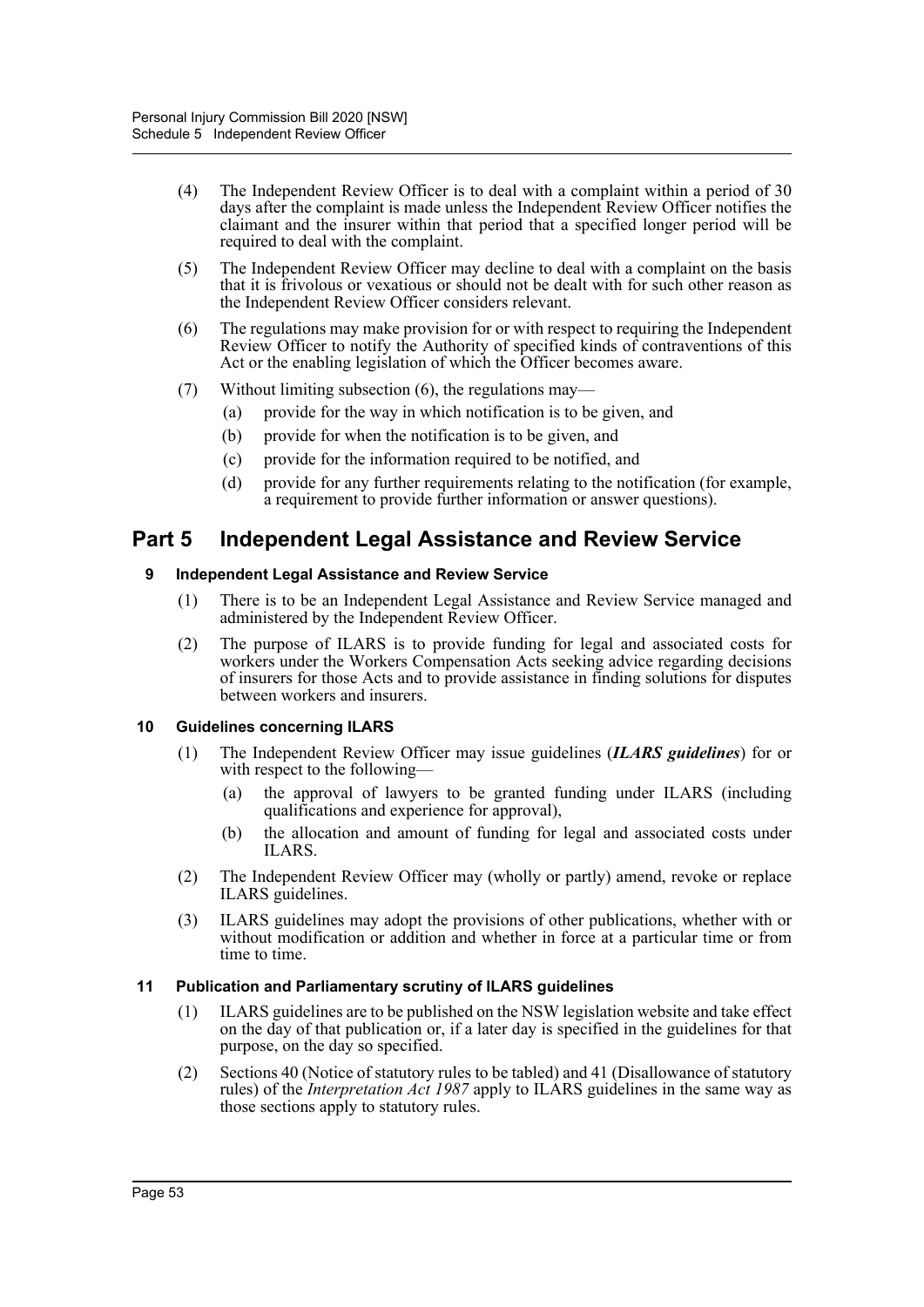(4) The Independent Review Officer is to deal with a complaint within a period of 30 days after the complaint is made unless the Independent Review Officer notifies the claimant and the insurer within that period that a specified longer period will be required to deal with the complaint.

(5) The Independent Review Officer may decline to deal with a complaint on the basis that it is frivolous or vexatious or should not be dealt with for such other reason as the Independent Review Officer considers relevant.

(6) The regulations may make provision for or with respect to requiring the Independent Review Officer to notify the Authority of specified kinds of contraventions of this Act or the enabling legislation of which the Officer becomes aware.

(7) Without limiting subsection (6), the regulations may—

- (a) provide for the way in which notification is to be given, and
- (b) provide for when the notification is to be given, and
- (c) provide for the information required to be notified, and
- (d) provide for any further requirements relating to the notification (for example, a requirement to provide further information or answer questions).

## Part 5 Independent Legal Assistance and Review Service

### 9 Independent Legal Assistance and Review Service

(1) There is to be an Independent Legal Assistance and Review Service managed and administered by the Independent Review Officer.

(2) The purpose of ILARS is to provide funding for legal and associated costs for workers under the Workers Compensation Acts seeking advice regarding decisions of insurers for those Acts and to provide assistance in finding solutions for disputes between workers and insurers.

### 10 Guidelines concerning ILARS

(1) The Independent Review Officer may issue guidelines (***ILARS guidelines***) for or with respect to the following—

- (a) the approval of lawyers to be granted funding under ILARS (including qualifications and experience for approval),
- (b) the allocation and amount of funding for legal and associated costs under ILARS.

(2) The Independent Review Officer may (wholly or partly) amend, revoke or replace ILARS guidelines.

(3) ILARS guidelines may adopt the provisions of other publications, whether with or without modification or addition and whether in force at a particular time or from time to time.

### 11 Publication and Parliamentary scrutiny of ILARS guidelines

(1) ILARS guidelines are to be published on the NSW legislation website and take effect on the day of that publication or, if a later day is specified in the guidelines for that purpose, on the day so specified.

(2) Sections 40 (Notice of statutory rules to be tabled) and 41 (Disallowance of statutory rules) of the *Interpretation Act 1987* apply to ILARS guidelines in the same way as those sections apply to statutory rules.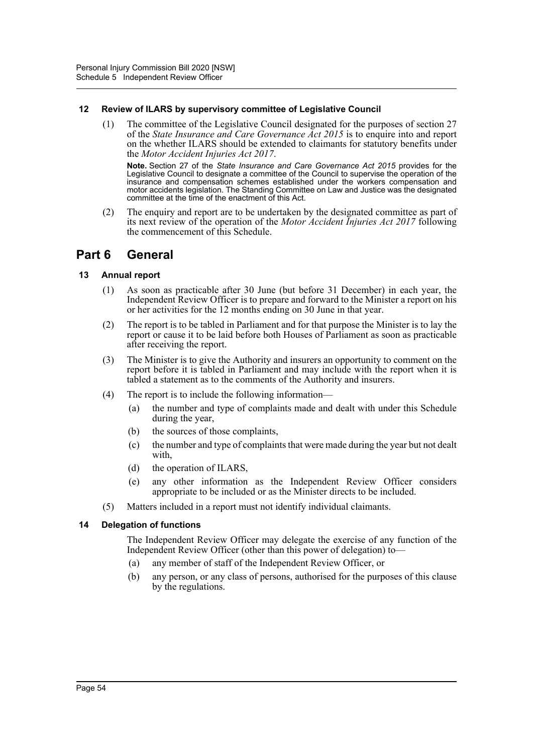### 12 Review of ILARS by supervisory committee of Legislative Council

(1) The committee of the Legislative Council designated for the purposes of section 27 of the *State Insurance and Care Governance Act 2015* is to enquire into and report on the whether ILARS should be extended to claimants for statutory benefits under the *Motor Accident Injuries Act 2017*.

**Note.** Section 27 of the *State Insurance and Care Governance Act 2015* provides for the Legislative Council to designate a committee of the Council to supervise the operation of the insurance and compensation schemes established under the workers compensation and motor accidents legislation. The Standing Committee on Law and Justice was the designated committee at the time of the enactment of this Act.

(2) The enquiry and report are to be undertaken by the designated committee as part of its next review of the operation of the *Motor Accident Injuries Act 2017* following the commencement of this Schedule.

## Part 6 General

### 13 Annual report

(1) As soon as practicable after 30 June (but before 31 December) in each year, the Independent Review Officer is to prepare and forward to the Minister a report on his or her activities for the 12 months ending on 30 June in that year.

(2) The report is to be tabled in Parliament and for that purpose the Minister is to lay the report or cause it to be laid before both Houses of Parliament as soon as practicable after receiving the report.

(3) The Minister is to give the Authority and insurers an opportunity to comment on the report before it is tabled in Parliament and may include with the report when it is tabled a statement as to the comments of the Authority and insurers.

(4) The report is to include the following information—

- (a) the number and type of complaints made and dealt with under this Schedule during the year,
- (b) the sources of those complaints,
- (c) the number and type of complaints that were made during the year but not dealt with,
- (d) the operation of ILARS,
- (e) any other information as the Independent Review Officer considers appropriate to be included or as the Minister directs to be included.

(5) Matters included in a report must not identify individual claimants.

### 14 Delegation of functions

The Independent Review Officer may delegate the exercise of any function of the Independent Review Officer (other than this power of delegation) to—

- (a) any member of staff of the Independent Review Officer, or
- (b) any person, or any class of persons, authorised for the purposes of this clause by the regulations.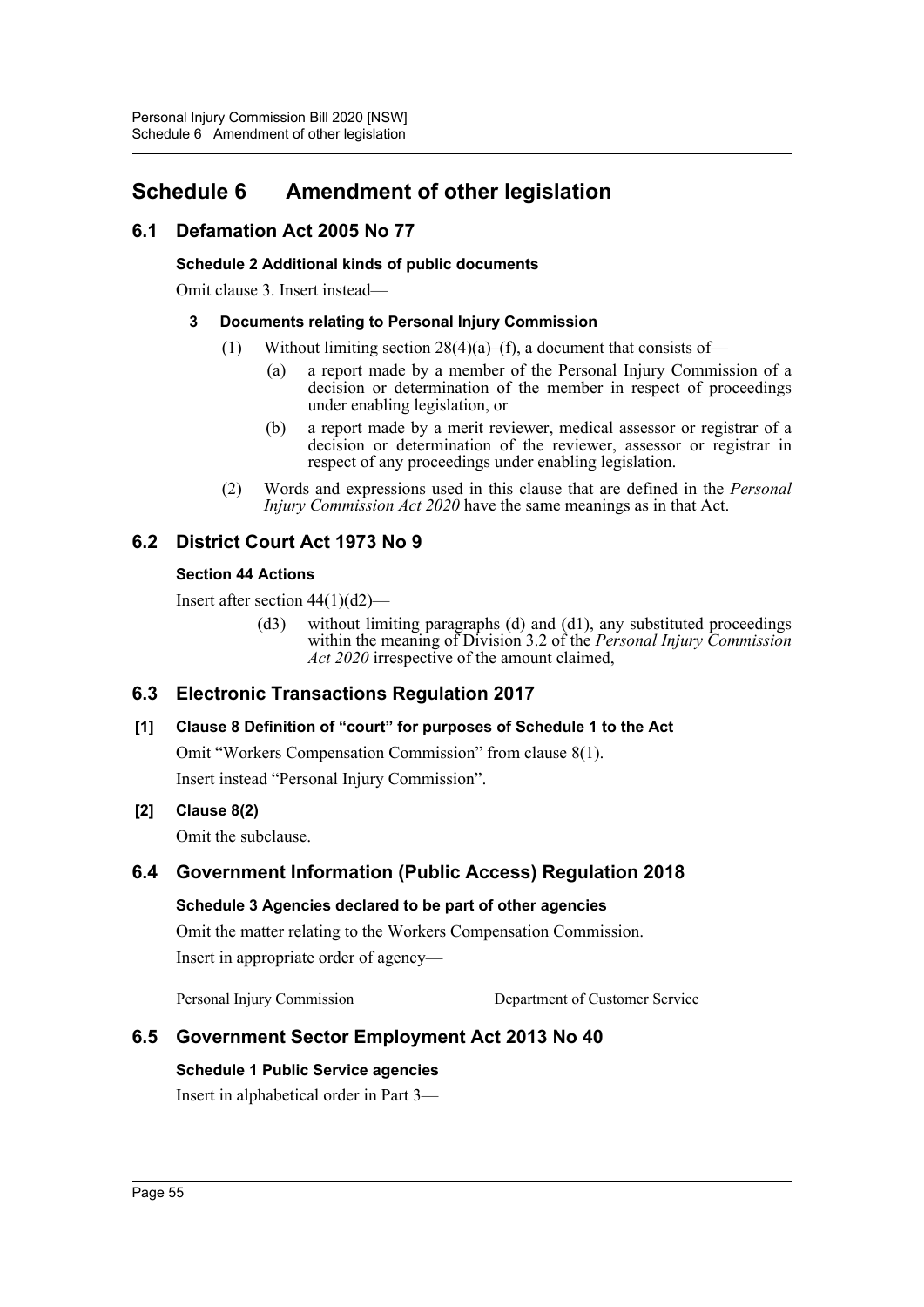# Schedule 6 Amendment of other legislation

## 6.1 Defamation Act 2005 No 77

### Schedule 2 Additional kinds of public documents

Omit clause 3. Insert instead—

**3 Documents relating to Personal Injury Commission**

(1) Without limiting section 28(4)(a)–(f), a document that consists of—

(a) a report made by a member of the Personal Injury Commission of a decision or determination of the member in respect of proceedings under enabling legislation, or

(b) a report made by a merit reviewer, medical assessor or registrar of a decision or determination of the reviewer, assessor or registrar in respect of any proceedings under enabling legislation.

(2) Words and expressions used in this clause that are defined in the *Personal Injury Commission Act 2020* have the same meanings as in that Act.

## 6.2 District Court Act 1973 No 9

### Section 44 Actions

Insert after section 44(1)(d2)—

(d3) without limiting paragraphs (d) and (d1), any substituted proceedings within the meaning of Division 3.2 of the *Personal Injury Commission Act 2020* irrespective of the amount claimed,

## 6.3 Electronic Transactions Regulation 2017

### [1] Clause 8 Definition of "court" for purposes of Schedule 1 to the Act

Omit "Workers Compensation Commission" from clause 8(1).

Insert instead "Personal Injury Commission".

### [2] Clause 8(2)

Omit the subclause.

## 6.4 Government Information (Public Access) Regulation 2018

### Schedule 3 Agencies declared to be part of other agencies

Omit the matter relating to the Workers Compensation Commission.

Insert in appropriate order of agency—

| | |
|---|---|
| Personal Injury Commission | Department of Customer Service |

## 6.5 Government Sector Employment Act 2013 No 40

### Schedule 1 Public Service agencies

Insert in alphabetical order in Part 3—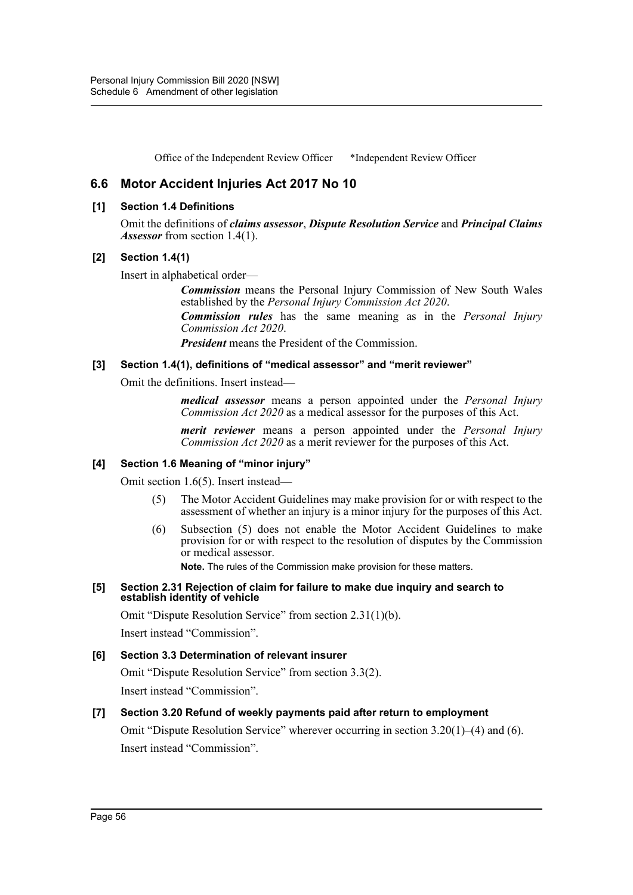Office of the Independent Review Officer *Independent Review Officer

## 6.6 Motor Accident Injuries Act 2017 No 10

### [1] Section 1.4 Definitions

Omit the definitions of ***claims assessor***, ***Dispute Resolution Service*** and ***Principal Claims Assessor*** from section 1.4(1).

### [2] Section 1.4(1)

Insert in alphabetical order—

> ***Commission*** means the Personal Injury Commission of New South Wales established by the *Personal Injury Commission Act 2020*.
>
> ***Commission rules*** has the same meaning as in the *Personal Injury Commission Act 2020*.
>
> ***President*** means the President of the Commission.

### [3] Section 1.4(1), definitions of "medical assessor" and "merit reviewer"

Omit the definitions. Insert instead—

> ***medical assessor*** means a person appointed under the *Personal Injury Commission Act 2020* as a medical assessor for the purposes of this Act.
>
> ***merit reviewer*** means a person appointed under the *Personal Injury Commission Act 2020* as a merit reviewer for the purposes of this Act.

### [4] Section 1.6 Meaning of "minor injury"

Omit section 1.6(5). Insert instead—

> (5) The Motor Accident Guidelines may make provision for or with respect to the assessment of whether an injury is a minor injury for the purposes of this Act.
>
> (6) Subsection (5) does not enable the Motor Accident Guidelines to make provision for or with respect to the resolution of disputes by the Commission or medical assessor.
>
> **Note.** The rules of the Commission make provision for these matters.

### [5] Section 2.31 Rejection of claim for failure to make due inquiry and search to establish identity of vehicle

Omit "Dispute Resolution Service" from section 2.31(1)(b).

Insert instead "Commission".

### [6] Section 3.3 Determination of relevant insurer

Omit "Dispute Resolution Service" from section 3.3(2).

Insert instead "Commission".

### [7] Section 3.20 Refund of weekly payments paid after return to employment

Omit "Dispute Resolution Service" wherever occurring in section 3.20(1)–(4) and (6).

Insert instead "Commission".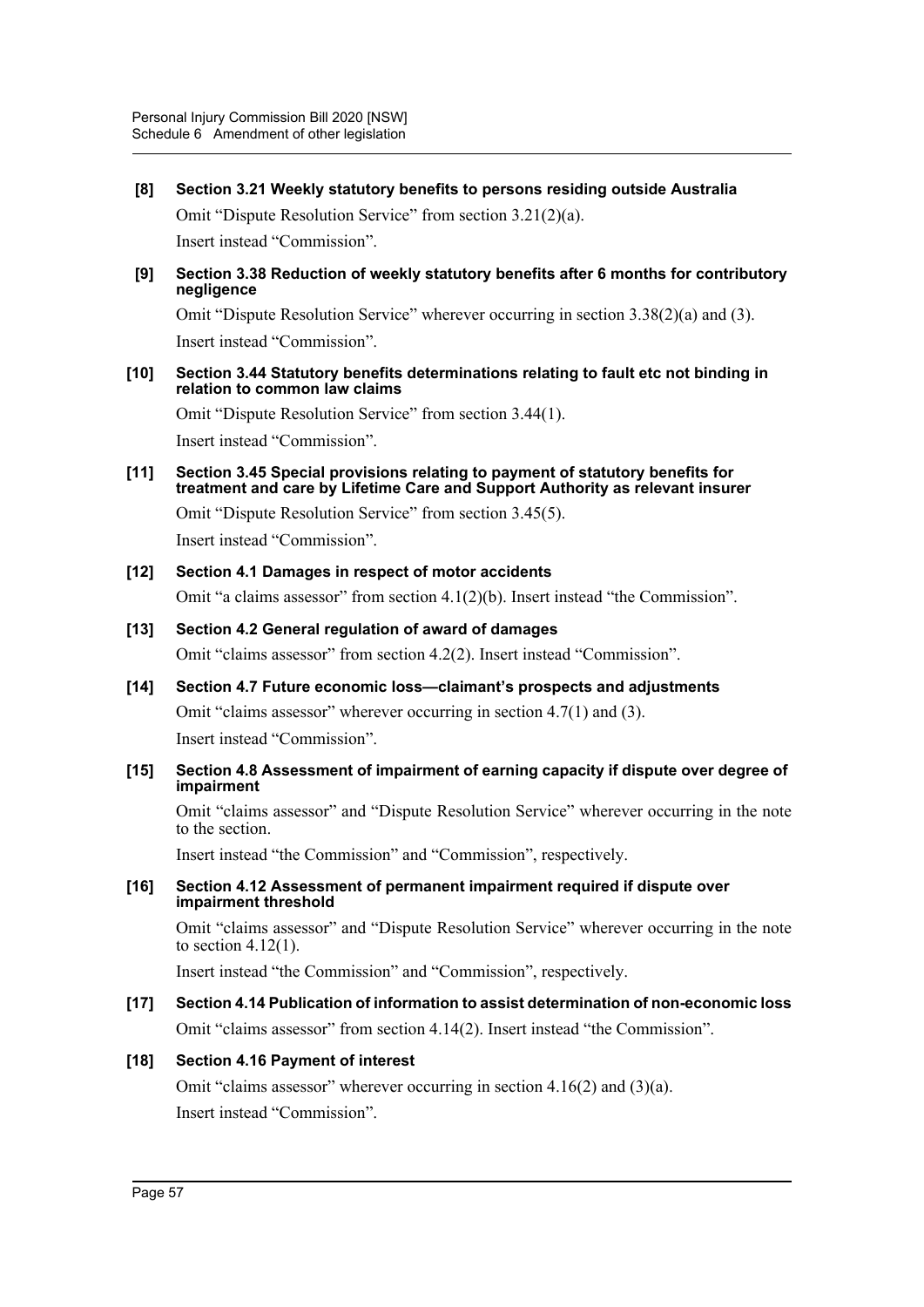**[8] Section 3.21 Weekly statutory benefits to persons residing outside Australia**

Omit "Dispute Resolution Service" from section 3.21(2)(a).

Insert instead "Commission".

**[9] Section 3.38 Reduction of weekly statutory benefits after 6 months for contributory negligence**

Omit "Dispute Resolution Service" wherever occurring in section 3.38(2)(a) and (3).

Insert instead "Commission".

**[10] Section 3.44 Statutory benefits determinations relating to fault etc not binding in relation to common law claims**

Omit "Dispute Resolution Service" from section 3.44(1).

Insert instead "Commission".

**[11] Section 3.45 Special provisions relating to payment of statutory benefits for treatment and care by Lifetime Care and Support Authority as relevant insurer**

Omit "Dispute Resolution Service" from section 3.45(5).

Insert instead "Commission".

**[12] Section 4.1 Damages in respect of motor accidents**

Omit "a claims assessor" from section 4.1(2)(b). Insert instead "the Commission".

**[13] Section 4.2 General regulation of award of damages**

Omit "claims assessor" from section 4.2(2). Insert instead "Commission".

**[14] Section 4.7 Future economic loss—claimant's prospects and adjustments**

Omit "claims assessor" wherever occurring in section 4.7(1) and (3).

Insert instead "Commission".

**[15] Section 4.8 Assessment of impairment of earning capacity if dispute over degree of impairment**

Omit "claims assessor" and "Dispute Resolution Service" wherever occurring in the note to the section.

Insert instead "the Commission" and "Commission", respectively.

**[16] Section 4.12 Assessment of permanent impairment required if dispute over impairment threshold**

Omit "claims assessor" and "Dispute Resolution Service" wherever occurring in the note to section 4.12(1).

Insert instead "the Commission" and "Commission", respectively.

**[17] Section 4.14 Publication of information to assist determination of non-economic loss**

Omit "claims assessor" from section 4.14(2). Insert instead "the Commission".

**[18] Section 4.16 Payment of interest**

Omit "claims assessor" wherever occurring in section 4.16(2) and (3)(a).

Insert instead "Commission".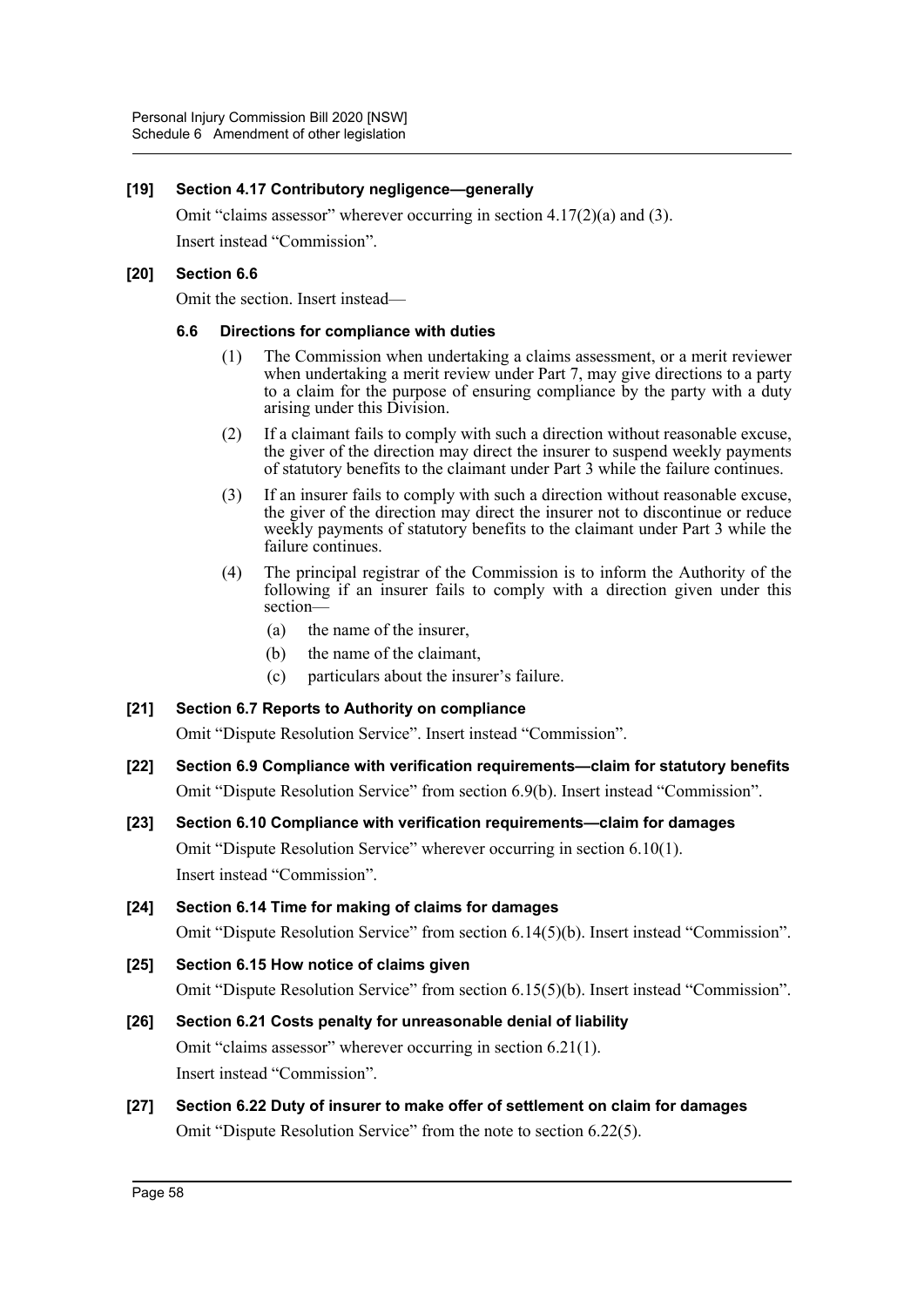**[19] Section 4.17 Contributory negligence—generally**

Omit "claims assessor" wherever occurring in section 4.17(2)(a) and (3).

Insert instead "Commission".

**[20] Section 6.6**

Omit the section. Insert instead—

**6.6 Directions for compliance with duties**

(1) The Commission when undertaking a claims assessment, or a merit reviewer when undertaking a merit review under Part 7, may give directions to a party to a claim for the purpose of ensuring compliance by the party with a duty arising under this Division.

(2) If a claimant fails to comply with such a direction without reasonable excuse, the giver of the direction may direct the insurer to suspend weekly payments of statutory benefits to the claimant under Part 3 while the failure continues.

(3) If an insurer fails to comply with such a direction without reasonable excuse, the giver of the direction may direct the insurer not to discontinue or reduce weekly payments of statutory benefits to the claimant under Part 3 while the failure continues.

(4) The principal registrar of the Commission is to inform the Authority of the following if an insurer fails to comply with a direction given under this section—

(a) the name of the insurer,

(b) the name of the claimant,

(c) particulars about the insurer's failure.

**[21] Section 6.7 Reports to Authority on compliance**

Omit "Dispute Resolution Service". Insert instead "Commission".

**[22] Section 6.9 Compliance with verification requirements—claim for statutory benefits**

Omit "Dispute Resolution Service" from section 6.9(b). Insert instead "Commission".

**[23] Section 6.10 Compliance with verification requirements—claim for damages**

Omit "Dispute Resolution Service" wherever occurring in section 6.10(1).

Insert instead "Commission".

**[24] Section 6.14 Time for making of claims for damages**

Omit "Dispute Resolution Service" from section 6.14(5)(b). Insert instead "Commission".

**[25] Section 6.15 How notice of claims given**

Omit "Dispute Resolution Service" from section 6.15(5)(b). Insert instead "Commission".

**[26] Section 6.21 Costs penalty for unreasonable denial of liability**

Omit "claims assessor" wherever occurring in section 6.21(1).

Insert instead "Commission".

**[27] Section 6.22 Duty of insurer to make offer of settlement on claim for damages**

Omit "Dispute Resolution Service" from the note to section 6.22(5).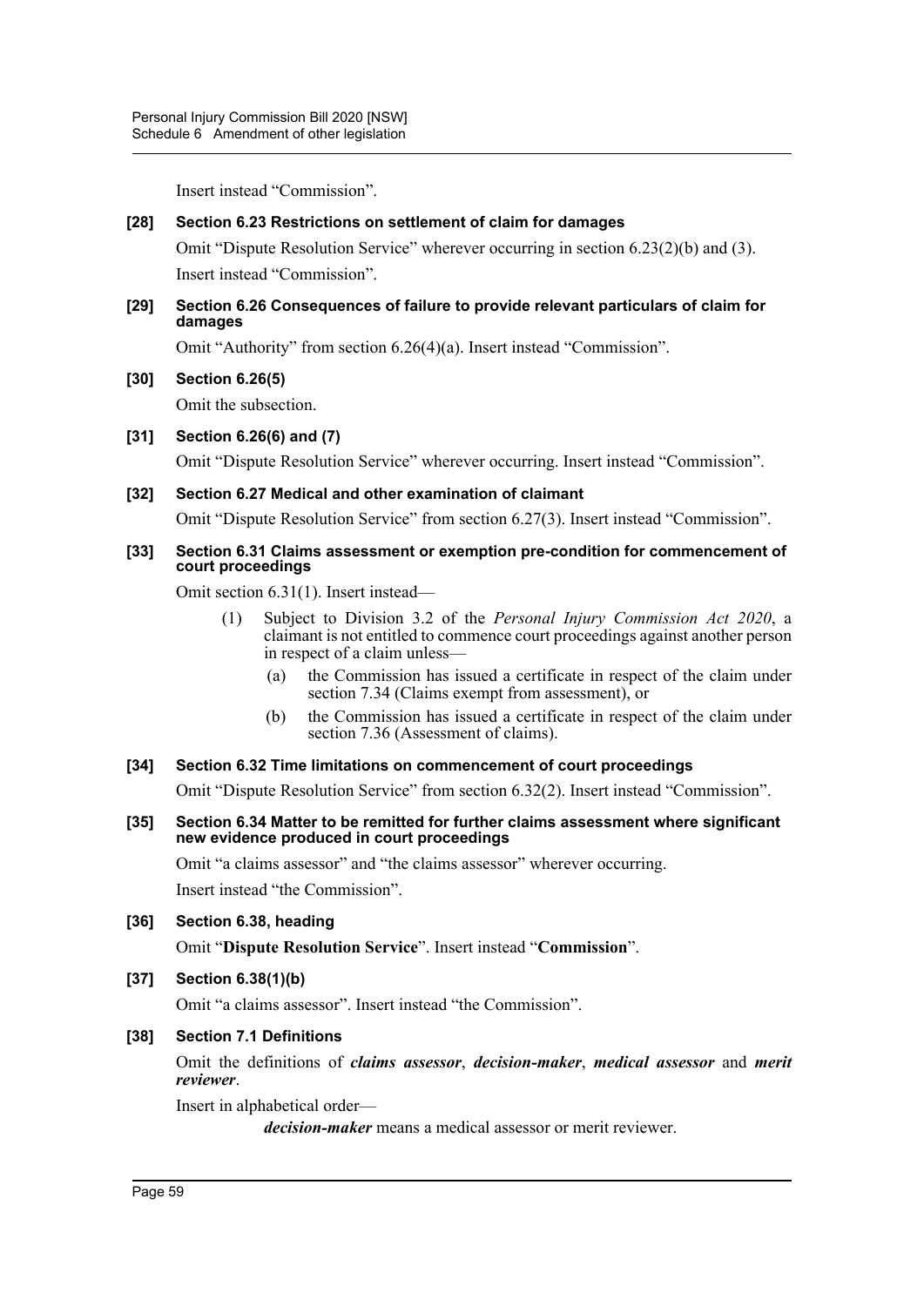Insert instead “Commission”.

**[28] Section 6.23 Restrictions on settlement of claim for damages**

Omit “Dispute Resolution Service” wherever occurring in section 6.23(2)(b) and (3). Insert instead “Commission”.

**[29] Section 6.26 Consequences of failure to provide relevant particulars of claim for damages**

Omit “Authority” from section 6.26(4)(a). Insert instead “Commission”.

**[30] Section 6.26(5)**

Omit the subsection.

**[31] Section 6.26(6) and (7)**

Omit “Dispute Resolution Service” wherever occurring. Insert instead “Commission”.

**[32] Section 6.27 Medical and other examination of claimant**

Omit “Dispute Resolution Service” from section 6.27(3). Insert instead “Commission”.

**[33] Section 6.31 Claims assessment or exemption pre-condition for commencement of court proceedings**

Omit section 6.31(1). Insert instead—

> (1) Subject to Division 3.2 of the *Personal Injury Commission Act 2020*, a claimant is not entitled to commence court proceedings against another person in respect of a claim unless—
>
> (a) the Commission has issued a certificate in respect of the claim under section 7.34 (Claims exempt from assessment), or
>
> (b) the Commission has issued a certificate in respect of the claim under section 7.36 (Assessment of claims).

**[34] Section 6.32 Time limitations on commencement of court proceedings**

Omit “Dispute Resolution Service” from section 6.32(2). Insert instead “Commission”.

**[35] Section 6.34 Matter to be remitted for further claims assessment where significant new evidence produced in court proceedings**

Omit “a claims assessor” and “the claims assessor” wherever occurring.

Insert instead “the Commission”.

**[36] Section 6.38, heading**

Omit “**Dispute Resolution Service**”. Insert instead “**Commission**”.

**[37] Section 6.38(1)(b)**

Omit “a claims assessor”. Insert instead “the Commission”.

**[38] Section 7.1 Definitions**

Omit the definitions of ***claims assessor***, ***decision-maker***, ***medical assessor*** and ***merit reviewer***.

Insert in alphabetical order—

> ***decision-maker*** means a medical assessor or merit reviewer.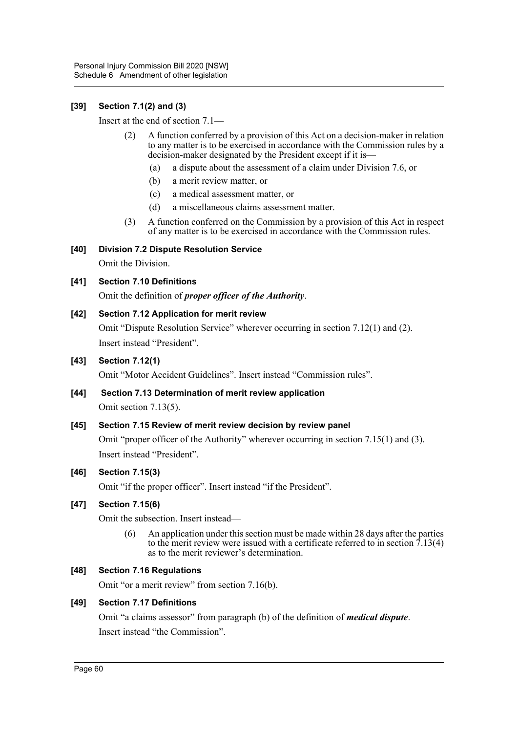**[39] Section 7.1(2) and (3)**

Insert at the end of section 7.1—

(2) A function conferred by a provision of this Act on a decision-maker in relation to any matter is to be exercised in accordance with the Commission rules by a decision-maker designated by the President except if it is—

(a) a dispute about the assessment of a claim under Division 7.6, or

(b) a merit review matter, or

(c) a medical assessment matter, or

(d) a miscellaneous claims assessment matter.

(3) A function conferred on the Commission by a provision of this Act in respect of any matter is to be exercised in accordance with the Commission rules.

**[40] Division 7.2 Dispute Resolution Service**

Omit the Division.

**[41] Section 7.10 Definitions**

Omit the definition of ***proper officer of the Authority***.

**[42] Section 7.12 Application for merit review**

Omit "Dispute Resolution Service" wherever occurring in section 7.12(1) and (2).

Insert instead "President".

**[43] Section 7.12(1)**

Omit "Motor Accident Guidelines". Insert instead "Commission rules".

**[44] Section 7.13 Determination of merit review application**

Omit section 7.13(5).

**[45] Section 7.15 Review of merit review decision by review panel**

Omit "proper officer of the Authority" wherever occurring in section 7.15(1) and (3).

Insert instead "President".

**[46] Section 7.15(3)**

Omit "if the proper officer". Insert instead "if the President".

**[47] Section 7.15(6)**

Omit the subsection. Insert instead—

(6) An application under this section must be made within 28 days after the parties to the merit review were issued with a certificate referred to in section 7.13(4) as to the merit reviewer's determination.

**[48] Section 7.16 Regulations**

Omit "or a merit review" from section 7.16(b).

**[49] Section 7.17 Definitions**

Omit "a claims assessor" from paragraph (b) of the definition of ***medical dispute***.

Insert instead "the Commission".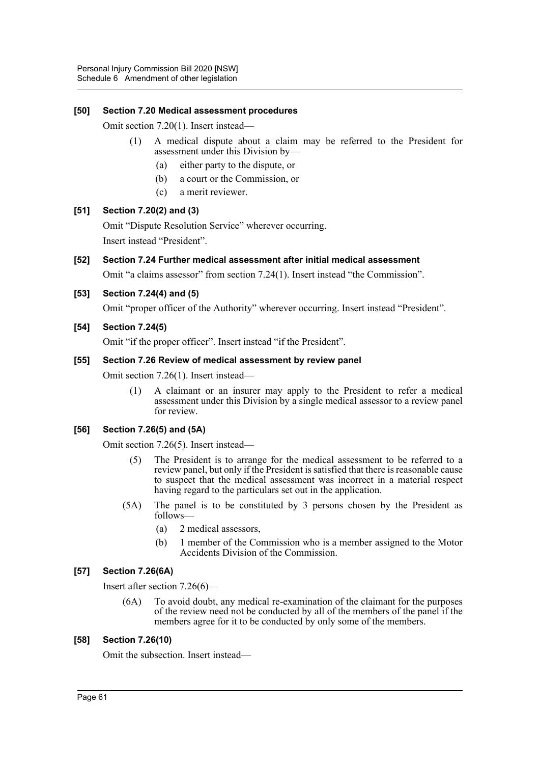### [50] Section 7.20 Medical assessment procedures

Omit section 7.20(1). Insert instead—

> (1) A medical dispute about a claim may be referred to the President for assessment under this Division by—
>
> (a) either party to the dispute, or
>
> (b) a court or the Commission, or
>
> (c) a merit reviewer.

### [51] Section 7.20(2) and (3)

Omit "Dispute Resolution Service" wherever occurring.

Insert instead "President".

### [52] Section 7.24 Further medical assessment after initial medical assessment

Omit "a claims assessor" from section 7.24(1). Insert instead "the Commission".

### [53] Section 7.24(4) and (5)

Omit "proper officer of the Authority" wherever occurring. Insert instead "President".

### [54] Section 7.24(5)

Omit "if the proper officer". Insert instead "if the President".

### [55] Section 7.26 Review of medical assessment by review panel

Omit section 7.26(1). Insert instead—

> (1) A claimant or an insurer may apply to the President to refer a medical assessment under this Division by a single medical assessor to a review panel for review.

### [56] Section 7.26(5) and (5A)

Omit section 7.26(5). Insert instead—

> (5) The President is to arrange for the medical assessment to be referred to a review panel, but only if the President is satisfied that there is reasonable cause to suspect that the medical assessment was incorrect in a material respect having regard to the particulars set out in the application.
>
> (5A) The panel is to be constituted by 3 persons chosen by the President as follows—
>
> (a) 2 medical assessors,
>
> (b) 1 member of the Commission who is a member assigned to the Motor Accidents Division of the Commission.

### [57] Section 7.26(6A)

Insert after section 7.26(6)—

> (6A) To avoid doubt, any medical re-examination of the claimant for the purposes of the review need not be conducted by all of the members of the panel if the members agree for it to be conducted by only some of the members.

### [58] Section 7.26(10)

Omit the subsection. Insert instead—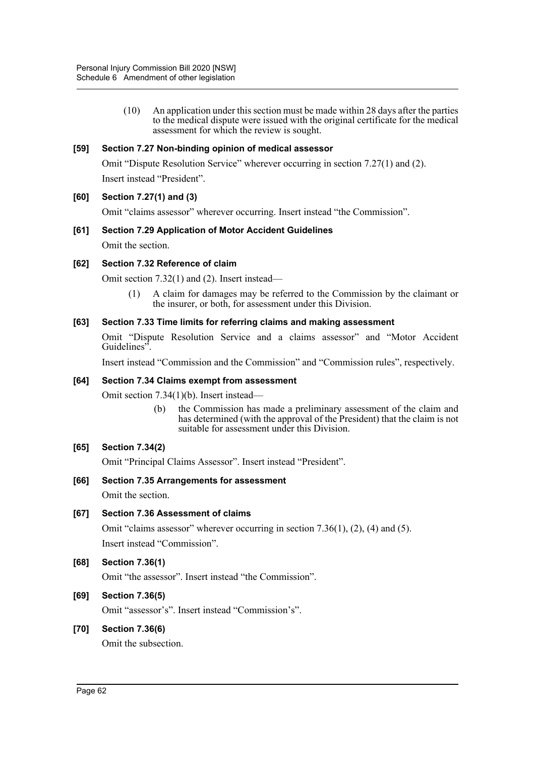(10) An application under this section must be made within 28 days after the parties to the medical dispute were issued with the original certificate for the medical assessment for which the review is sought.

### [59] Section 7.27 Non-binding opinion of medical assessor

Omit "Dispute Resolution Service" wherever occurring in section 7.27(1) and (2).

Insert instead "President".

### [60] Section 7.27(1) and (3)

Omit "claims assessor" wherever occurring. Insert instead "the Commission".

### [61] Section 7.29 Application of Motor Accident Guidelines

Omit the section.

### [62] Section 7.32 Reference of claim

Omit section 7.32(1) and (2). Insert instead—

(1) A claim for damages may be referred to the Commission by the claimant or the insurer, or both, for assessment under this Division.

### [63] Section 7.33 Time limits for referring claims and making assessment

Omit "Dispute Resolution Service and a claims assessor" and "Motor Accident Guidelines".

Insert instead "Commission and the Commission" and "Commission rules", respectively.

### [64] Section 7.34 Claims exempt from assessment

Omit section 7.34(1)(b). Insert instead—

(b) the Commission has made a preliminary assessment of the claim and has determined (with the approval of the President) that the claim is not suitable for assessment under this Division.

### [65] Section 7.34(2)

Omit "Principal Claims Assessor". Insert instead "President".

### [66] Section 7.35 Arrangements for assessment

Omit the section.

### [67] Section 7.36 Assessment of claims

Omit "claims assessor" wherever occurring in section 7.36(1), (2), (4) and (5).

Insert instead "Commission".

### [68] Section 7.36(1)

Omit "the assessor". Insert instead "the Commission".

### [69] Section 7.36(5)

Omit "assessor's". Insert instead "Commission's".

### [70] Section 7.36(6)

Omit the subsection.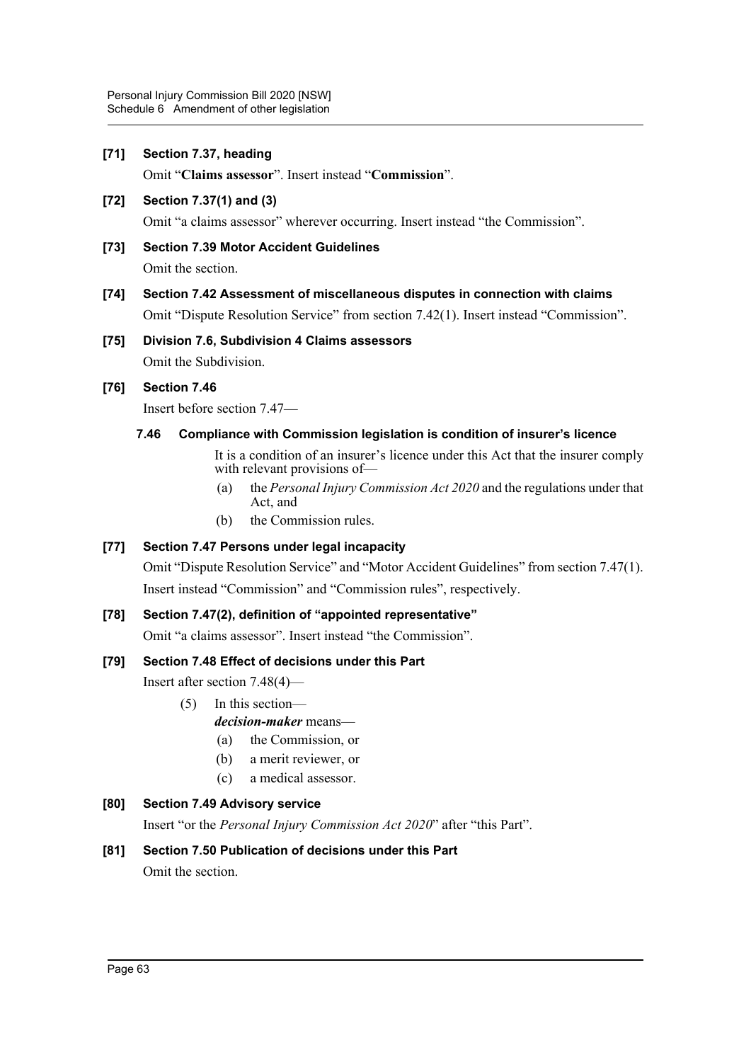**[71] Section 7.37, heading**

Omit "**Claims assessor**". Insert instead "**Commission**".

**[72] Section 7.37(1) and (3)**

Omit "a claims assessor" wherever occurring. Insert instead "the Commission".

**[73] Section 7.39 Motor Accident Guidelines**

Omit the section.

**[74] Section 7.42 Assessment of miscellaneous disputes in connection with claims**

Omit "Dispute Resolution Service" from section 7.42(1). Insert instead "Commission".

**[75] Division 7.6, Subdivision 4 Claims assessors**

Omit the Subdivision.

**[76] Section 7.46**

Insert before section 7.47—

**7.46 Compliance with Commission legislation is condition of insurer's licence**

It is a condition of an insurer's licence under this Act that the insurer comply with relevant provisions of—

(a) the *Personal Injury Commission Act 2020* and the regulations under that Act, and

(b) the Commission rules.

**[77] Section 7.47 Persons under legal incapacity**

Omit "Dispute Resolution Service" and "Motor Accident Guidelines" from section 7.47(1). Insert instead "Commission" and "Commission rules", respectively.

**[78] Section 7.47(2), definition of "appointed representative"**

Omit "a claims assessor". Insert instead "the Commission".

**[79] Section 7.48 Effect of decisions under this Part**

Insert after section 7.48(4)—

(5) In this section—

***decision-maker*** means—

(a) the Commission, or

(b) a merit reviewer, or

(c) a medical assessor.

**[80] Section 7.49 Advisory service**

Insert "or the *Personal Injury Commission Act 2020*" after "this Part".

**[81] Section 7.50 Publication of decisions under this Part**

Omit the section.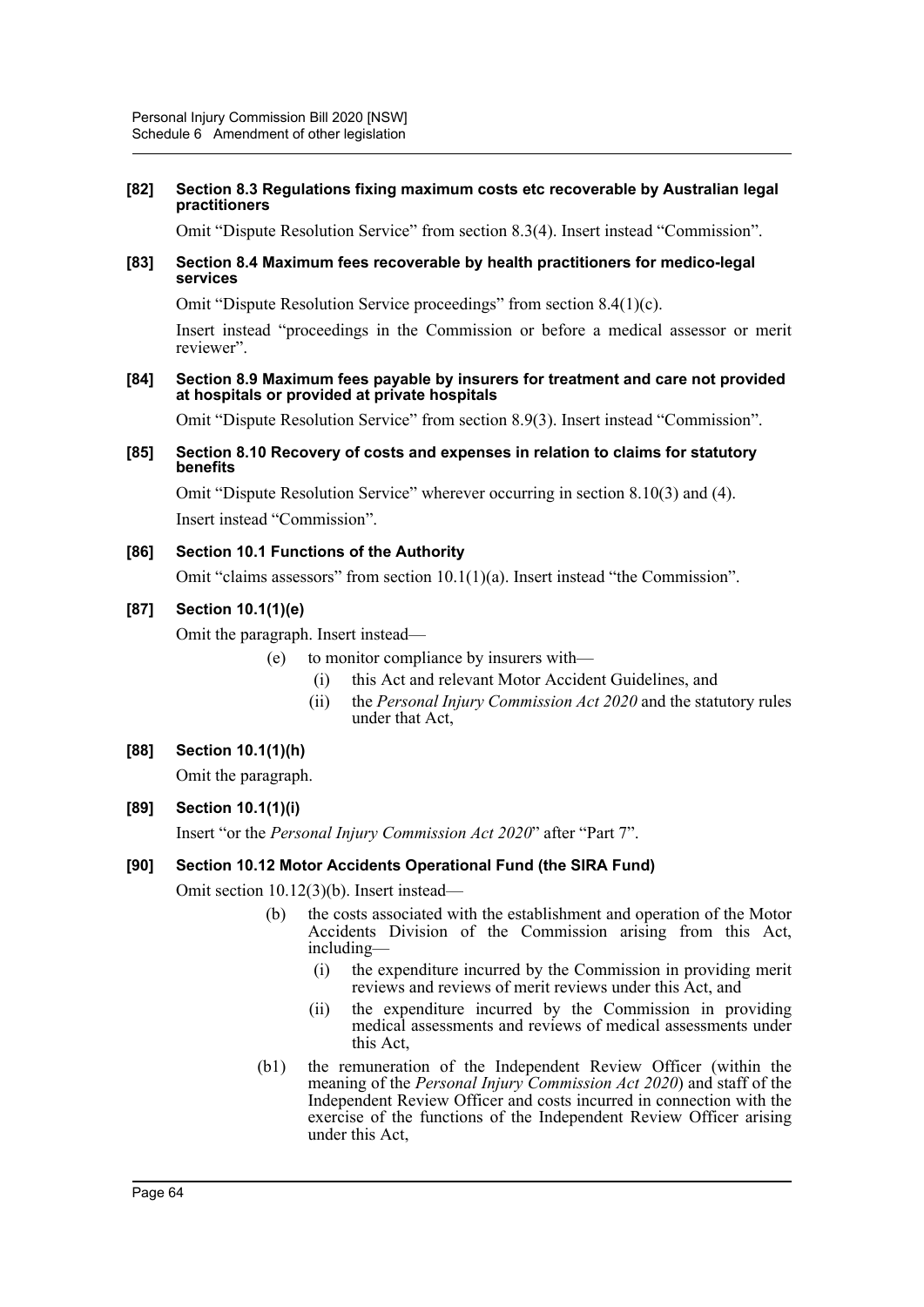**[82] Section 8.3 Regulations fixing maximum costs etc recoverable by Australian legal practitioners**

Omit "Dispute Resolution Service" from section 8.3(4). Insert instead "Commission".

**[83] Section 8.4 Maximum fees recoverable by health practitioners for medico-legal services**

Omit "Dispute Resolution Service proceedings" from section 8.4(1)(c).

Insert instead "proceedings in the Commission or before a medical assessor or merit reviewer".

**[84] Section 8.9 Maximum fees payable by insurers for treatment and care not provided at hospitals or provided at private hospitals**

Omit "Dispute Resolution Service" from section 8.9(3). Insert instead "Commission".

**[85] Section 8.10 Recovery of costs and expenses in relation to claims for statutory benefits**

Omit "Dispute Resolution Service" wherever occurring in section 8.10(3) and (4).

Insert instead "Commission".

**[86] Section 10.1 Functions of the Authority**

Omit "claims assessors" from section 10.1(1)(a). Insert instead "the Commission".

**[87] Section 10.1(1)(e)**

Omit the paragraph. Insert instead—

(e) to monitor compliance by insurers with—

(i) this Act and relevant Motor Accident Guidelines, and

(ii) the *Personal Injury Commission Act 2020* and the statutory rules under that Act,

**[88] Section 10.1(1)(h)**

Omit the paragraph.

**[89] Section 10.1(1)(i)**

Insert "or the *Personal Injury Commission Act 2020*" after "Part 7".

**[90] Section 10.12 Motor Accidents Operational Fund (the SIRA Fund)**

Omit section 10.12(3)(b). Insert instead—

(b) the costs associated with the establishment and operation of the Motor Accidents Division of the Commission arising from this Act, including—

(i) the expenditure incurred by the Commission in providing merit reviews and reviews of merit reviews under this Act, and

(ii) the expenditure incurred by the Commission in providing medical assessments and reviews of medical assessments under this Act,

(b1) the remuneration of the Independent Review Officer (within the meaning of the *Personal Injury Commission Act 2020*) and staff of the Independent Review Officer and costs incurred in connection with the exercise of the functions of the Independent Review Officer arising under this Act,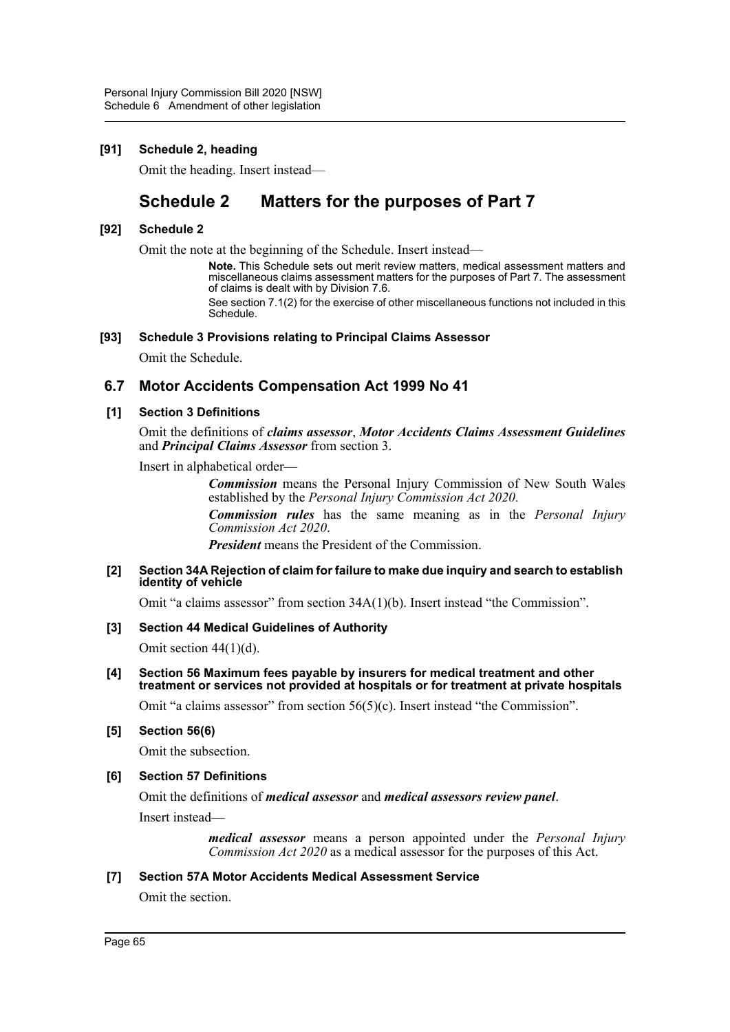**[91] Schedule 2, heading**

Omit the heading. Insert instead—

## Schedule 2 Matters for the purposes of Part 7

**[92] Schedule 2**

Omit the note at the beginning of the Schedule. Insert instead—

> **Note.** This Schedule sets out merit review matters, medical assessment matters and miscellaneous claims assessment matters for the purposes of Part 7. The assessment of claims is dealt with by Division 7.6.
>
> See section 7.1(2) for the exercise of other miscellaneous functions not included in this Schedule.

**[93] Schedule 3 Provisions relating to Principal Claims Assessor**

Omit the Schedule.

## 6.7 Motor Accidents Compensation Act 1999 No 41

**[1] Section 3 Definitions**

Omit the definitions of ***claims assessor***, ***Motor Accidents Claims Assessment Guidelines*** and ***Principal Claims Assessor*** from section 3.

Insert in alphabetical order—

> ***Commission*** means the Personal Injury Commission of New South Wales established by the *Personal Injury Commission Act 2020*.
>
> ***Commission rules*** has the same meaning as in the *Personal Injury Commission Act 2020*.
>
> ***President*** means the President of the Commission.

**[2] Section 34A Rejection of claim for failure to make due inquiry and search to establish identity of vehicle**

Omit "a claims assessor" from section 34A(1)(b). Insert instead "the Commission".

**[3] Section 44 Medical Guidelines of Authority**

Omit section 44(1)(d).

**[4] Section 56 Maximum fees payable by insurers for medical treatment and other treatment or services not provided at hospitals or for treatment at private hospitals**

Omit "a claims assessor" from section 56(5)(c). Insert instead "the Commission".

**[5] Section 56(6)**

Omit the subsection.

**[6] Section 57 Definitions**

Omit the definitions of ***medical assessor*** and ***medical assessors review panel***.

Insert instead—

> ***medical assessor*** means a person appointed under the *Personal Injury Commission Act 2020* as a medical assessor for the purposes of this Act.

**[7] Section 57A Motor Accidents Medical Assessment Service**

Omit the section.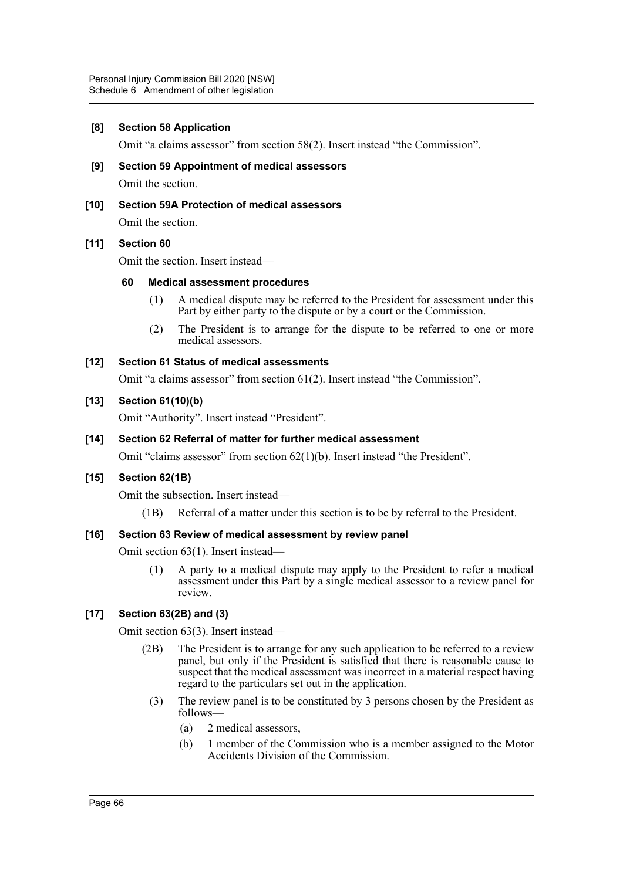**[8] Section 58 Application**

Omit "a claims assessor" from section 58(2). Insert instead "the Commission".

**[9] Section 59 Appointment of medical assessors**

Omit the section.

**[10] Section 59A Protection of medical assessors**

Omit the section.

**[11] Section 60**

Omit the section. Insert instead—

**60 Medical assessment procedures**

(1) A medical dispute may be referred to the President for assessment under this Part by either party to the dispute or by a court or the Commission.

(2) The President is to arrange for the dispute to be referred to one or more medical assessors.

**[12] Section 61 Status of medical assessments**

Omit "a claims assessor" from section 61(2). Insert instead "the Commission".

**[13] Section 61(10)(b)**

Omit "Authority". Insert instead "President".

**[14] Section 62 Referral of matter for further medical assessment**

Omit "claims assessor" from section 62(1)(b). Insert instead "the President".

**[15] Section 62(1B)**

Omit the subsection. Insert instead—

(1B) Referral of a matter under this section is to be by referral to the President.

**[16] Section 63 Review of medical assessment by review panel**

Omit section 63(1). Insert instead—

(1) A party to a medical dispute may apply to the President to refer a medical assessment under this Part by a single medical assessor to a review panel for review.

**[17] Section 63(2B) and (3)**

Omit section 63(3). Insert instead—

(2B) The President is to arrange for any such application to be referred to a review panel, but only if the President is satisfied that there is reasonable cause to suspect that the medical assessment was incorrect in a material respect having regard to the particulars set out in the application.

(3) The review panel is to be constituted by 3 persons chosen by the President as follows—

(a) 2 medical assessors,

(b) 1 member of the Commission who is a member assigned to the Motor Accidents Division of the Commission.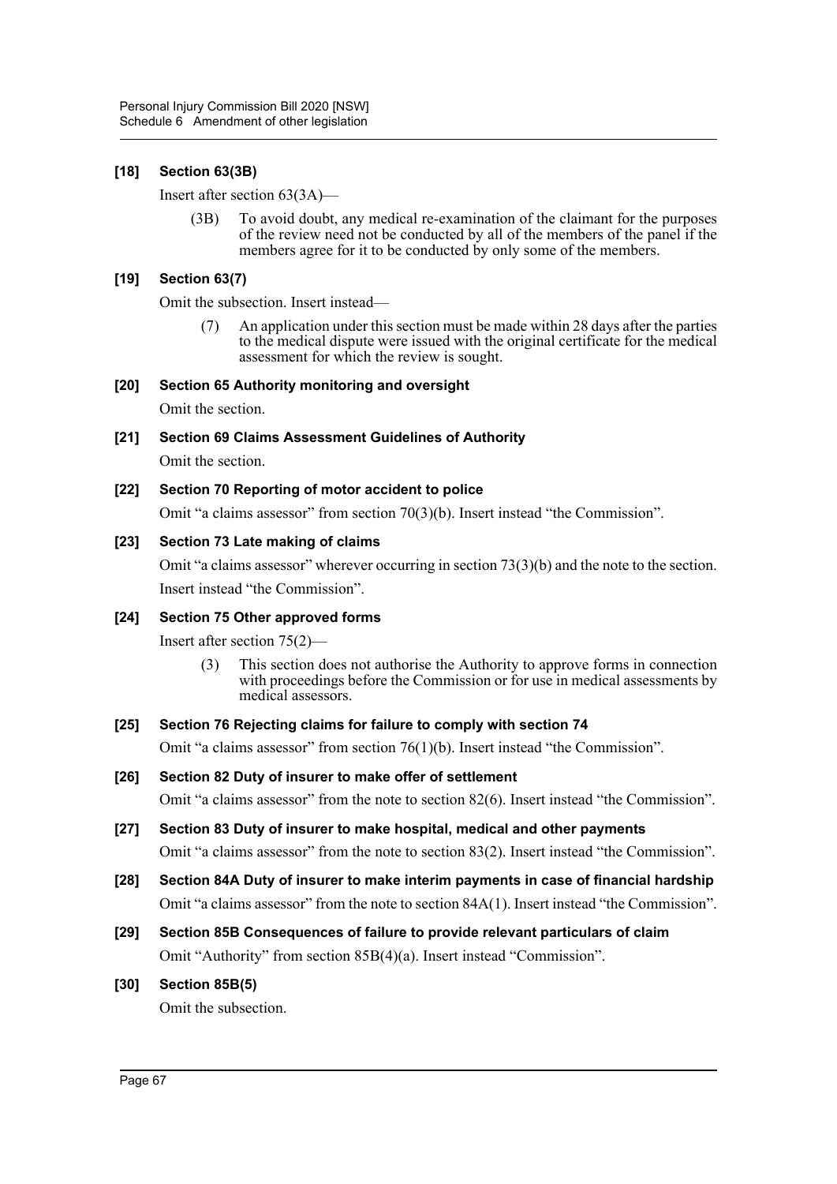### [18] Section 63(3B)

Insert after section 63(3A)—

> (3B) To avoid doubt, any medical re-examination of the claimant for the purposes of the review need not be conducted by all of the members of the panel if the members agree for it to be conducted by only some of the members.

### [19] Section 63(7)

Omit the subsection. Insert instead—

> (7) An application under this section must be made within 28 days after the parties to the medical dispute were issued with the original certificate for the medical assessment for which the review is sought.

### [20] Section 65 Authority monitoring and oversight

Omit the section.

### [21] Section 69 Claims Assessment Guidelines of Authority

Omit the section.

### [22] Section 70 Reporting of motor accident to police

Omit "a claims assessor" from section 70(3)(b). Insert instead "the Commission".

### [23] Section 73 Late making of claims

Omit "a claims assessor" wherever occurring in section 73(3)(b) and the note to the section. Insert instead "the Commission".

### [24] Section 75 Other approved forms

Insert after section 75(2)—

> (3) This section does not authorise the Authority to approve forms in connection with proceedings before the Commission or for use in medical assessments by medical assessors.

### [25] Section 76 Rejecting claims for failure to comply with section 74

Omit "a claims assessor" from section 76(1)(b). Insert instead "the Commission".

### [26] Section 82 Duty of insurer to make offer of settlement

Omit "a claims assessor" from the note to section 82(6). Insert instead "the Commission".

### [27] Section 83 Duty of insurer to make hospital, medical and other payments

Omit "a claims assessor" from the note to section 83(2). Insert instead "the Commission".

### [28] Section 84A Duty of insurer to make interim payments in case of financial hardship

Omit "a claims assessor" from the note to section 84A(1). Insert instead "the Commission".

### [29] Section 85B Consequences of failure to provide relevant particulars of claim

Omit "Authority" from section 85B(4)(a). Insert instead "Commission".

### [30] Section 85B(5)

Omit the subsection.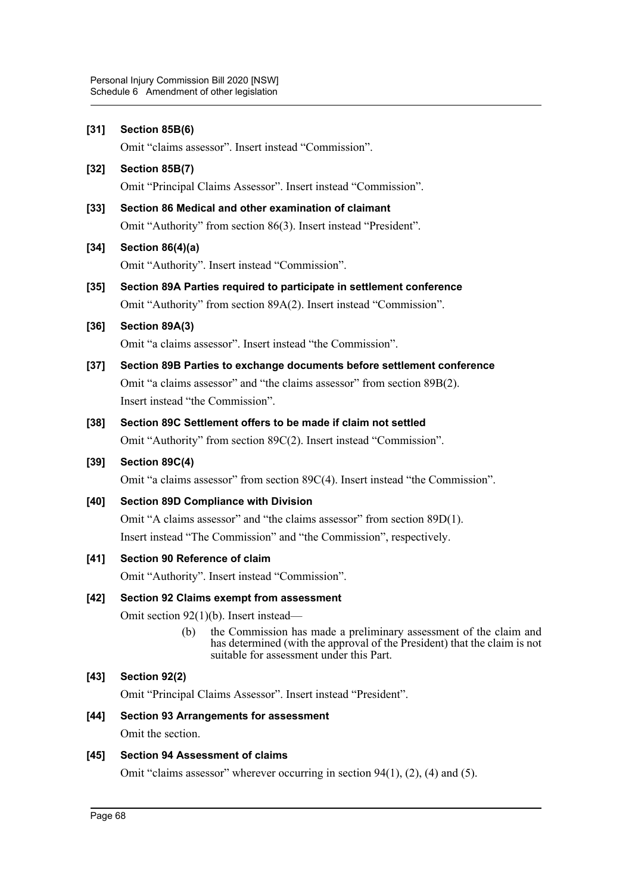**[31] Section 85B(6)**

Omit “claims assessor”. Insert instead “Commission”.

**[32] Section 85B(7)**

Omit “Principal Claims Assessor”. Insert instead “Commission”.

**[33] Section 86 Medical and other examination of claimant**

Omit “Authority” from section 86(3). Insert instead “President”.

**[34] Section 86(4)(a)**

Omit “Authority”. Insert instead “Commission”.

**[35] Section 89A Parties required to participate in settlement conference**

Omit “Authority” from section 89A(2). Insert instead “Commission”.

**[36] Section 89A(3)**

Omit “a claims assessor”. Insert instead “the Commission”.

**[37] Section 89B Parties to exchange documents before settlement conference**

Omit “a claims assessor” and “the claims assessor” from section 89B(2). Insert instead “the Commission”.

**[38] Section 89C Settlement offers to be made if claim not settled**

Omit “Authority” from section 89C(2). Insert instead “Commission”.

**[39] Section 89C(4)**

Omit “a claims assessor” from section 89C(4). Insert instead “the Commission”.

**[40] Section 89D Compliance with Division**

Omit “A claims assessor” and “the claims assessor” from section 89D(1). Insert instead “The Commission” and “the Commission”, respectively.

**[41] Section 90 Reference of claim**

Omit “Authority”. Insert instead “Commission”.

**[42] Section 92 Claims exempt from assessment**

Omit section 92(1)(b). Insert instead—

(b) the Commission has made a preliminary assessment of the claim and has determined (with the approval of the President) that the claim is not suitable for assessment under this Part.

**[43] Section 92(2)**

Omit “Principal Claims Assessor”. Insert instead “President”.

**[44] Section 93 Arrangements for assessment**

Omit the section.

**[45] Section 94 Assessment of claims**

Omit “claims assessor” wherever occurring in section 94(1), (2), (4) and (5).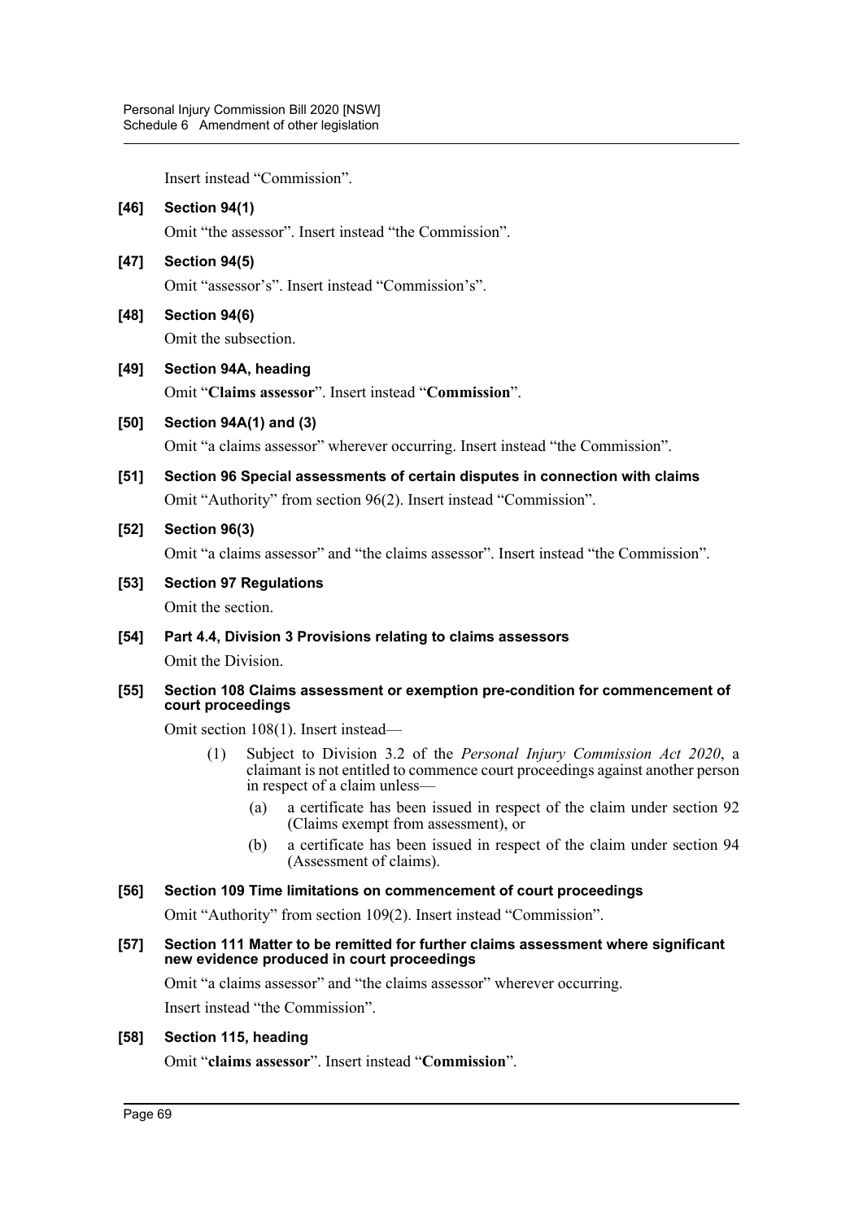Insert instead “Commission”.

**[46] Section 94(1)**

Omit “the assessor”. Insert instead “the Commission”.

**[47] Section 94(5)**

Omit “assessor’s”. Insert instead “Commission’s”.

**[48] Section 94(6)**

Omit the subsection.

**[49] Section 94A, heading**

Omit “**Claims assessor**”. Insert instead “**Commission**”.

**[50] Section 94A(1) and (3)**

Omit “a claims assessor” wherever occurring. Insert instead “the Commission”.

**[51] Section 96 Special assessments of certain disputes in connection with claims**

Omit “Authority” from section 96(2). Insert instead “Commission”.

**[52] Section 96(3)**

Omit “a claims assessor” and “the claims assessor”. Insert instead “the Commission”.

**[53] Section 97 Regulations**

Omit the section.

**[54] Part 4.4, Division 3 Provisions relating to claims assessors**

Omit the Division.

**[55] Section 108 Claims assessment or exemption pre-condition for commencement of court proceedings**

Omit section 108(1). Insert instead—

(1) Subject to Division 3.2 of the *Personal Injury Commission Act 2020*, a claimant is not entitled to commence court proceedings against another person in respect of a claim unless—

(a) a certificate has been issued in respect of the claim under section 92 (Claims exempt from assessment), or

(b) a certificate has been issued in respect of the claim under section 94 (Assessment of claims).

**[56] Section 109 Time limitations on commencement of court proceedings**

Omit “Authority” from section 109(2). Insert instead “Commission”.

**[57] Section 111 Matter to be remitted for further claims assessment where significant new evidence produced in court proceedings**

Omit “a claims assessor” and “the claims assessor” wherever occurring.

Insert instead “the Commission”.

**[58] Section 115, heading**

Omit “**claims assessor**”. Insert instead “**Commission**”.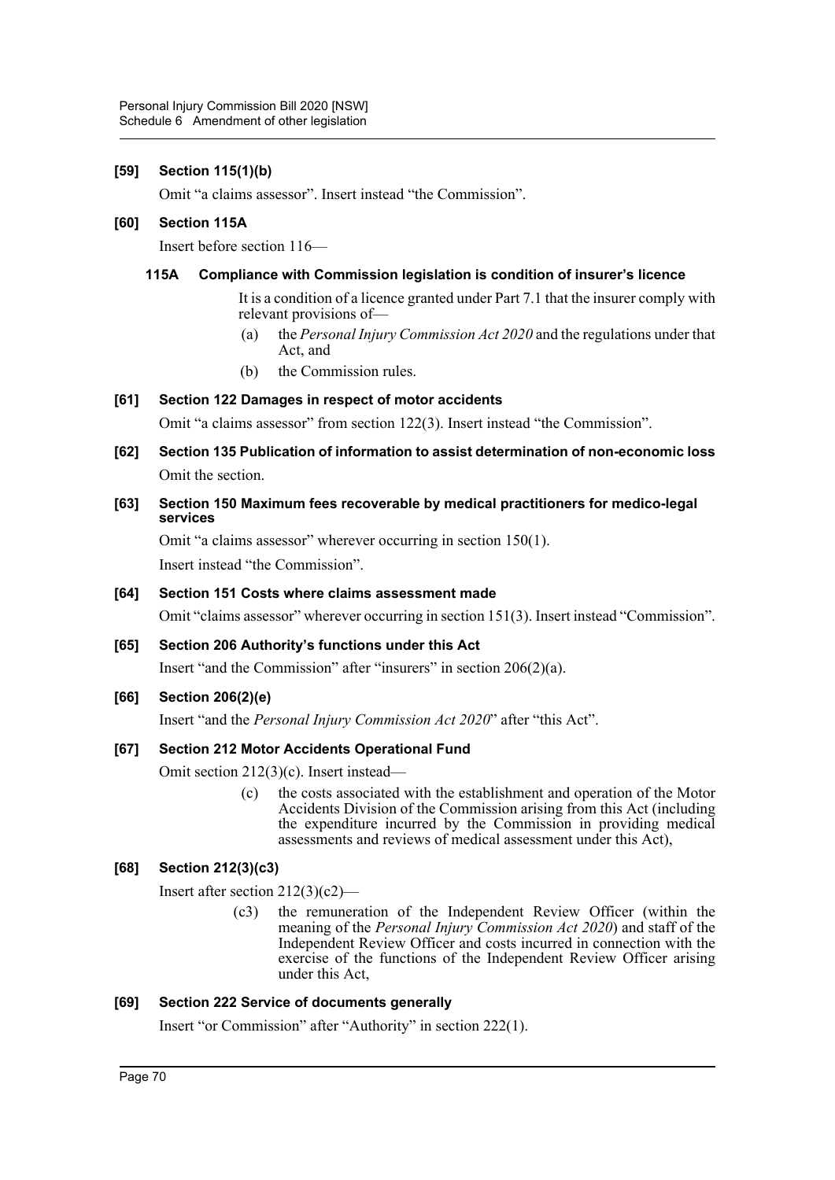### [59] Section 115(1)(b)

Omit "a claims assessor". Insert instead "the Commission".

### [60] Section 115A

Insert before section 116—

#### 115A Compliance with Commission legislation is condition of insurer's licence

It is a condition of a licence granted under Part 7.1 that the insurer comply with relevant provisions of—

- (a) the *Personal Injury Commission Act 2020* and the regulations under that Act, and
- (b) the Commission rules.

### [61] Section 122 Damages in respect of motor accidents

Omit "a claims assessor" from section 122(3). Insert instead "the Commission".

### [62] Section 135 Publication of information to assist determination of non-economic loss

Omit the section.

### [63] Section 150 Maximum fees recoverable by medical practitioners for medico-legal services

Omit "a claims assessor" wherever occurring in section 150(1).

Insert instead "the Commission".

### [64] Section 151 Costs where claims assessment made

Omit "claims assessor" wherever occurring in section 151(3). Insert instead "Commission".

### [65] Section 206 Authority's functions under this Act

Insert "and the Commission" after "insurers" in section 206(2)(a).

### [66] Section 206(2)(e)

Insert "and the *Personal Injury Commission Act 2020*" after "this Act".

### [67] Section 212 Motor Accidents Operational Fund

Omit section 212(3)(c). Insert instead—

(c) the costs associated with the establishment and operation of the Motor Accidents Division of the Commission arising from this Act (including the expenditure incurred by the Commission in providing medical assessments and reviews of medical assessment under this Act),

### [68] Section 212(3)(c3)

Insert after section 212(3)(c2)—

(c3) the remuneration of the Independent Review Officer (within the meaning of the *Personal Injury Commission Act 2020*) and staff of the Independent Review Officer and costs incurred in connection with the exercise of the functions of the Independent Review Officer arising under this Act,

### [69] Section 222 Service of documents generally

Insert "or Commission" after "Authority" in section 222(1).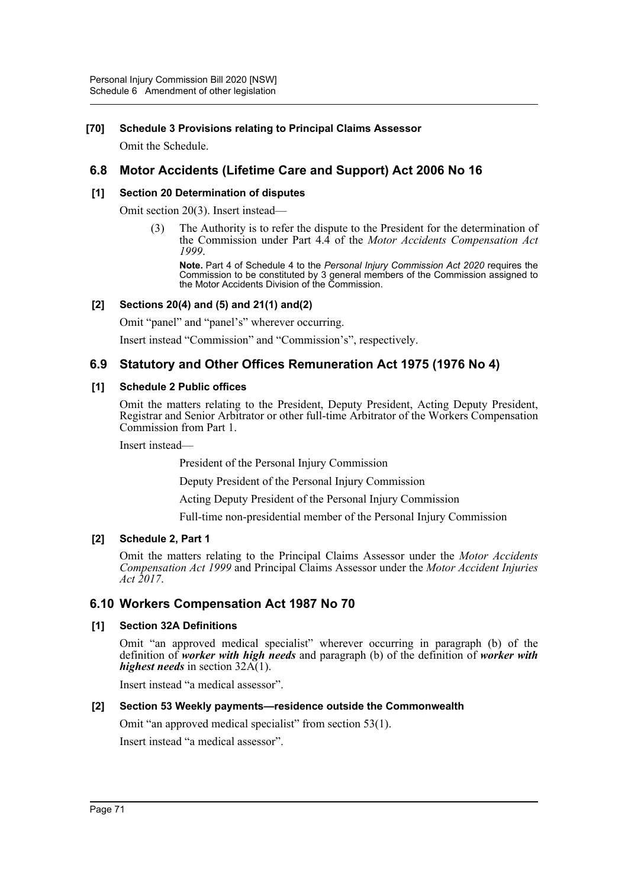**[70] Schedule 3 Provisions relating to Principal Claims Assessor**

Omit the Schedule.

## 6.8 Motor Accidents (Lifetime Care and Support) Act 2006 No 16

**[1] Section 20 Determination of disputes**

Omit section 20(3). Insert instead—

(3) The Authority is to refer the dispute to the President for the determination of the Commission under Part 4.4 of the *Motor Accidents Compensation Act 1999*.

**Note.** Part 4 of Schedule 4 to the *Personal Injury Commission Act 2020* requires the Commission to be constituted by 3 general members of the Commission assigned to the Motor Accidents Division of the Commission.

**[2] Sections 20(4) and (5) and 21(1) and(2)**

Omit "panel" and "panel's" wherever occurring.

Insert instead "Commission" and "Commission's", respectively.

## 6.9 Statutory and Other Offices Remuneration Act 1975 (1976 No 4)

**[1] Schedule 2 Public offices**

Omit the matters relating to the President, Deputy President, Acting Deputy President, Registrar and Senior Arbitrator or other full-time Arbitrator of the Workers Compensation Commission from Part 1.

Insert instead—

President of the Personal Injury Commission

Deputy President of the Personal Injury Commission

Acting Deputy President of the Personal Injury Commission

Full-time non-presidential member of the Personal Injury Commission

**[2] Schedule 2, Part 1**

Omit the matters relating to the Principal Claims Assessor under the *Motor Accidents Compensation Act 1999* and Principal Claims Assessor under the *Motor Accident Injuries Act 2017*.

## 6.10 Workers Compensation Act 1987 No 70

**[1] Section 32A Definitions**

Omit "an approved medical specialist" wherever occurring in paragraph (b) of the definition of ***worker with high needs*** and paragraph (b) of the definition of ***worker with highest needs*** in section 32A(1).

Insert instead "a medical assessor".

**[2] Section 53 Weekly payments—residence outside the Commonwealth**

Omit "an approved medical specialist" from section 53(1).

Insert instead "a medical assessor".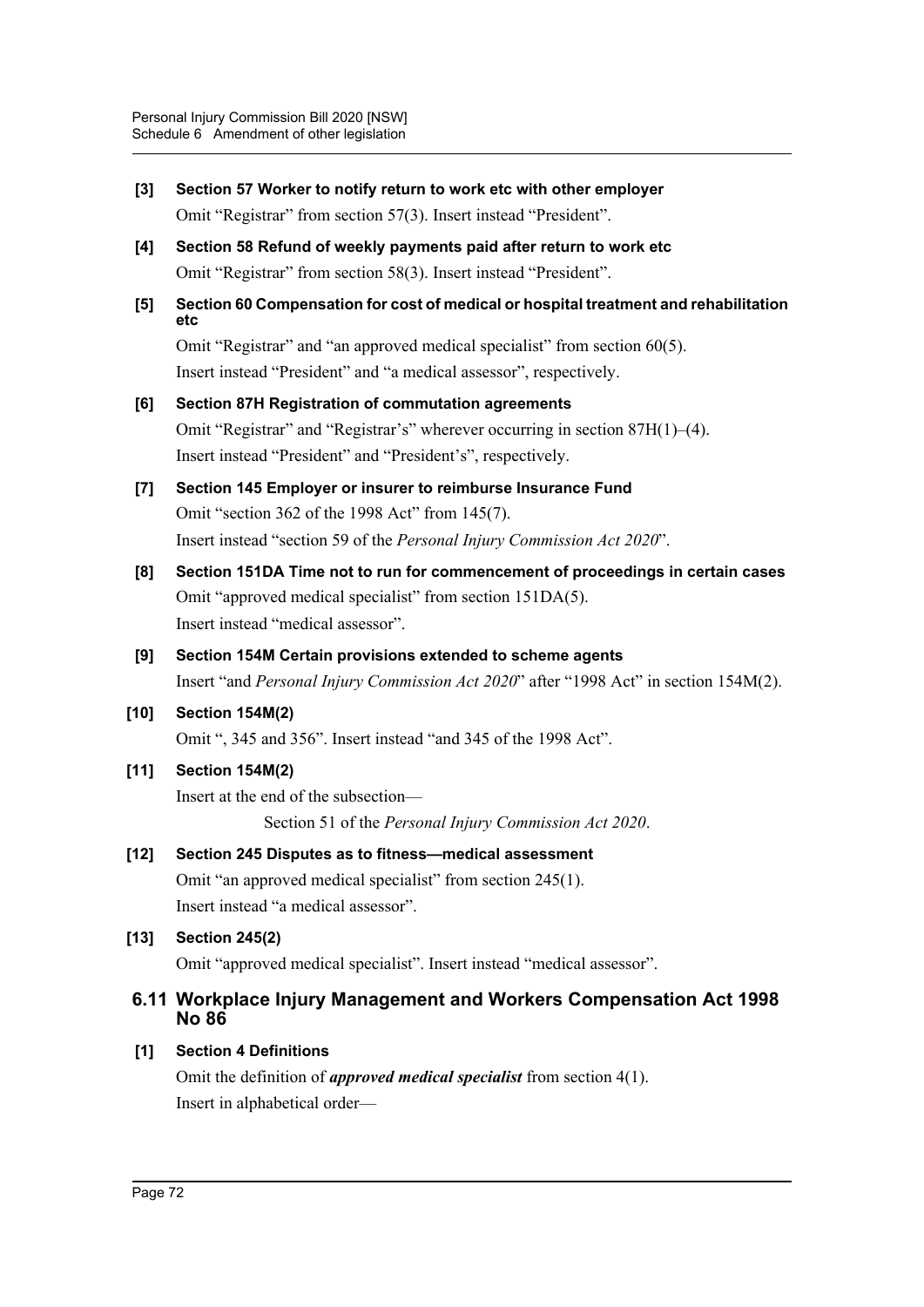**[3] Section 57 Worker to notify return to work etc with other employer**

Omit "Registrar" from section 57(3). Insert instead "President".

**[4] Section 58 Refund of weekly payments paid after return to work etc**

Omit "Registrar" from section 58(3). Insert instead "President".

**[5] Section 60 Compensation for cost of medical or hospital treatment and rehabilitation etc**

Omit "Registrar" and "an approved medical specialist" from section 60(5).

Insert instead "President" and "a medical assessor", respectively.

**[6] Section 87H Registration of commutation agreements**

Omit "Registrar" and "Registrar's" wherever occurring in section 87H(1)–(4).

Insert instead "President" and "President's", respectively.

**[7] Section 145 Employer or insurer to reimburse Insurance Fund**

Omit "section 362 of the 1998 Act" from 145(7).

Insert instead "section 59 of the *Personal Injury Commission Act 2020*".

**[8] Section 151DA Time not to run for commencement of proceedings in certain cases**

Omit "approved medical specialist" from section 151DA(5).

Insert instead "medical assessor".

**[9] Section 154M Certain provisions extended to scheme agents**

Insert "and *Personal Injury Commission Act 2020*" after "1998 Act" in section 154M(2).

**[10] Section 154M(2)**

Omit ", 345 and 356". Insert instead "and 345 of the 1998 Act".

**[11] Section 154M(2)**

Insert at the end of the subsection—

> Section 51 of the *Personal Injury Commission Act 2020*.

**[12] Section 245 Disputes as to fitness—medical assessment**

Omit "an approved medical specialist" from section 245(1).

Insert instead "a medical assessor".

**[13] Section 245(2)**

Omit "approved medical specialist". Insert instead "medical assessor".

## 6.11 Workplace Injury Management and Workers Compensation Act 1998 No 86

**[1] Section 4 Definitions**

Omit the definition of ***approved medical specialist*** from section 4(1).

Insert in alphabetical order—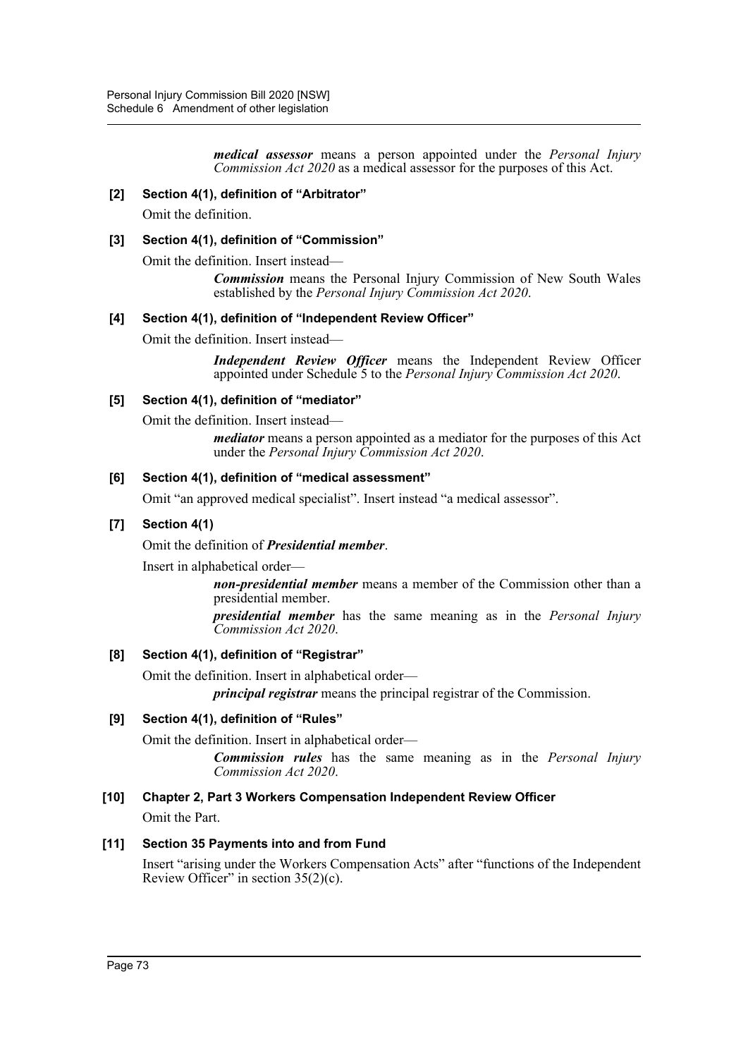***medical assessor*** means a person appointed under the *Personal Injury Commission Act 2020* as a medical assessor for the purposes of this Act.

**[2] Section 4(1), definition of "Arbitrator"**

Omit the definition.

**[3] Section 4(1), definition of "Commission"**

Omit the definition. Insert instead—

> ***Commission*** means the Personal Injury Commission of New South Wales established by the *Personal Injury Commission Act 2020*.

**[4] Section 4(1), definition of "Independent Review Officer"**

Omit the definition. Insert instead—

> ***Independent Review Officer*** means the Independent Review Officer appointed under Schedule 5 to the *Personal Injury Commission Act 2020*.

**[5] Section 4(1), definition of "mediator"**

Omit the definition. Insert instead—

> ***mediator*** means a person appointed as a mediator for the purposes of this Act under the *Personal Injury Commission Act 2020*.

**[6] Section 4(1), definition of "medical assessment"**

Omit "an approved medical specialist". Insert instead "a medical assessor".

**[7] Section 4(1)**

Omit the definition of ***Presidential member***.

Insert in alphabetical order—

> ***non-presidential member*** means a member of the Commission other than a presidential member.
>
> ***presidential member*** has the same meaning as in the *Personal Injury Commission Act 2020*.

**[8] Section 4(1), definition of "Registrar"**

Omit the definition. Insert in alphabetical order—

> ***principal registrar*** means the principal registrar of the Commission.

**[9] Section 4(1), definition of "Rules"**

Omit the definition. Insert in alphabetical order—

> ***Commission rules*** has the same meaning as in the *Personal Injury Commission Act 2020*.

**[10] Chapter 2, Part 3 Workers Compensation Independent Review Officer**

Omit the Part.

**[11] Section 35 Payments into and from Fund**

Insert "arising under the Workers Compensation Acts" after "functions of the Independent Review Officer" in section 35(2)(c).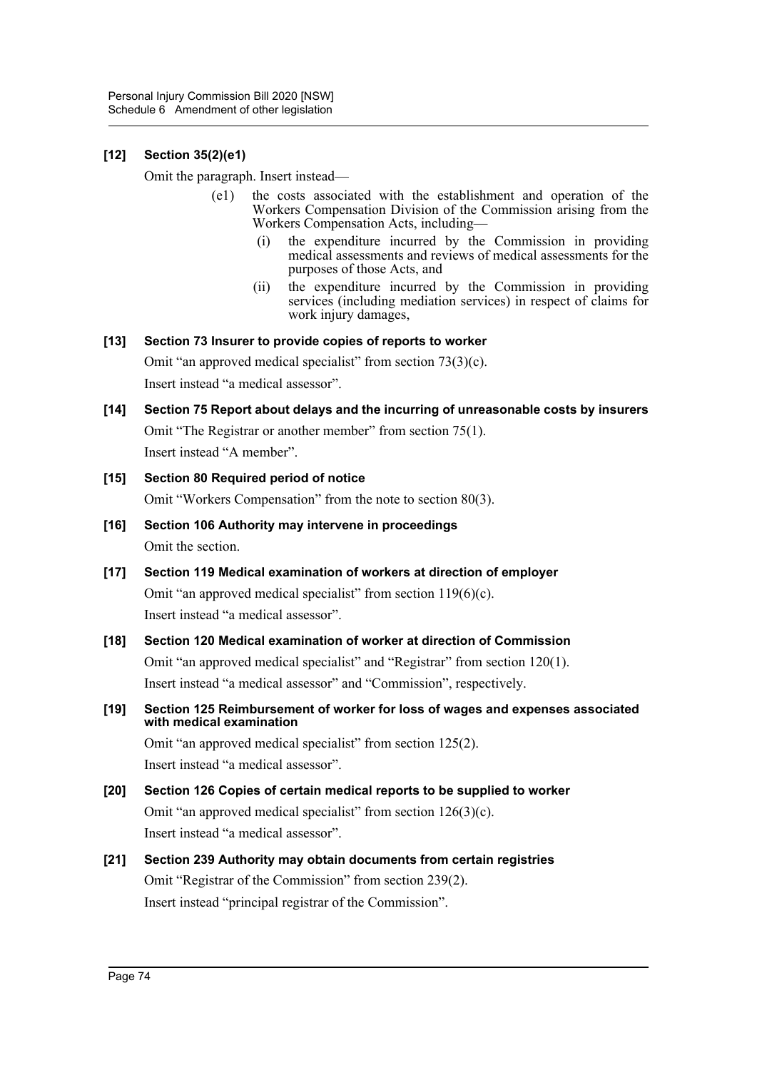**[12] Section 35(2)(e1)**

Omit the paragraph. Insert instead—

(e1) the costs associated with the establishment and operation of the Workers Compensation Division of the Commission arising from the Workers Compensation Acts, including—

(i) the expenditure incurred by the Commission in providing medical assessments and reviews of medical assessments for the purposes of those Acts, and

(ii) the expenditure incurred by the Commission in providing services (including mediation services) in respect of claims for work injury damages,

**[13] Section 73 Insurer to provide copies of reports to worker**

Omit "an approved medical specialist" from section 73(3)(c).

Insert instead "a medical assessor".

**[14] Section 75 Report about delays and the incurring of unreasonable costs by insurers**

Omit "The Registrar or another member" from section 75(1).

Insert instead "A member".

**[15] Section 80 Required period of notice**

Omit "Workers Compensation" from the note to section 80(3).

**[16] Section 106 Authority may intervene in proceedings**

Omit the section.

**[17] Section 119 Medical examination of workers at direction of employer**

Omit "an approved medical specialist" from section 119(6)(c).

Insert instead "a medical assessor".

**[18] Section 120 Medical examination of worker at direction of Commission**

Omit "an approved medical specialist" and "Registrar" from section 120(1).

Insert instead "a medical assessor" and "Commission", respectively.

**[19] Section 125 Reimbursement of worker for loss of wages and expenses associated with medical examination**

Omit "an approved medical specialist" from section 125(2).

Insert instead "a medical assessor".

**[20] Section 126 Copies of certain medical reports to be supplied to worker**

Omit "an approved medical specialist" from section 126(3)(c).

Insert instead "a medical assessor".

**[21] Section 239 Authority may obtain documents from certain registries**

Omit "Registrar of the Commission" from section 239(2).

Insert instead "principal registrar of the Commission".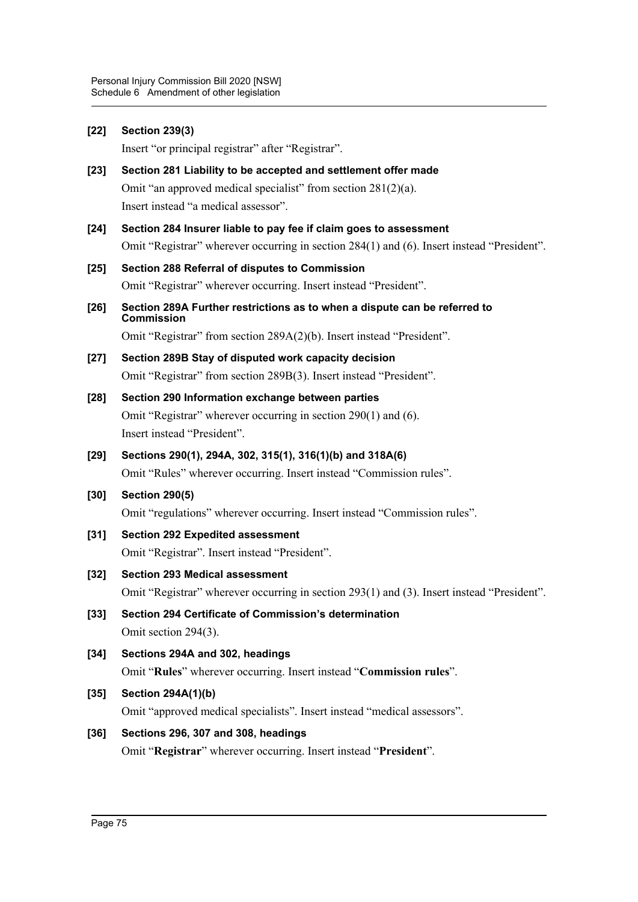**[22] Section 239(3)**

Insert "or principal registrar" after "Registrar".

**[23] Section 281 Liability to be accepted and settlement offer made**

Omit "an approved medical specialist" from section 281(2)(a).

Insert instead "a medical assessor".

**[24] Section 284 Insurer liable to pay fee if claim goes to assessment**

Omit "Registrar" wherever occurring in section 284(1) and (6). Insert instead "President".

**[25] Section 288 Referral of disputes to Commission**

Omit "Registrar" wherever occurring. Insert instead "President".

**[26] Section 289A Further restrictions as to when a dispute can be referred to Commission**

Omit "Registrar" from section 289A(2)(b). Insert instead "President".

**[27] Section 289B Stay of disputed work capacity decision**

Omit "Registrar" from section 289B(3). Insert instead "President".

**[28] Section 290 Information exchange between parties**

Omit "Registrar" wherever occurring in section 290(1) and (6).

Insert instead "President".

**[29] Sections 290(1), 294A, 302, 315(1), 316(1)(b) and 318A(6)**

Omit "Rules" wherever occurring. Insert instead "Commission rules".

**[30] Section 290(5)**

Omit "regulations" wherever occurring. Insert instead "Commission rules".

**[31] Section 292 Expedited assessment**

Omit "Registrar". Insert instead "President".

**[32] Section 293 Medical assessment**

Omit "Registrar" wherever occurring in section 293(1) and (3). Insert instead "President".

**[33] Section 294 Certificate of Commission's determination**

Omit section 294(3).

**[34] Sections 294A and 302, headings**

Omit "**Rules**" wherever occurring. Insert instead "**Commission rules**".

**[35] Section 294A(1)(b)**

Omit "approved medical specialists". Insert instead "medical assessors".

**[36] Sections 296, 307 and 308, headings**

Omit "**Registrar**" wherever occurring. Insert instead "**President**".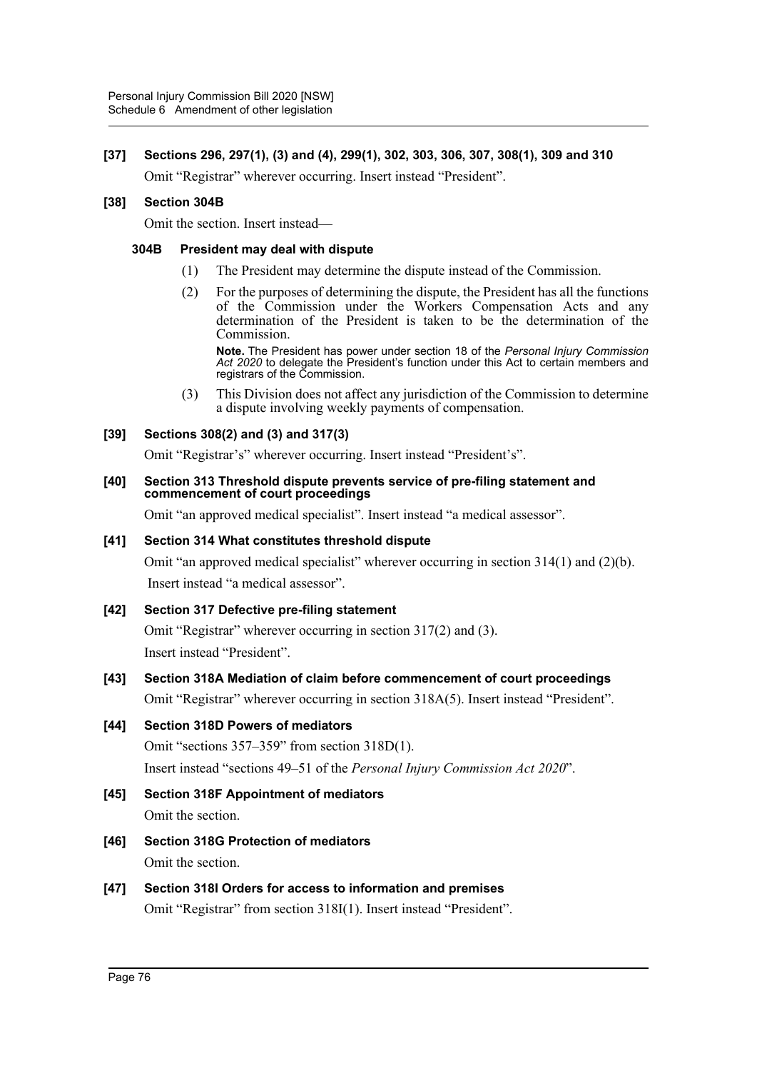**[37] Sections 296, 297(1), (3) and (4), 299(1), 302, 303, 306, 307, 308(1), 309 and 310**

Omit "Registrar" wherever occurring. Insert instead "President".

**[38] Section 304B**

Omit the section. Insert instead—

**304B President may deal with dispute**

(1) The President may determine the dispute instead of the Commission.

(2) For the purposes of determining the dispute, the President has all the functions of the Commission under the Workers Compensation Acts and any determination of the President is taken to be the determination of the Commission.

**Note.** The President has power under section 18 of the *Personal Injury Commission Act 2020* to delegate the President's function under this Act to certain members and registrars of the Commission.

(3) This Division does not affect any jurisdiction of the Commission to determine a dispute involving weekly payments of compensation.

**[39] Sections 308(2) and (3) and 317(3)**

Omit "Registrar's" wherever occurring. Insert instead "President's".

**[40] Section 313 Threshold dispute prevents service of pre-filing statement and commencement of court proceedings**

Omit "an approved medical specialist". Insert instead "a medical assessor".

**[41] Section 314 What constitutes threshold dispute**

Omit "an approved medical specialist" wherever occurring in section 314(1) and (2)(b). Insert instead "a medical assessor".

**[42] Section 317 Defective pre-filing statement**

Omit "Registrar" wherever occurring in section 317(2) and (3).

Insert instead "President".

**[43] Section 318A Mediation of claim before commencement of court proceedings**

Omit "Registrar" wherever occurring in section 318A(5). Insert instead "President".

**[44] Section 318D Powers of mediators**

Omit "sections 357–359" from section 318D(1).

Insert instead "sections 49–51 of the *Personal Injury Commission Act 2020*".

**[45] Section 318F Appointment of mediators**

Omit the section.

**[46] Section 318G Protection of mediators**

Omit the section.

**[47] Section 318I Orders for access to information and premises**

Omit "Registrar" from section 318I(1). Insert instead "President".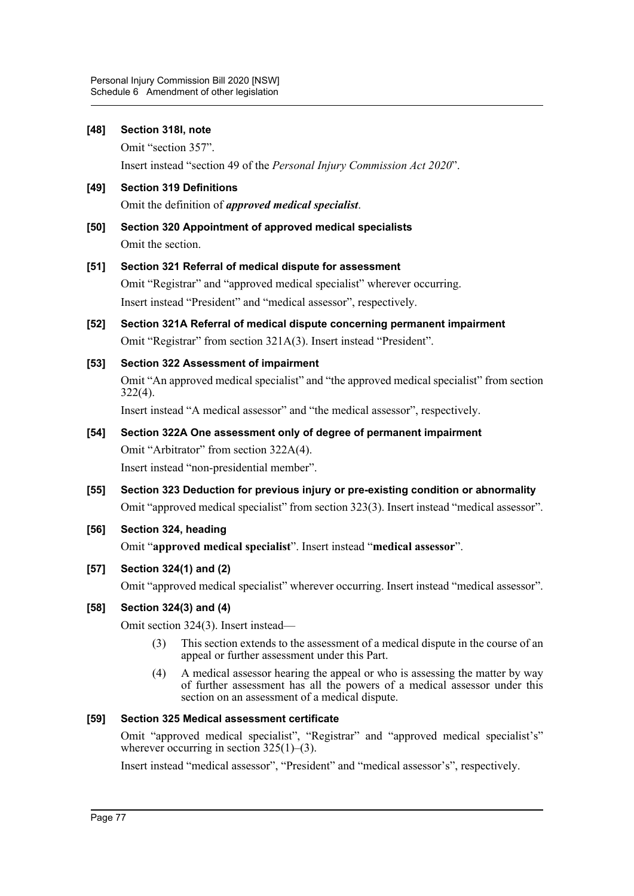**[48] Section 318I, note**

Omit "section 357".

Insert instead "section 49 of the *Personal Injury Commission Act 2020*".

**[49] Section 319 Definitions**

Omit the definition of ***approved medical specialist***.

**[50] Section 320 Appointment of approved medical specialists**

Omit the section.

**[51] Section 321 Referral of medical dispute for assessment**

Omit "Registrar" and "approved medical specialist" wherever occurring.

Insert instead "President" and "medical assessor", respectively.

**[52] Section 321A Referral of medical dispute concerning permanent impairment**

Omit "Registrar" from section 321A(3). Insert instead "President".

**[53] Section 322 Assessment of impairment**

Omit "An approved medical specialist" and "the approved medical specialist" from section 322(4).

Insert instead "A medical assessor" and "the medical assessor", respectively.

**[54] Section 322A One assessment only of degree of permanent impairment**

Omit "Arbitrator" from section 322A(4).

Insert instead "non-presidential member".

**[55] Section 323 Deduction for previous injury or pre-existing condition or abnormality**

Omit "approved medical specialist" from section 323(3). Insert instead "medical assessor".

**[56] Section 324, heading**

Omit "**approved medical specialist**". Insert instead "**medical assessor**".

**[57] Section 324(1) and (2)**

Omit "approved medical specialist" wherever occurring. Insert instead "medical assessor".

**[58] Section 324(3) and (4)**

Omit section 324(3). Insert instead—

(3) This section extends to the assessment of a medical dispute in the course of an appeal or further assessment under this Part.

(4) A medical assessor hearing the appeal or who is assessing the matter by way of further assessment has all the powers of a medical assessor under this section on an assessment of a medical dispute.

**[59] Section 325 Medical assessment certificate**

Omit "approved medical specialist", "Registrar" and "approved medical specialist's" wherever occurring in section 325(1)–(3).

Insert instead "medical assessor", "President" and "medical assessor's", respectively.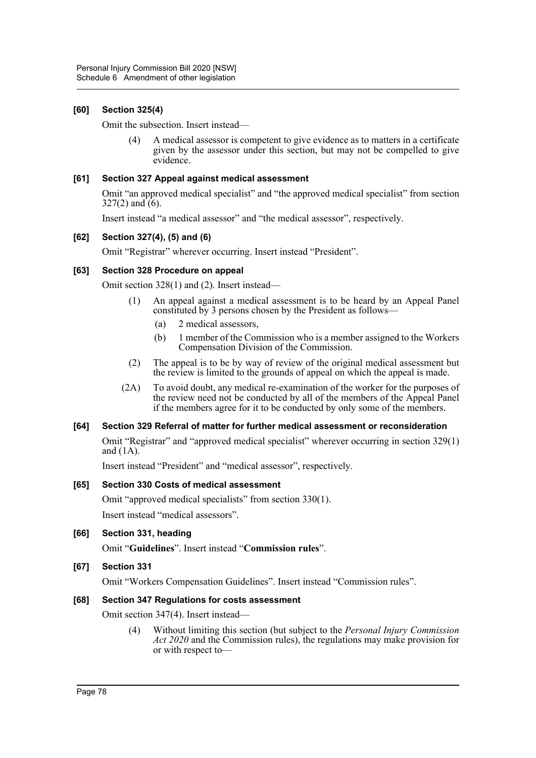### [60] Section 325(4)

Omit the subsection. Insert instead—

> (4) A medical assessor is competent to give evidence as to matters in a certificate given by the assessor under this section, but may not be compelled to give evidence.

### [61] Section 327 Appeal against medical assessment

Omit "an approved medical specialist" and "the approved medical specialist" from section 327(2) and (6).

Insert instead "a medical assessor" and "the medical assessor", respectively.

### [62] Section 327(4), (5) and (6)

Omit "Registrar" wherever occurring. Insert instead "President".

### [63] Section 328 Procedure on appeal

Omit section 328(1) and (2). Insert instead—

> (1) An appeal against a medical assessment is to be heard by an Appeal Panel constituted by 3 persons chosen by the President as follows—
>
> > (a) 2 medical assessors,
> >
> > (b) 1 member of the Commission who is a member assigned to the Workers Compensation Division of the Commission.
>
> (2) The appeal is to be by way of review of the original medical assessment but the review is limited to the grounds of appeal on which the appeal is made.
>
> (2A) To avoid doubt, any medical re-examination of the worker for the purposes of the review need not be conducted by all of the members of the Appeal Panel if the members agree for it to be conducted by only some of the members.

### [64] Section 329 Referral of matter for further medical assessment or reconsideration

Omit "Registrar" and "approved medical specialist" wherever occurring in section 329(1) and (1A).

Insert instead "President" and "medical assessor", respectively.

### [65] Section 330 Costs of medical assessment

Omit "approved medical specialists" from section 330(1).

Insert instead "medical assessors".

### [66] Section 331, heading

Omit "**Guidelines**". Insert instead "**Commission rules**".

### [67] Section 331

Omit "Workers Compensation Guidelines". Insert instead "Commission rules".

### [68] Section 347 Regulations for costs assessment

Omit section 347(4). Insert instead—

> (4) Without limiting this section (but subject to the *Personal Injury Commission Act 2020* and the Commission rules), the regulations may make provision for or with respect to—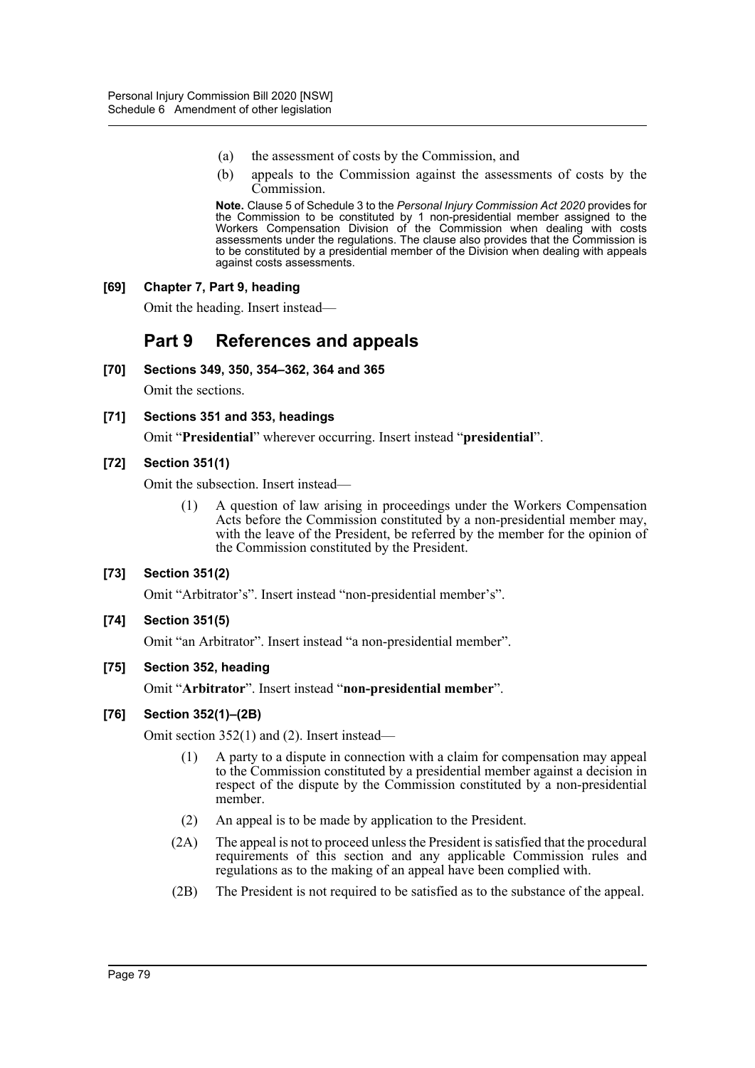(a) the assessment of costs by the Commission, and

(b) appeals to the Commission against the assessments of costs by the Commission.

**Note.** Clause 5 of Schedule 3 to the *Personal Injury Commission Act 2020* provides for the Commission to be constituted by 1 non-presidential member assigned to the Workers Compensation Division of the Commission when dealing with costs assessments under the regulations. The clause also provides that the Commission is to be constituted by a presidential member of the Division when dealing with appeals against costs assessments.

**[69] Chapter 7, Part 9, heading**

Omit the heading. Insert instead—

## Part 9 References and appeals

**[70] Sections 349, 350, 354–362, 364 and 365**

Omit the sections.

**[71] Sections 351 and 353, headings**

Omit "**Presidential**" wherever occurring. Insert instead "**presidential**".

**[72] Section 351(1)**

Omit the subsection. Insert instead—

(1) A question of law arising in proceedings under the Workers Compensation Acts before the Commission constituted by a non-presidential member may, with the leave of the President, be referred by the member for the opinion of the Commission constituted by the President.

**[73] Section 351(2)**

Omit "Arbitrator's". Insert instead "non-presidential member's".

**[74] Section 351(5)**

Omit "an Arbitrator". Insert instead "a non-presidential member".

**[75] Section 352, heading**

Omit "**Arbitrator**". Insert instead "**non-presidential member**".

**[76] Section 352(1)–(2B)**

Omit section 352(1) and (2). Insert instead—

(1) A party to a dispute in connection with a claim for compensation may appeal to the Commission constituted by a presidential member against a decision in respect of the dispute by the Commission constituted by a non-presidential member.

(2) An appeal is to be made by application to the President.

(2A) The appeal is not to proceed unless the President is satisfied that the procedural requirements of this section and any applicable Commission rules and regulations as to the making of an appeal have been complied with.

(2B) The President is not required to be satisfied as to the substance of the appeal.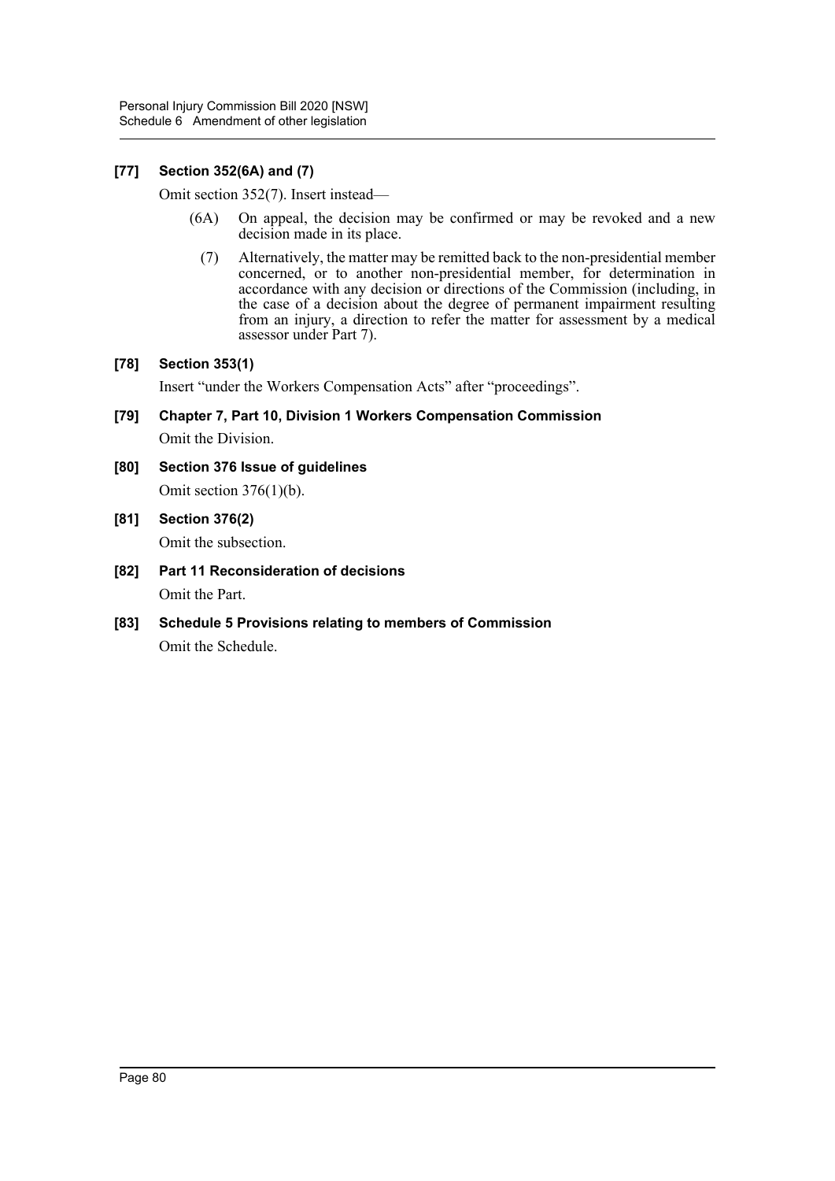**[77] Section 352(6A) and (7)**

Omit section 352(7). Insert instead—

(6A) On appeal, the decision may be confirmed or may be revoked and a new decision made in its place.

(7) Alternatively, the matter may be remitted back to the non-presidential member concerned, or to another non-presidential member, for determination in accordance with any decision or directions of the Commission (including, in the case of a decision about the degree of permanent impairment resulting from an injury, a direction to refer the matter for assessment by a medical assessor under Part 7).

**[78] Section 353(1)**

Insert "under the Workers Compensation Acts" after "proceedings".

**[79] Chapter 7, Part 10, Division 1 Workers Compensation Commission**

Omit the Division.

**[80] Section 376 Issue of guidelines**

Omit section 376(1)(b).

**[81] Section 376(2)**

Omit the subsection.

**[82] Part 11 Reconsideration of decisions**

Omit the Part.

**[83] Schedule 5 Provisions relating to members of Commission**

Omit the Schedule.